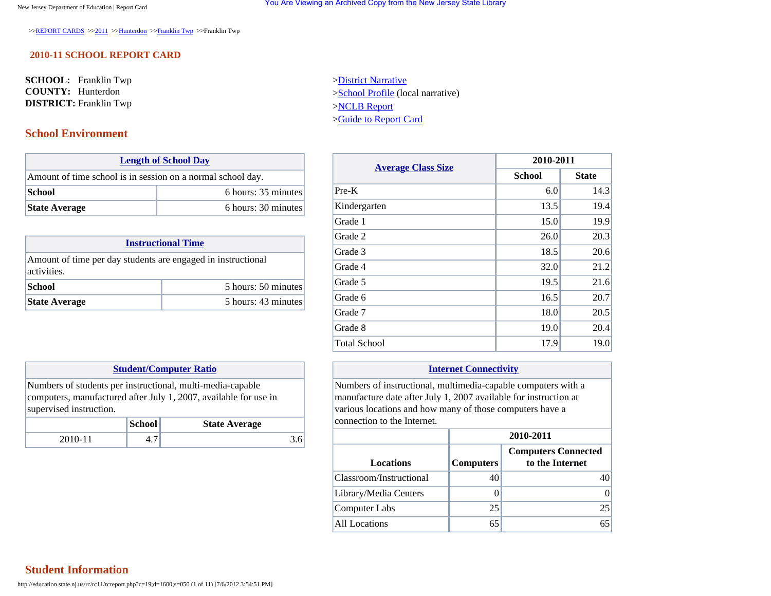>>REPORT CARDS >>2011 >>Hunterdon >>Franklin Twp >>Franklin Twp

## 2010-11 SCHOOL REPORT CARD

**SCHOOL:** Franklin Twp
**COUNTY:** Hunterdon
**DISTRICT:** Franklin Twp

>District Narrative
>School Profile (local narrative)
>NCLB Report
>Guide to Report Card

## School Environment

| Length of School Day | |
|---|---|
| Amount of time school is in session on a normal school day. | |
| **School** | 6 hours: 35 minutes |
| **State Average** | 6 hours: 30 minutes |

| Instructional Time | |
|---|---|
| Amount of time per day students are engaged in instructional activities. | |
| **School** | 5 hours: 50 minutes |
| **State Average** | 5 hours: 43 minutes |

| Average Class Size | 2010-2011 | |
|---|---|---|
| | School | State |
| Pre-K | 6.0 | 14.3 |
| Kindergarten | 13.5 | 19.4 |
| Grade 1 | 15.0 | 19.9 |
| Grade 2 | 26.0 | 20.3 |
| Grade 3 | 18.5 | 20.6 |
| Grade 4 | 32.0 | 21.2 |
| Grade 5 | 19.5 | 21.6 |
| Grade 6 | 16.5 | 20.7 |
| Grade 7 | 18.0 | 20.5 |
| Grade 8 | 19.0 | 20.4 |
| Total School | 17.9 | 19.0 |

**Student/Computer Ratio**

Numbers of students per instructional, multi-media-capable computers, manufactured after July 1, 2007, available for use in supervised instruction.

| | School | State Average |
|---|---|---|
| 2010-11 | 4.7 | 3.6 |

**Internet Connectivity**

Numbers of instructional, multimedia-capable computers with a manufacture date after July 1, 2007 available for instruction at various locations and how many of those computers have a connection to the Internet.

| | 2010-2011 | |
|---|---|---|
| Locations | Computers | Computers Connected to the Internet |
| Classroom/Instructional | 40 | 40 |
| Library/Media Centers | 0 | 0 |
| Computer Labs | 25 | 25 |
| All Locations | 65 | 65 |

## Student Information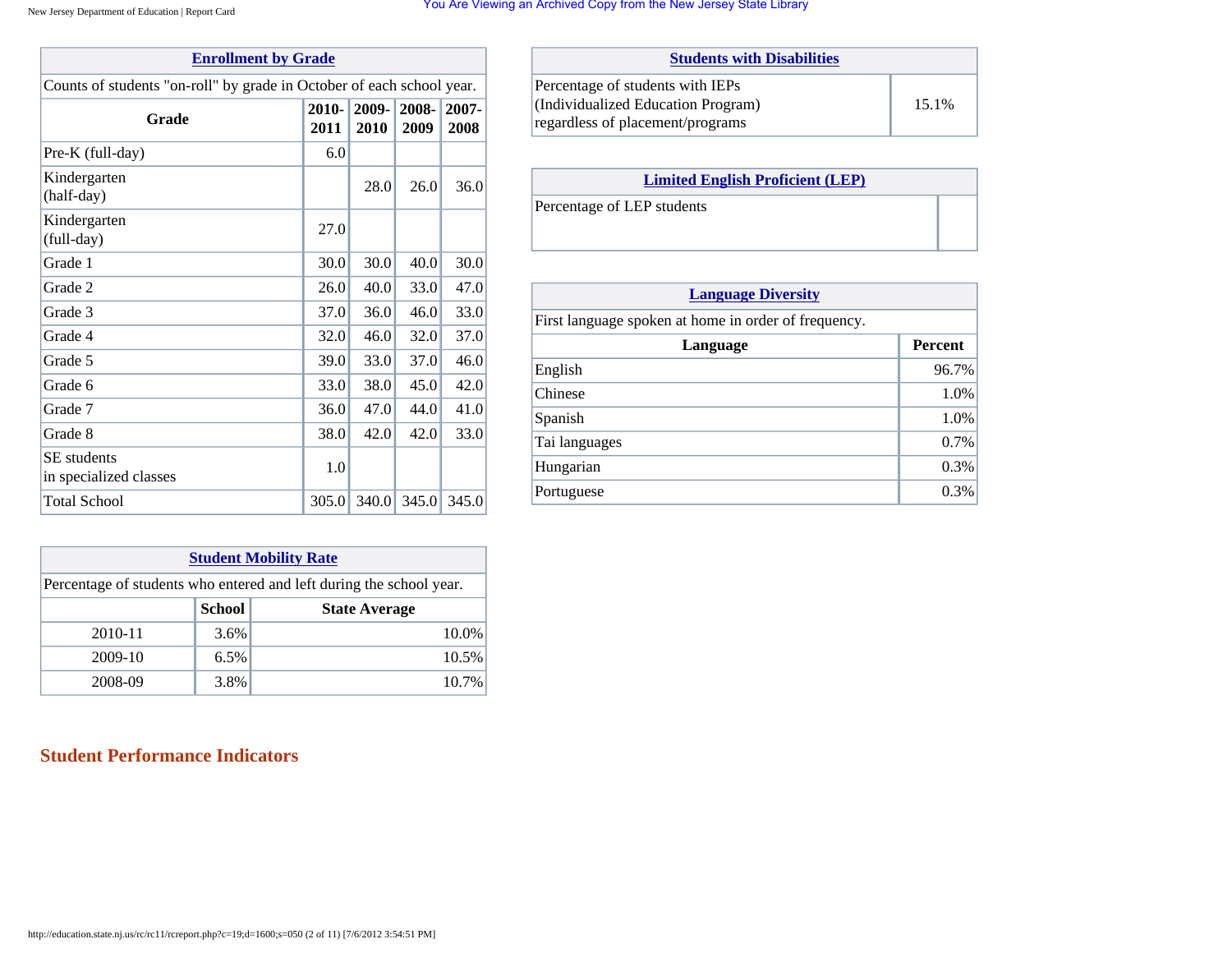## Enrollment by Grade

Counts of students "on-roll" by grade in October of each school year.

| Grade | 2010-2011 | 2009-2010 | 2008-2009 | 2007-2008 |
|---|---|---|---|---|
| Pre-K (full-day) | 6.0 | | | |
| Kindergarten (half-day) | | 28.0 | 26.0 | 36.0 |
| Kindergarten (full-day) | 27.0 | | | |
| Grade 1 | 30.0 | 30.0 | 40.0 | 30.0 |
| Grade 2 | 26.0 | 40.0 | 33.0 | 47.0 |
| Grade 3 | 37.0 | 36.0 | 46.0 | 33.0 |
| Grade 4 | 32.0 | 46.0 | 32.0 | 37.0 |
| Grade 5 | 39.0 | 33.0 | 37.0 | 46.0 |
| Grade 6 | 33.0 | 38.0 | 45.0 | 42.0 |
| Grade 7 | 36.0 | 47.0 | 44.0 | 41.0 |
| Grade 8 | 38.0 | 42.0 | 42.0 | 33.0 |
| SE students in specialized classes | 1.0 | | | |
| Total School | 305.0 | 340.0 | 345.0 | 345.0 |

## Students with Disabilities

| Percentage of students with IEPs (Individualized Education Program) regardless of placement/programs | 15.1% |
|---|---|

## Limited English Proficient (LEP)

| Percentage of LEP students | |
|---|---|

## Language Diversity

First language spoken at home in order of frequency.

| Language | Percent |
|---|---|
| English | 96.7% |
| Chinese | 1.0% |
| Spanish | 1.0% |
| Tai languages | 0.7% |
| Hungarian | 0.3% |
| Portuguese | 0.3% |

## Student Mobility Rate

Percentage of students who entered and left during the school year.

| | School | State Average |
|---|---|---|
| 2010-11 | 3.6% | 10.0% |
| 2009-10 | 6.5% | 10.5% |
| 2008-09 | 3.8% | 10.7% |

## Student Performance Indicators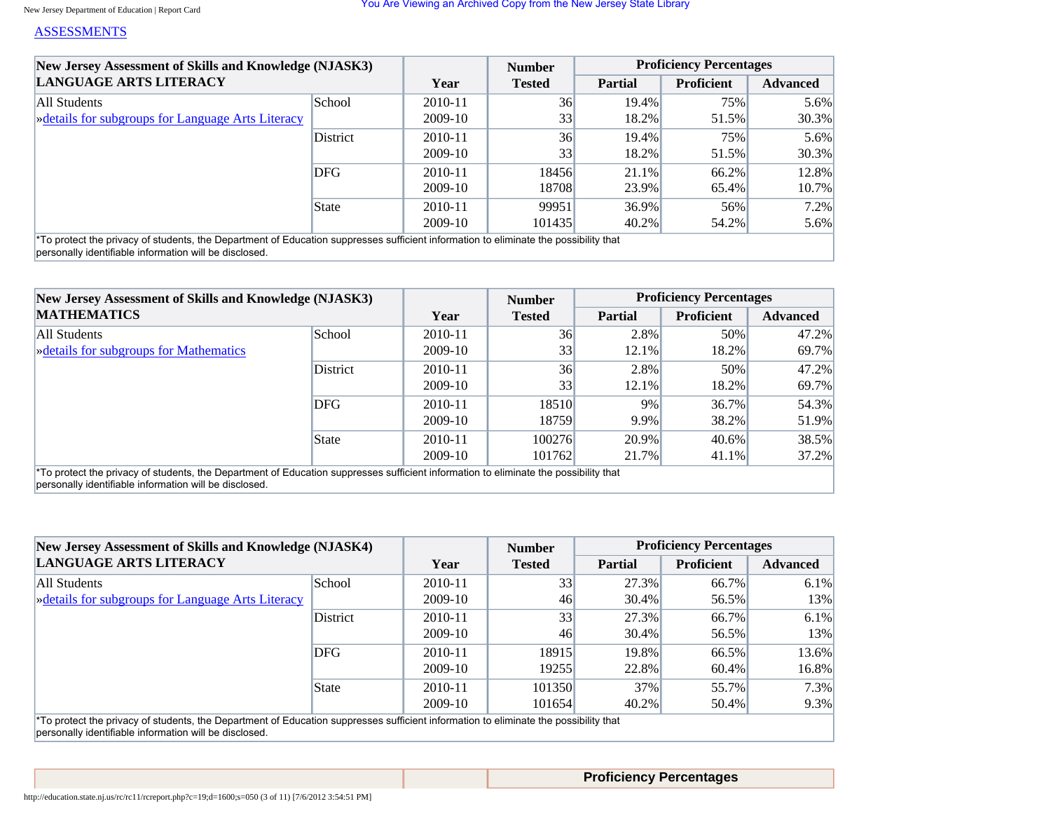[ASSESSMENTS]

| New Jersey Assessment of Skills and Knowledge (NJASK3) LANGUAGE ARTS LITERACY | | Year | Number Tested | Proficiency Percentages | | |
|---|---|---|---|---|---|---|
| | | | | Partial | Proficient | Advanced |
| All Students »details for subgroups for Language Arts Literacy | School | 2010-11 | 36 | 19.4% | 75% | 5.6% |
| | | 2009-10 | 33 | 18.2% | 51.5% | 30.3% |
| | District | 2010-11 | 36 | 19.4% | 75% | 5.6% |
| | | 2009-10 | 33 | 18.2% | 51.5% | 30.3% |
| | DFG | 2010-11 | 18456 | 21.1% | 66.2% | 12.8% |
| | | 2009-10 | 18708 | 23.9% | 65.4% | 10.7% |
| | State | 2010-11 | 99951 | 36.9% | 56% | 7.2% |
| | | 2009-10 | 101435 | 40.2% | 54.2% | 5.6% |

*To protect the privacy of students, the Department of Education suppresses sufficient information to eliminate the possibility that personally identifiable information will be disclosed.

| New Jersey Assessment of Skills and Knowledge (NJASK3) MATHEMATICS | | Year | Number Tested | Proficiency Percentages | | |
|---|---|---|---|---|---|---|
| | | | | Partial | Proficient | Advanced |
| All Students »details for subgroups for Mathematics | School | 2010-11 | 36 | 2.8% | 50% | 47.2% |
| | | 2009-10 | 33 | 12.1% | 18.2% | 69.7% |
| | District | 2010-11 | 36 | 2.8% | 50% | 47.2% |
| | | 2009-10 | 33 | 12.1% | 18.2% | 69.7% |
| | DFG | 2010-11 | 18510 | 9% | 36.7% | 54.3% |
| | | 2009-10 | 18759 | 9.9% | 38.2% | 51.9% |
| | State | 2010-11 | 100276 | 20.9% | 40.6% | 38.5% |
| | | 2009-10 | 101762 | 21.7% | 41.1% | 37.2% |

*To protect the privacy of students, the Department of Education suppresses sufficient information to eliminate the possibility that personally identifiable information will be disclosed.

| New Jersey Assessment of Skills and Knowledge (NJASK4) LANGUAGE ARTS LITERACY | | Year | Number Tested | Proficiency Percentages | | |
|---|---|---|---|---|---|---|
| | | | | Partial | Proficient | Advanced |
| All Students »details for subgroups for Language Arts Literacy | School | 2010-11 | 33 | 27.3% | 66.7% | 6.1% |
| | | 2009-10 | 46 | 30.4% | 56.5% | 13% |
| | District | 2010-11 | 33 | 27.3% | 66.7% | 6.1% |
| | | 2009-10 | 46 | 30.4% | 56.5% | 13% |
| | DFG | 2010-11 | 18915 | 19.8% | 66.5% | 13.6% |
| | | 2009-10 | 19255 | 22.8% | 60.4% | 16.8% |
| | State | 2010-11 | 101350 | 37% | 55.7% | 7.3% |
| | | 2009-10 | 101654 | 40.2% | 50.4% | 9.3% |

*To protect the privacy of students, the Department of Education suppresses sufficient information to eliminate the possibility that personally identifiable information will be disclosed.

| | | Proficiency Percentages |
|---|---|---|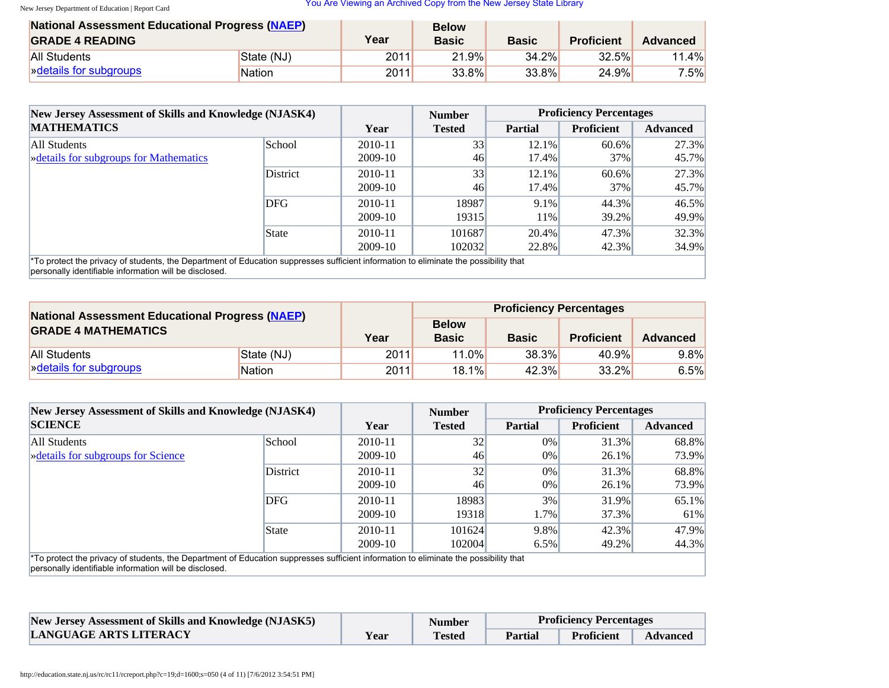| National Assessment Educational Progress (NAEP) GRADE 4 READING | | Year | Below Basic | Basic | Proficient | Advanced |
|---|---|---|---|---|---|---|
| All Students | State (NJ) | 2011 | 21.9% | 34.2% | 32.5% | 11.4% |
| »details for subgroups | Nation | 2011 | 33.8% | 33.8% | 24.9% | 7.5% |

| New Jersey Assessment of Skills and Knowledge (NJASK4) MATHEMATICS | | Year | Number Tested | Proficiency Percentages | | |
|---|---|---|---|---|---|---|
| | | | | Partial | Proficient | Advanced |
| All Students | School | 2010-11 | 33 | 12.1% | 60.6% | 27.3% |
| »details for subgroups for Mathematics | | 2009-10 | 46 | 17.4% | 37% | 45.7% |
| | District | 2010-11 | 33 | 12.1% | 60.6% | 27.3% |
| | | 2009-10 | 46 | 17.4% | 37% | 45.7% |
| | DFG | 2010-11 | 18987 | 9.1% | 44.3% | 46.5% |
| | | 2009-10 | 19315 | 11% | 39.2% | 49.9% |
| | State | 2010-11 | 101687 | 20.4% | 47.3% | 32.3% |
| | | 2009-10 | 102032 | 22.8% | 42.3% | 34.9% |

*To protect the privacy of students, the Department of Education suppresses sufficient information to eliminate the possibility that personally identifiable information will be disclosed.

| National Assessment Educational Progress (NAEP) GRADE 4 MATHEMATICS | | Year | Proficiency Percentages | | | |
|---|---|---|---|---|---|---|
| | | | Below Basic | Basic | Proficient | Advanced |
| All Students | State (NJ) | 2011 | 11.0% | 38.3% | 40.9% | 9.8% |
| »details for subgroups | Nation | 2011 | 18.1% | 42.3% | 33.2% | 6.5% |

| New Jersey Assessment of Skills and Knowledge (NJASK4) SCIENCE | | Year | Number Tested | Proficiency Percentages | | |
|---|---|---|---|---|---|---|
| | | | | Partial | Proficient | Advanced |
| All Students | School | 2010-11 | 32 | 0% | 31.3% | 68.8% |
| »details for subgroups for Science | | 2009-10 | 46 | 0% | 26.1% | 73.9% |
| | District | 2010-11 | 32 | 0% | 31.3% | 68.8% |
| | | 2009-10 | 46 | 0% | 26.1% | 73.9% |
| | DFG | 2010-11 | 18983 | 3% | 31.9% | 65.1% |
| | | 2009-10 | 19318 | 1.7% | 37.3% | 61% |
| | State | 2010-11 | 101624 | 9.8% | 42.3% | 47.9% |
| | | 2009-10 | 102004 | 6.5% | 49.2% | 44.3% |

*To protect the privacy of students, the Department of Education suppresses sufficient information to eliminate the possibility that personally identifiable information will be disclosed.

| New Jersey Assessment of Skills and Knowledge (NJASK5) LANGUAGE ARTS LITERACY | Year | Number Tested | Proficiency Percentages | | |
|---|---|---|---|---|---|
| | | | Partial | Proficient | Advanced |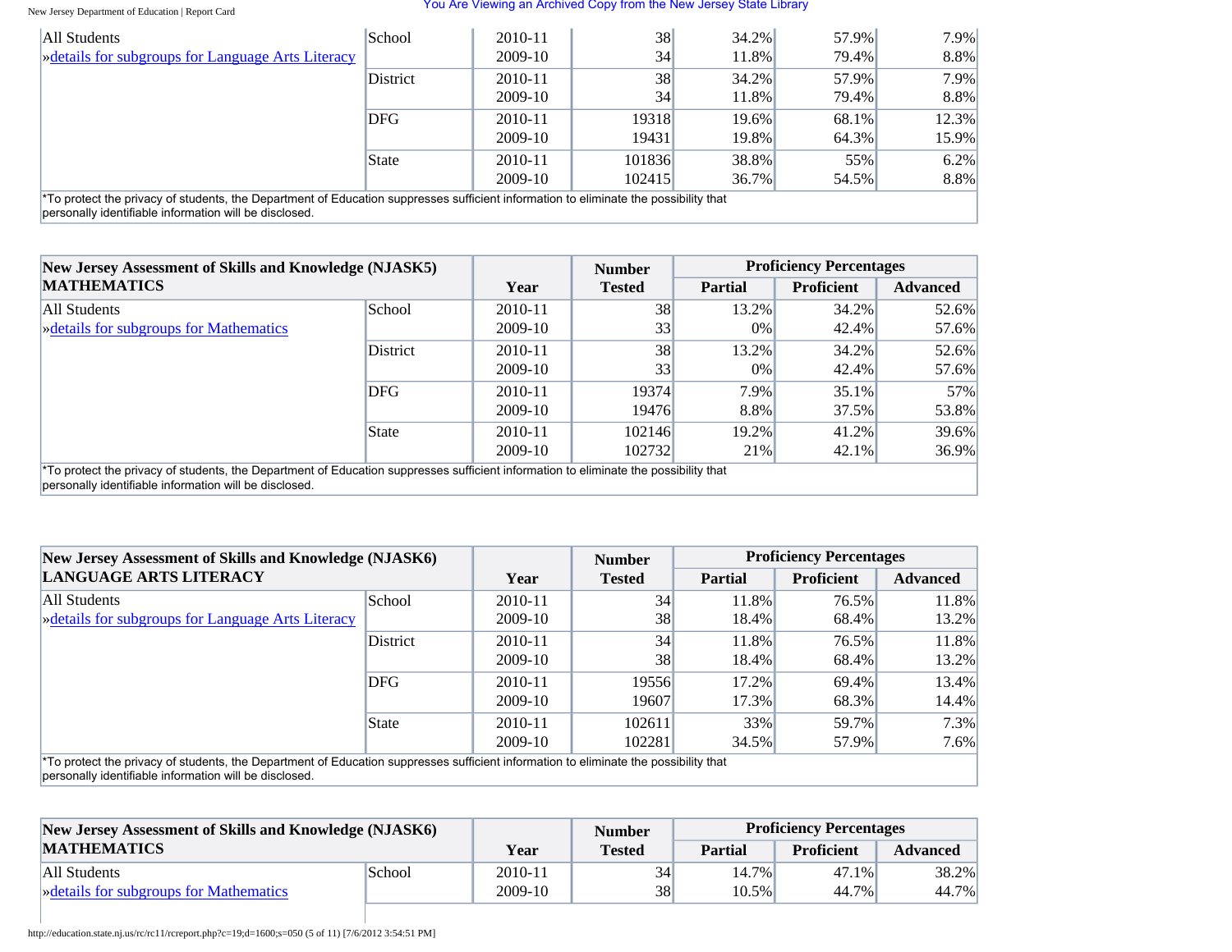| | | Year | Number Tested | Partial | Proficient | Advanced |
|---|---|---|---|---|---|---|
| All Students | School | 2010-11 | 38 | 34.2% | 57.9% | 7.9% |
| »details for subgroups for Language Arts Literacy | | 2009-10 | 34 | 11.8% | 79.4% | 8.8% |
| | District | 2010-11 | 38 | 34.2% | 57.9% | 7.9% |
| | | 2009-10 | 34 | 11.8% | 79.4% | 8.8% |
| | DFG | 2010-11 | 19318 | 19.6% | 68.1% | 12.3% |
| | | 2009-10 | 19431 | 19.8% | 64.3% | 15.9% |
| | State | 2010-11 | 101836 | 38.8% | 55% | 6.2% |
| | | 2009-10 | 102415 | 36.7% | 54.5% | 8.8% |

*To protect the privacy of students, the Department of Education suppresses sufficient information to eliminate the possibility that personally identifiable information will be disclosed.

| New Jersey Assessment of Skills and Knowledge (NJASK5) MATHEMATICS | | Year | Number Tested | Proficiency Percentages | | |
|---|---|---|---|---|---|---|
| | | | | Partial | Proficient | Advanced |
| All Students | School | 2010-11 | 38 | 13.2% | 34.2% | 52.6% |
| »details for subgroups for Mathematics | | 2009-10 | 33 | 0% | 42.4% | 57.6% |
| | District | 2010-11 | 38 | 13.2% | 34.2% | 52.6% |
| | | 2009-10 | 33 | 0% | 42.4% | 57.6% |
| | DFG | 2010-11 | 19374 | 7.9% | 35.1% | 57% |
| | | 2009-10 | 19476 | 8.8% | 37.5% | 53.8% |
| | State | 2010-11 | 102146 | 19.2% | 41.2% | 39.6% |
| | | 2009-10 | 102732 | 21% | 42.1% | 36.9% |

*To protect the privacy of students, the Department of Education suppresses sufficient information to eliminate the possibility that personally identifiable information will be disclosed.

| New Jersey Assessment of Skills and Knowledge (NJASK6) LANGUAGE ARTS LITERACY | | Year | Number Tested | Proficiency Percentages | | |
|---|---|---|---|---|---|---|
| | | | | Partial | Proficient | Advanced |
| All Students | School | 2010-11 | 34 | 11.8% | 76.5% | 11.8% |
| »details for subgroups for Language Arts Literacy | | 2009-10 | 38 | 18.4% | 68.4% | 13.2% |
| | District | 2010-11 | 34 | 11.8% | 76.5% | 11.8% |
| | | 2009-10 | 38 | 18.4% | 68.4% | 13.2% |
| | DFG | 2010-11 | 19556 | 17.2% | 69.4% | 13.4% |
| | | 2009-10 | 19607 | 17.3% | 68.3% | 14.4% |
| | State | 2010-11 | 102611 | 33% | 59.7% | 7.3% |
| | | 2009-10 | 102281 | 34.5% | 57.9% | 7.6% |

*To protect the privacy of students, the Department of Education suppresses sufficient information to eliminate the possibility that personally identifiable information will be disclosed.

| New Jersey Assessment of Skills and Knowledge (NJASK6) MATHEMATICS | | Year | Number Tested | Proficiency Percentages | | |
|---|---|---|---|---|---|---|
| | | | | Partial | Proficient | Advanced |
| All Students | School | 2010-11 | 34 | 14.7% | 47.1% | 38.2% |
| »details for subgroups for Mathematics | | 2009-10 | 38 | 10.5% | 44.7% | 44.7% |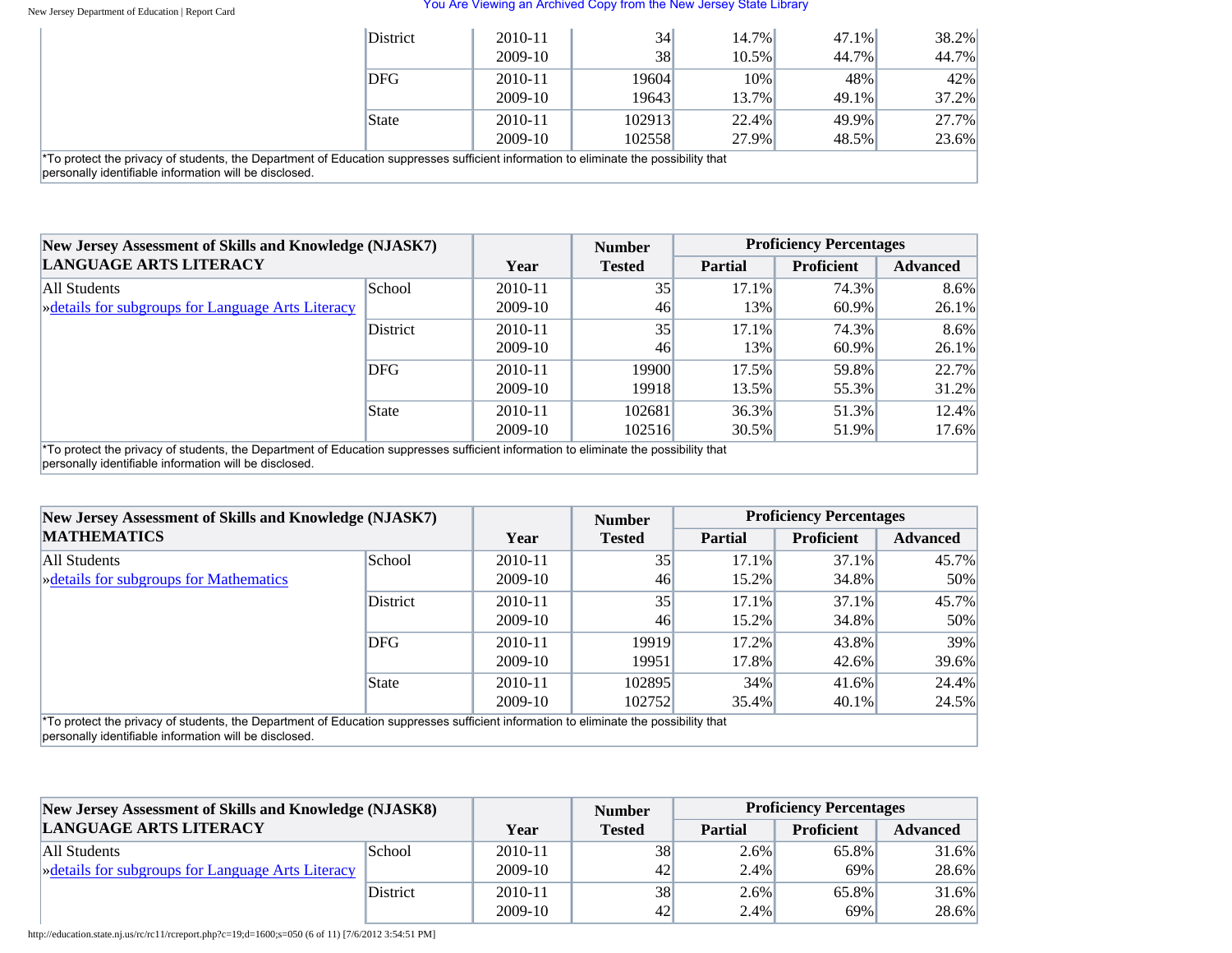| | | | | | | |
|---|---|---|---|---|---|---|
| | District | 2010-11 | 34 | 14.7% | 47.1% | 38.2% |
| | | 2009-10 | 38 | 10.5% | 44.7% | 44.7% |
| | DFG | 2010-11 | 19604 | 10% | 48% | 42% |
| | | 2009-10 | 19643 | 13.7% | 49.1% | 37.2% |
| | State | 2010-11 | 102913 | 22.4% | 49.9% | 27.7% |
| | | 2009-10 | 102558 | 27.9% | 48.5% | 23.6% |

*To protect the privacy of students, the Department of Education suppresses sufficient information to eliminate the possibility that personally identifiable information will be disclosed.

| New Jersey Assessment of Skills and Knowledge (NJASK7) LANGUAGE ARTS LITERACY | | Year | Number Tested | Proficiency Percentages | | |
|---|---|---|---|---|---|---|
| | | | | Partial | Proficient | Advanced |
| All Students »details for subgroups for Language Arts Literacy | School | 2010-11 | 35 | 17.1% | 74.3% | 8.6% |
| | | 2009-10 | 46 | 13% | 60.9% | 26.1% |
| | District | 2010-11 | 35 | 17.1% | 74.3% | 8.6% |
| | | 2009-10 | 46 | 13% | 60.9% | 26.1% |
| | DFG | 2010-11 | 19900 | 17.5% | 59.8% | 22.7% |
| | | 2009-10 | 19918 | 13.5% | 55.3% | 31.2% |
| | State | 2010-11 | 102681 | 36.3% | 51.3% | 12.4% |
| | | 2009-10 | 102516 | 30.5% | 51.9% | 17.6% |

*To protect the privacy of students, the Department of Education suppresses sufficient information to eliminate the possibility that personally identifiable information will be disclosed.

| New Jersey Assessment of Skills and Knowledge (NJASK7) MATHEMATICS | | Year | Number Tested | Proficiency Percentages | | |
|---|---|---|---|---|---|---|
| | | | | Partial | Proficient | Advanced |
| All Students »details for subgroups for Mathematics | School | 2010-11 | 35 | 17.1% | 37.1% | 45.7% |
| | | 2009-10 | 46 | 15.2% | 34.8% | 50% |
| | District | 2010-11 | 35 | 17.1% | 37.1% | 45.7% |
| | | 2009-10 | 46 | 15.2% | 34.8% | 50% |
| | DFG | 2010-11 | 19919 | 17.2% | 43.8% | 39% |
| | | 2009-10 | 19951 | 17.8% | 42.6% | 39.6% |
| | State | 2010-11 | 102895 | 34% | 41.6% | 24.4% |
| | | 2009-10 | 102752 | 35.4% | 40.1% | 24.5% |

*To protect the privacy of students, the Department of Education suppresses sufficient information to eliminate the possibility that personally identifiable information will be disclosed.

| New Jersey Assessment of Skills and Knowledge (NJASK8) LANGUAGE ARTS LITERACY | | Year | Number Tested | Proficiency Percentages | | |
|---|---|---|---|---|---|---|
| | | | | Partial | Proficient | Advanced |
| All Students »details for subgroups for Language Arts Literacy | School | 2010-11 | 38 | 2.6% | 65.8% | 31.6% |
| | | 2009-10 | 42 | 2.4% | 69% | 28.6% |
| | District | 2010-11 | 38 | 2.6% | 65.8% | 31.6% |
| | | 2009-10 | 42 | 2.4% | 69% | 28.6% |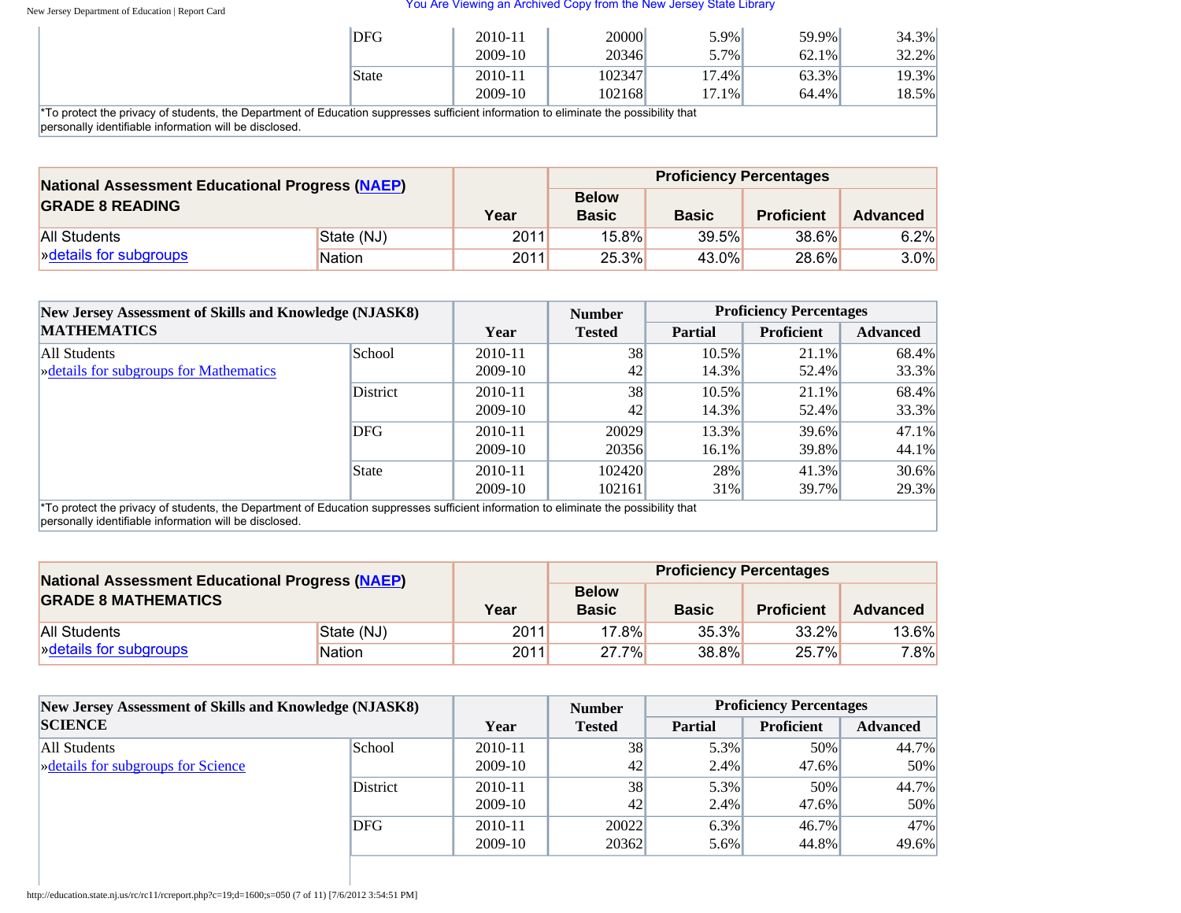| | | Year | Number Tested | Partial | Proficient | Advanced |
|---|---|---|---|---|---|---|
| | DFG | 2010-11 | 20000 | 5.9% | 59.9% | 34.3% |
| | | 2009-10 | 20346 | 5.7% | 62.1% | 32.2% |
| | State | 2010-11 | 102347 | 17.4% | 63.3% | 19.3% |
| | | 2009-10 | 102168 | 17.1% | 64.4% | 18.5% |

*To protect the privacy of students, the Department of Education suppresses sufficient information to eliminate the possibility that personally identifiable information will be disclosed.

| National Assessment Educational Progress (NAEP) GRADE 8 READING | | Year | Proficiency Percentages | | | |
|---|---|---|---|---|---|---|
| | | | Below Basic | Basic | Proficient | Advanced |
| All Students | State (NJ) | 2011 | 15.8% | 39.5% | 38.6% | 6.2% |
| »details for subgroups | Nation | 2011 | 25.3% | 43.0% | 28.6% | 3.0% |

| New Jersey Assessment of Skills and Knowledge (NJASK8) MATHEMATICS | | Year | Number Tested | Proficiency Percentages | | |
|---|---|---|---|---|---|---|
| | | | | Partial | Proficient | Advanced |
| All Students »details for subgroups for Mathematics | School | 2010-11 | 38 | 10.5% | 21.1% | 68.4% |
| | | 2009-10 | 42 | 14.3% | 52.4% | 33.3% |
| | District | 2010-11 | 38 | 10.5% | 21.1% | 68.4% |
| | | 2009-10 | 42 | 14.3% | 52.4% | 33.3% |
| | DFG | 2010-11 | 20029 | 13.3% | 39.6% | 47.1% |
| | | 2009-10 | 20356 | 16.1% | 39.8% | 44.1% |
| | State | 2010-11 | 102420 | 28% | 41.3% | 30.6% |
| | | 2009-10 | 102161 | 31% | 39.7% | 29.3% |

*To protect the privacy of students, the Department of Education suppresses sufficient information to eliminate the possibility that personally identifiable information will be disclosed.

| National Assessment Educational Progress (NAEP) GRADE 8 MATHEMATICS | | Year | Proficiency Percentages | | | |
|---|---|---|---|---|---|---|
| | | | Below Basic | Basic | Proficient | Advanced |
| All Students | State (NJ) | 2011 | 17.8% | 35.3% | 33.2% | 13.6% |
| »details for subgroups | Nation | 2011 | 27.7% | 38.8% | 25.7% | 7.8% |

| New Jersey Assessment of Skills and Knowledge (NJASK8) SCIENCE | | Year | Number Tested | Proficiency Percentages | | |
|---|---|---|---|---|---|---|
| | | | | Partial | Proficient | Advanced |
| All Students »details for subgroups for Science | School | 2010-11 | 38 | 5.3% | 50% | 44.7% |
| | | 2009-10 | 42 | 2.4% | 47.6% | 50% |
| | District | 2010-11 | 38 | 5.3% | 50% | 44.7% |
| | | 2009-10 | 42 | 2.4% | 47.6% | 50% |
| | DFG | 2010-11 | 20022 | 6.3% | 46.7% | 47% |
| | | 2009-10 | 20362 | 5.6% | 44.8% | 49.6% |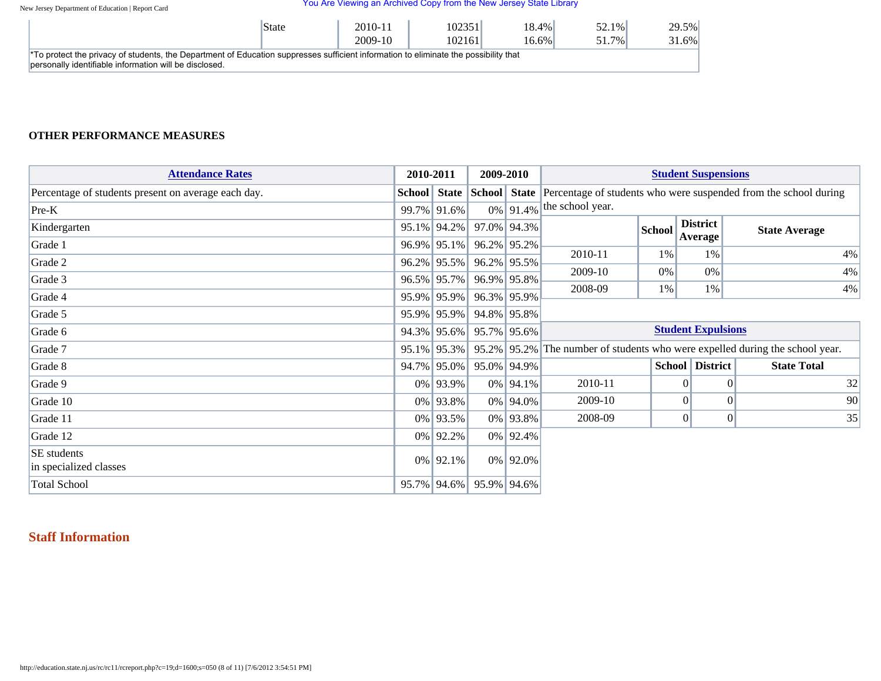| | State | 2010-11 | 102351 | 18.4% | 52.1% | 29.5% |
|---|---|---|---|---|---|---|
| | | 2009-10 | 102161 | 16.6% | 51.7% | 31.6% |

*To protect the privacy of students, the Department of Education suppresses sufficient information to eliminate the possibility that personally identifiable information will be disclosed.

### OTHER PERFORMANCE MEASURES

| Attendance Rates | 2010-2011 | | 2009-2010 | |
|---|---|---|---|---|
| Percentage of students present on average each day. | School | State | School | State |
| Pre-K | 99.7% | 91.6% | 0% | 91.4% |
| Kindergarten | 95.1% | 94.2% | 97.0% | 94.3% |
| Grade 1 | 96.9% | 95.1% | 96.2% | 95.2% |
| Grade 2 | 96.2% | 95.5% | 96.2% | 95.5% |
| Grade 3 | 96.5% | 95.7% | 96.9% | 95.8% |
| Grade 4 | 95.9% | 95.9% | 96.3% | 95.9% |
| Grade 5 | 95.9% | 95.9% | 94.8% | 95.8% |
| Grade 6 | 94.3% | 95.6% | 95.7% | 95.6% |
| Grade 7 | 95.1% | 95.3% | 95.2% | 95.2% |
| Grade 8 | 94.7% | 95.0% | 95.0% | 94.9% |
| Grade 9 | 0% | 93.9% | 0% | 94.1% |
| Grade 10 | 0% | 93.8% | 0% | 94.0% |
| Grade 11 | 0% | 93.5% | 0% | 93.8% |
| Grade 12 | 0% | 92.2% | 0% | 92.4% |
| SE students in specialized classes | 0% | 92.1% | 0% | 92.0% |
| Total School | 95.7% | 94.6% | 95.9% | 94.6% |

**Student Suspensions**

Percentage of students who were suspended from the school during the school year.

| | School | District Average | State Average |
|---|---|---|---|
| 2010-11 | 1% | 1% | 4% |
| 2009-10 | 0% | 0% | 4% |
| 2008-09 | 1% | 1% | 4% |

**Student Expulsions**

The number of students who were expelled during the school year.

| | School | District | State Total |
|---|---|---|---|
| 2010-11 | 0 | 0 | 32 |
| 2009-10 | 0 | 0 | 90 |
| 2008-09 | 0 | 0 | 35 |

## Staff Information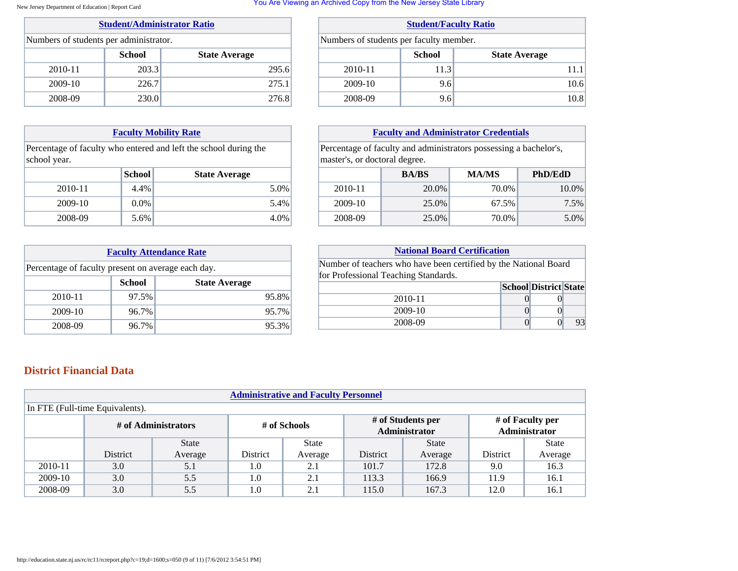### Student/Administrator Ratio

Numbers of students per administrator.

| | School | State Average |
|---|---|---|
| 2010-11 | 203.3 | 295.6 |
| 2009-10 | 226.7 | 275.1 |
| 2008-09 | 230.0 | 276.8 |

### Student/Faculty Ratio

Numbers of students per faculty member.

| | School | State Average |
|---|---|---|
| 2010-11 | 11.3 | 11.1 |
| 2009-10 | 9.6 | 10.6 |
| 2008-09 | 9.6 | 10.8 |

### Faculty Mobility Rate

Percentage of faculty who entered and left the school during the school year.

| | School | State Average |
|---|---|---|
| 2010-11 | 4.4% | 5.0% |
| 2009-10 | 0.0% | 5.4% |
| 2008-09 | 5.6% | 4.0% |

### Faculty and Administrator Credentials

Percentage of faculty and administrators possessing a bachelor's, master's, or doctoral degree.

| | BA/BS | MA/MS | PhD/EdD |
|---|---|---|---|
| 2010-11 | 20.0% | 70.0% | 10.0% |
| 2009-10 | 25.0% | 67.5% | 7.5% |
| 2008-09 | 25.0% | 70.0% | 5.0% |

### Faculty Attendance Rate

Percentage of faculty present on average each day.

| | School | State Average |
|---|---|---|
| 2010-11 | 97.5% | 95.8% |
| 2009-10 | 96.7% | 95.7% |
| 2008-09 | 96.7% | 95.3% |

### National Board Certification

Number of teachers who have been certified by the National Board for Professional Teaching Standards.

| | School | District | State |
|---|---|---|---|
| 2010-11 | 0 | 0 | |
| 2009-10 | 0 | 0 | |
| 2008-09 | 0 | 0 | 93 |

## District Financial Data

### Administrative and Faculty Personnel

In FTE (Full-time Equivalents).

| | # of Administrators | | # of Schools | | # of Students per Administrator | | # of Faculty per Administrator | |
|---|---|---|---|---|---|---|---|---|
| | District | State Average | District | State Average | District | State Average | District | State Average |
| 2010-11 | 3.0 | 5.1 | 1.0 | 2.1 | 101.7 | 172.8 | 9.0 | 16.3 |
| 2009-10 | 3.0 | 5.5 | 1.0 | 2.1 | 113.3 | 166.9 | 11.9 | 16.1 |
| 2008-09 | 3.0 | 5.5 | 1.0 | 2.1 | 115.0 | 167.3 | 12.0 | 16.1 |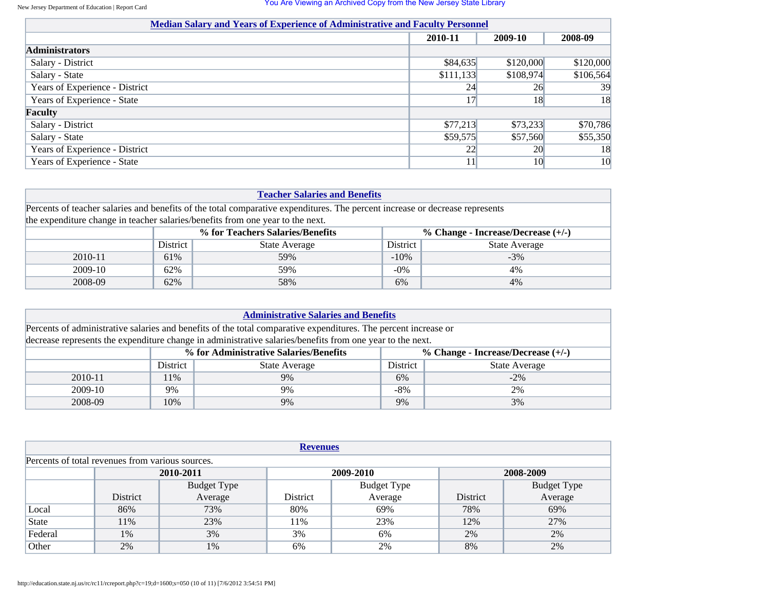## Median Salary and Years of Experience of Administrative and Faculty Personnel

| | 2010-11 | 2009-10 | 2008-09 |
|---|---|---|---|
| **Administrators** | | | |
| Salary - District | $84,635 | $120,000 | $120,000 |
| Salary - State | $111,133 | $108,974 | $106,564 |
| Years of Experience - District | 24 | 26 | 39 |
| Years of Experience - State | 17 | 18 | 18 |
| **Faculty** | | | |
| Salary - District | $77,213 | $73,233 | $70,786 |
| Salary - State | $59,575 | $57,560 | $55,350 |
| Years of Experience - District | 22 | 20 | 18 |
| Years of Experience - State | 11 | 10 | 10 |

## Teacher Salaries and Benefits

Percents of teacher salaries and benefits of the total comparative expenditures. The percent increase or decrease represents the expenditure change in teacher salaries/benefits from one year to the next.

| | % for Teachers Salaries/Benefits | | % Change - Increase/Decrease (+/-) | |
|---|---|---|---|---|
| | District | State Average | District | State Average |
| 2010-11 | 61% | 59% | -10% | -3% |
| 2009-10 | 62% | 59% | -0% | 4% |
| 2008-09 | 62% | 58% | 6% | 4% |

## Administrative Salaries and Benefits

Percents of administrative salaries and benefits of the total comparative expenditures. The percent increase or decrease represents the expenditure change in administrative salaries/benefits from one year to the next.

| | % for Administrative Salaries/Benefits | | % Change - Increase/Decrease (+/-) | |
|---|---|---|---|---|
| | District | State Average | District | State Average |
| 2010-11 | 11% | 9% | 6% | -2% |
| 2009-10 | 9% | 9% | -8% | 2% |
| 2008-09 | 10% | 9% | 9% | 3% |

## Revenues

Percents of total revenues from various sources.

| | 2010-2011 | | 2009-2010 | | 2008-2009 | |
|---|---|---|---|---|---|---|
| | District | Budget Type Average | District | Budget Type Average | District | Budget Type Average |
| Local | 86% | 73% | 80% | 69% | 78% | 69% |
| State | 11% | 23% | 11% | 23% | 12% | 27% |
| Federal | 1% | 3% | 3% | 6% | 2% | 2% |
| Other | 2% | 1% | 6% | 2% | 8% | 2% |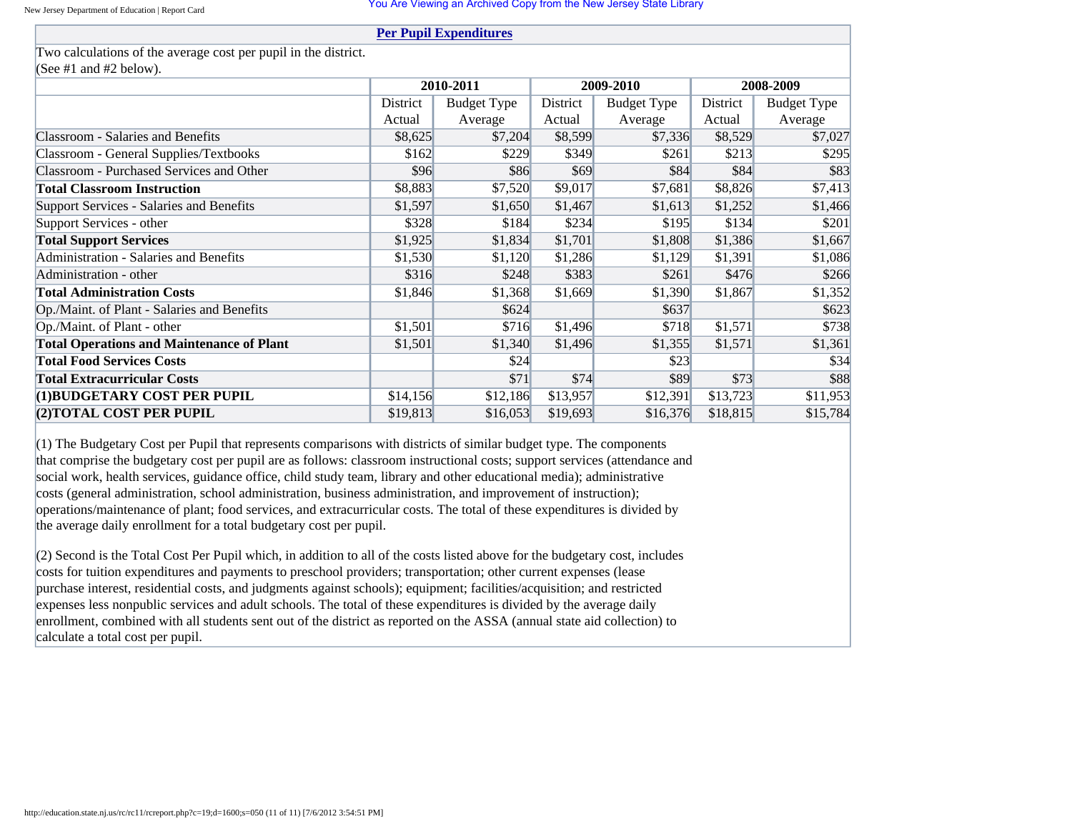## Per Pupil Expenditures

Two calculations of the average cost per pupil in the district.
(See #1 and #2 below).

| | 2010-2011 | | 2009-2010 | | 2008-2009 | |
|---|---|---|---|---|---|---|
| | District Actual | Budget Type Average | District Actual | Budget Type Average | District Actual | Budget Type Average |
| Classroom - Salaries and Benefits | $8,625 | $7,204 | $8,599 | $7,336 | $8,529 | $7,027 |
| Classroom - General Supplies/Textbooks | $162 | $229 | $349 | $261 | $213 | $295 |
| Classroom - Purchased Services and Other | $96 | $86 | $69 | $84 | $84 | $83 |
| **Total Classroom Instruction** | $8,883 | $7,520 | $9,017 | $7,681 | $8,826 | $7,413 |
| Support Services - Salaries and Benefits | $1,597 | $1,650 | $1,467 | $1,613 | $1,252 | $1,466 |
| Support Services - other | $328 | $184 | $234 | $195 | $134 | $201 |
| **Total Support Services** | $1,925 | $1,834 | $1,701 | $1,808 | $1,386 | $1,667 |
| Administration - Salaries and Benefits | $1,530 | $1,120 | $1,286 | $1,129 | $1,391 | $1,086 |
| Administration - other | $316 | $248 | $383 | $261 | $476 | $266 |
| **Total Administration Costs** | $1,846 | $1,368 | $1,669 | $1,390 | $1,867 | $1,352 |
| Op./Maint. of Plant - Salaries and Benefits | | $624 | | $637 | | $623 |
| Op./Maint. of Plant - other | $1,501 | $716 | $1,496 | $718 | $1,571 | $738 |
| **Total Operations and Maintenance of Plant** | $1,501 | $1,340 | $1,496 | $1,355 | $1,571 | $1,361 |
| **Total Food Services Costs** | | $24 | | $23 | | $34 |
| **Total Extracurricular Costs** | | $71 | $74 | $89 | $73 | $88 |
| **(1)BUDGETARY COST PER PUPIL** | $14,156 | $12,186 | $13,957 | $12,391 | $13,723 | $11,953 |
| **(2)TOTAL COST PER PUPIL** | $19,813 | $16,053 | $19,693 | $16,376 | $18,815 | $15,784 |

(1) The Budgetary Cost per Pupil that represents comparisons with districts of similar budget type. The components that comprise the budgetary cost per pupil are as follows: classroom instructional costs; support services (attendance and social work, health services, guidance office, child study team, library and other educational media); administrative costs (general administration, school administration, business administration, and improvement of instruction); operations/maintenance of plant; food services, and extracurricular costs. The total of these expenditures is divided by the average daily enrollment for a total budgetary cost per pupil.

(2) Second is the Total Cost Per Pupil which, in addition to all of the costs listed above for the budgetary cost, includes costs for tuition expenditures and payments to preschool providers; transportation; other current expenses (lease purchase interest, residential costs, and judgments against schools); equipment; facilities/acquisition; and restricted expenses less nonpublic services and adult schools. The total of these expenditures is divided by the average daily enrollment, combined with all students sent out of the district as reported on the ASSA (annual state aid collection) to calculate a total cost per pupil.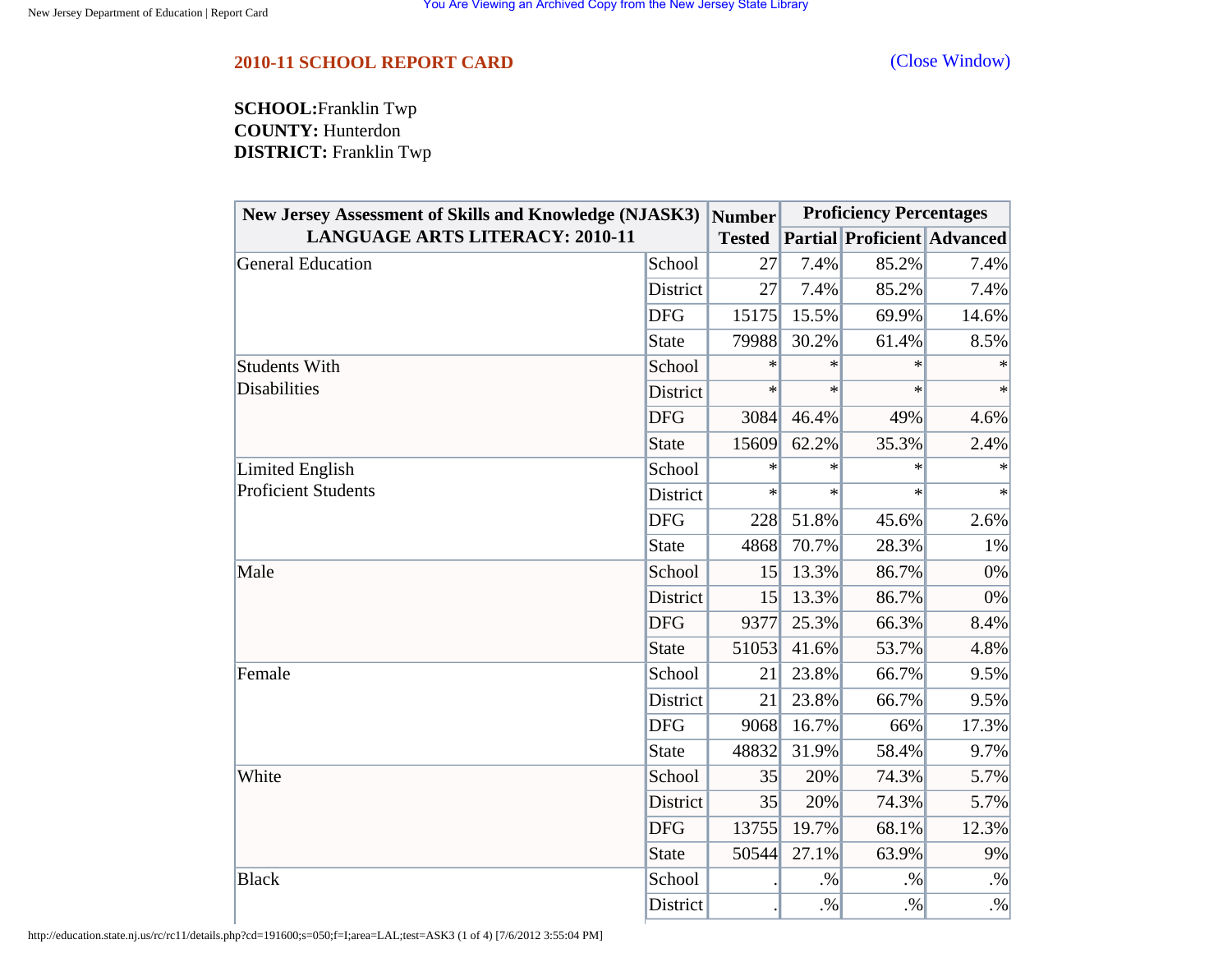## 2010-11 SCHOOL REPORT CARD

(Close Window)

**SCHOOL:** Franklin Twp
**COUNTY:** Hunterdon
**DISTRICT:** Franklin Twp

| New Jersey Assessment of Skills and Knowledge (NJASK3) LANGUAGE ARTS LITERACY: 2010-11 | | Number Tested | Proficiency Percentages | | |
|---|---|---|---|---|---|
| | | | Partial | Proficient | Advanced |
| General Education | School | 27 | 7.4% | 85.2% | 7.4% |
| | District | 27 | 7.4% | 85.2% | 7.4% |
| | DFG | 15175 | 15.5% | 69.9% | 14.6% |
| | State | 79988 | 30.2% | 61.4% | 8.5% |
| Students With Disabilities | School | * | * | * | * |
| | District | * | * | * | * |
| | DFG | 3084 | 46.4% | 49% | 4.6% |
| | State | 15609 | 62.2% | 35.3% | 2.4% |
| Limited English Proficient Students | School | * | * | * | * |
| | District | * | * | * | * |
| | DFG | 228 | 51.8% | 45.6% | 2.6% |
| | State | 4868 | 70.7% | 28.3% | 1% |
| Male | School | 15 | 13.3% | 86.7% | 0% |
| | District | 15 | 13.3% | 86.7% | 0% |
| | DFG | 9377 | 25.3% | 66.3% | 8.4% |
| | State | 51053 | 41.6% | 53.7% | 4.8% |
| Female | School | 21 | 23.8% | 66.7% | 9.5% |
| | District | 21 | 23.8% | 66.7% | 9.5% |
| | DFG | 9068 | 16.7% | 66% | 17.3% |
| | State | 48832 | 31.9% | 58.4% | 9.7% |
| White | School | 35 | 20% | 74.3% | 5.7% |
| | District | 35 | 20% | 74.3% | 5.7% |
| | DFG | 13755 | 19.7% | 68.1% | 12.3% |
| | State | 50544 | 27.1% | 63.9% | 9% |
| Black | School | . | .% | .% | .% |
| | District | . | .% | .% | .% |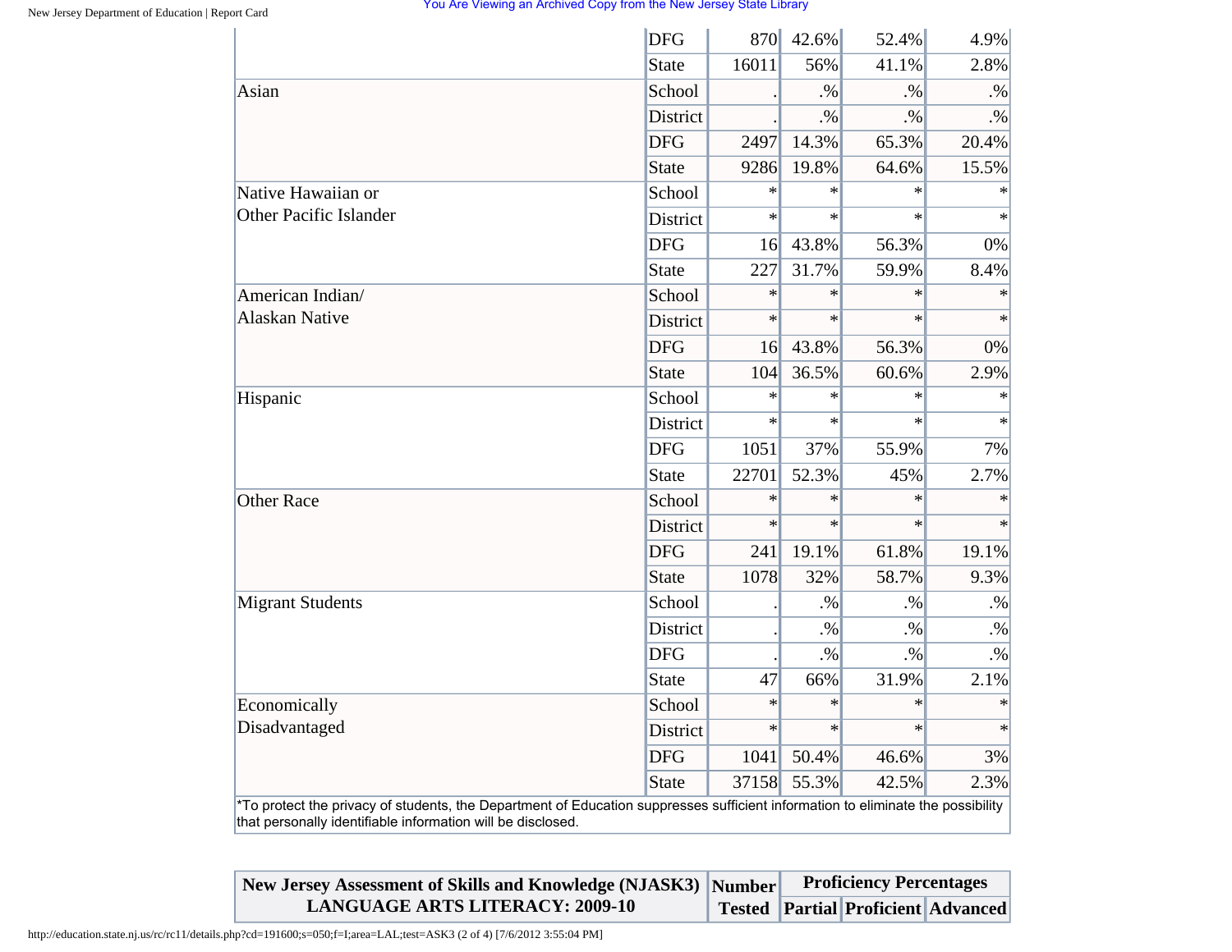| | | | | | |
|---|---|---|---|---|---|
| | DFG | 870 | 42.6% | 52.4% | 4.9% |
| | State | 16011 | 56% | 41.1% | 2.8% |
| Asian | School | . | .% | .% | .% |
| | District | . | .% | .% | .% |
| | DFG | 2497 | 14.3% | 65.3% | 20.4% |
| | State | 9286 | 19.8% | 64.6% | 15.5% |
| Native Hawaiian or Other Pacific Islander | School | * | * | * | * |
| | District | * | * | * | * |
| | DFG | 16 | 43.8% | 56.3% | 0% |
| | State | 227 | 31.7% | 59.9% | 8.4% |
| American Indian/ Alaskan Native | School | * | * | * | * |
| | District | * | * | * | * |
| | DFG | 16 | 43.8% | 56.3% | 0% |
| | State | 104 | 36.5% | 60.6% | 2.9% |
| Hispanic | School | * | * | * | * |
| | District | * | * | * | * |
| | DFG | 1051 | 37% | 55.9% | 7% |
| | State | 22701 | 52.3% | 45% | 2.7% |
| Other Race | School | * | * | * | * |
| | District | * | * | * | * |
| | DFG | 241 | 19.1% | 61.8% | 19.1% |
| | State | 1078 | 32% | 58.7% | 9.3% |
| Migrant Students | School | . | .% | .% | .% |
| | District | . | .% | .% | .% |
| | DFG | . | .% | .% | .% |
| | State | 47 | 66% | 31.9% | 2.1% |
| Economically Disadvantaged | School | * | * | * | * |
| | District | * | * | * | * |
| | DFG | 1041 | 50.4% | 46.6% | 3% |
| | State | 37158 | 55.3% | 42.5% | 2.3% |

*To protect the privacy of students, the Department of Education suppresses sufficient information to eliminate the possibility that personally identifiable information will be disclosed.

| New Jersey Assessment of Skills and Knowledge (NJASK3) LANGUAGE ARTS LITERACY: 2009-10 | Number Tested | Proficiency Percentages | | |
|---|---|---|---|---|
| | | Partial | Proficient | Advanced |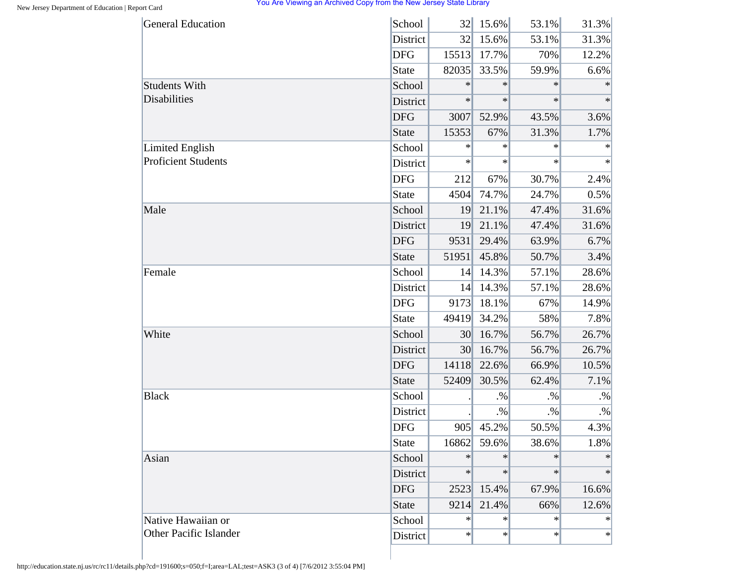| | | | | | |
|---|---|---|---|---|---|
| General Education | School | 32 | 15.6% | 53.1% | 31.3% |
| | District | 32 | 15.6% | 53.1% | 31.3% |
| | DFG | 15513 | 17.7% | 70% | 12.2% |
| | State | 82035 | 33.5% | 59.9% | 6.6% |
| Students With Disabilities | School | * | * | * | * |
| | District | * | * | * | * |
| | DFG | 3007 | 52.9% | 43.5% | 3.6% |
| | State | 15353 | 67% | 31.3% | 1.7% |
| Limited English Proficient Students | School | * | * | * | * |
| | District | * | * | * | * |
| | DFG | 212 | 67% | 30.7% | 2.4% |
| | State | 4504 | 74.7% | 24.7% | 0.5% |
| Male | School | 19 | 21.1% | 47.4% | 31.6% |
| | District | 19 | 21.1% | 47.4% | 31.6% |
| | DFG | 9531 | 29.4% | 63.9% | 6.7% |
| | State | 51951 | 45.8% | 50.7% | 3.4% |
| Female | School | 14 | 14.3% | 57.1% | 28.6% |
| | District | 14 | 14.3% | 57.1% | 28.6% |
| | DFG | 9173 | 18.1% | 67% | 14.9% |
| | State | 49419 | 34.2% | 58% | 7.8% |
| White | School | 30 | 16.7% | 56.7% | 26.7% |
| | District | 30 | 16.7% | 56.7% | 26.7% |
| | DFG | 14118 | 22.6% | 66.9% | 10.5% |
| | State | 52409 | 30.5% | 62.4% | 7.1% |
| Black | School | . | .% | .% | .% |
| | District | . | .% | .% | .% |
| | DFG | 905 | 45.2% | 50.5% | 4.3% |
| | State | 16862 | 59.6% | 38.6% | 1.8% |
| Asian | School | * | * | * | * |
| | District | * | * | * | * |
| | DFG | 2523 | 15.4% | 67.9% | 16.6% |
| | State | 9214 | 21.4% | 66% | 12.6% |
| Native Hawaiian or Other Pacific Islander | School | * | * | * | * |
| | District | * | * | * | * |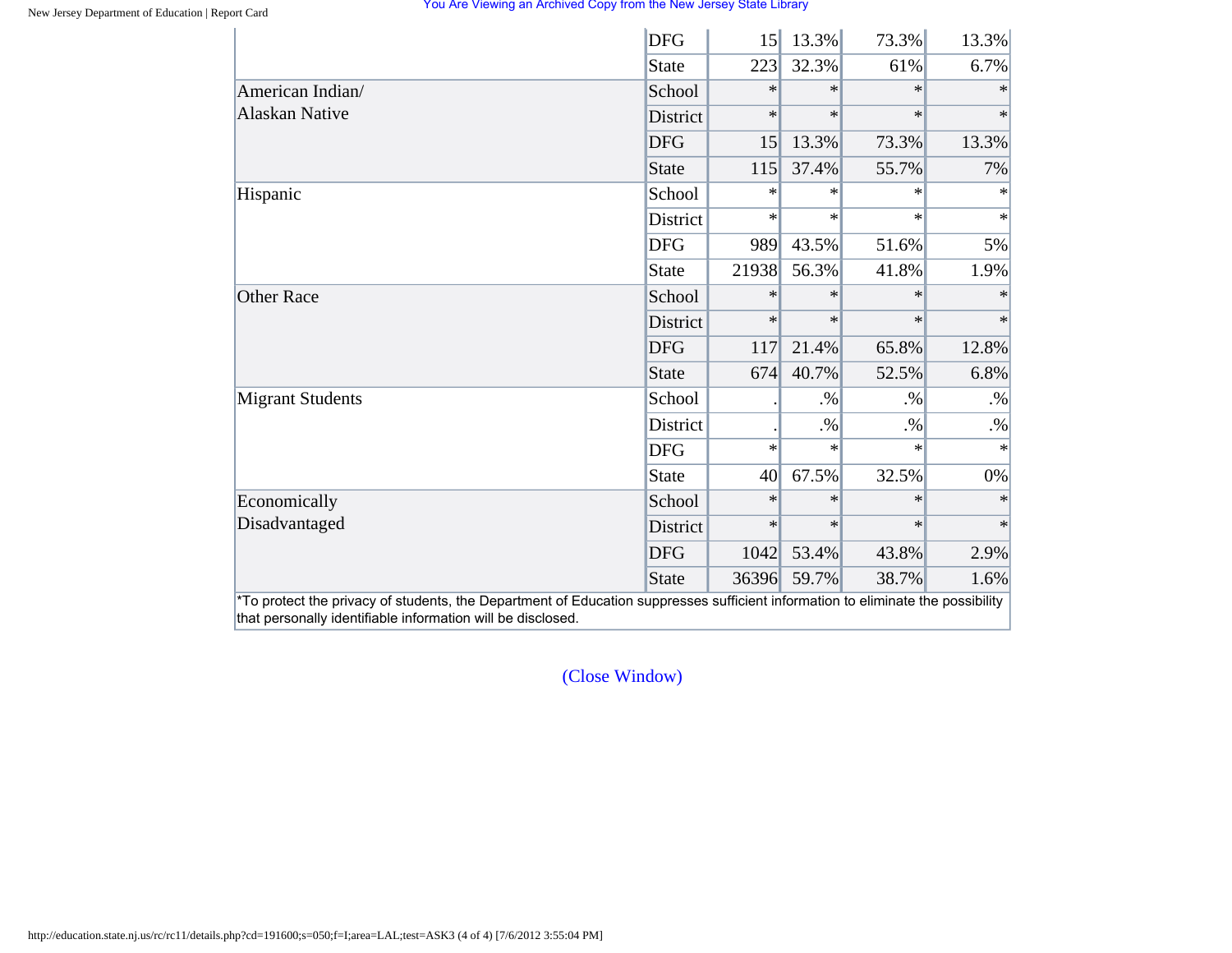| | | | | | |
|---|---|---|---|---|---|
| | DFG | 15 | 13.3% | 73.3% | 13.3% |
| | State | 223 | 32.3% | 61% | 6.7% |
| American Indian/ Alaskan Native | School | * | * | * | * |
| | District | * | * | * | * |
| | DFG | 15 | 13.3% | 73.3% | 13.3% |
| | State | 115 | 37.4% | 55.7% | 7% |
| Hispanic | School | * | * | * | * |
| | District | * | * | * | * |
| | DFG | 989 | 43.5% | 51.6% | 5% |
| | State | 21938 | 56.3% | 41.8% | 1.9% |
| Other Race | School | * | * | * | * |
| | District | * | * | * | * |
| | DFG | 117 | 21.4% | 65.8% | 12.8% |
| | State | 674 | 40.7% | 52.5% | 6.8% |
| Migrant Students | School | . | .% | .% | .% |
| | District | . | .% | .% | .% |
| | DFG | * | * | * | * |
| | State | 40 | 67.5% | 32.5% | 0% |
| Economically Disadvantaged | School | * | * | * | * |
| | District | * | * | * | * |
| | DFG | 1042 | 53.4% | 43.8% | 2.9% |
| | State | 36396 | 59.7% | 38.7% | 1.6% |

*To protect the privacy of students, the Department of Education suppresses sufficient information to eliminate the possibility that personally identifiable information will be disclosed.

(Close Window)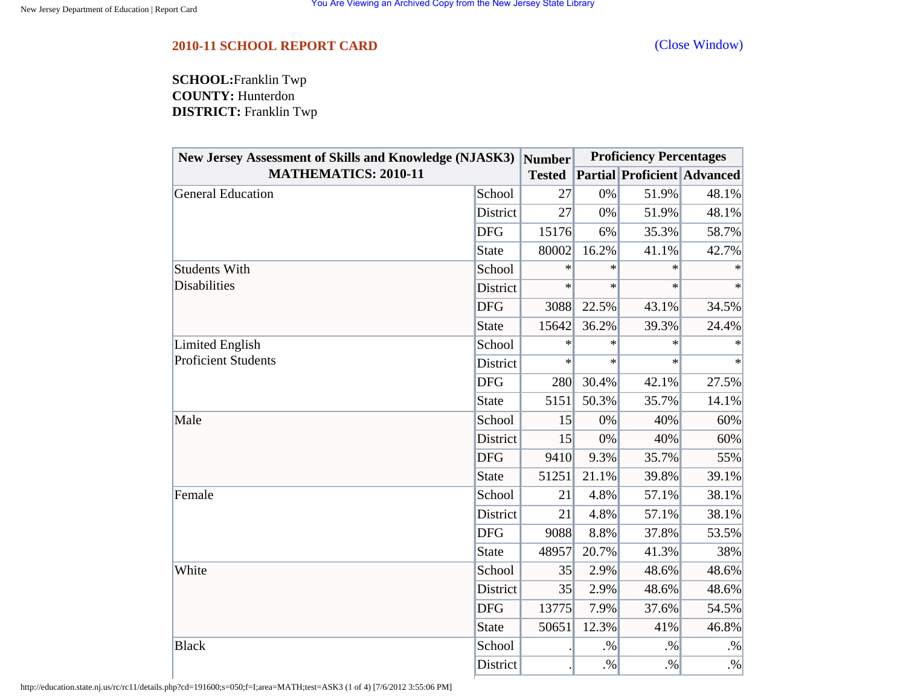## 2010-11 SCHOOL REPORT CARD

(Close Window)

**SCHOOL:** Franklin Twp
**COUNTY:** Hunterdon
**DISTRICT:** Franklin Twp

| New Jersey Assessment of Skills and Knowledge (NJASK3) MATHEMATICS: 2010-11 | | Number Tested | Proficiency Percentages | | |
|---|---|---|---|---|---|
| | | | Partial | Proficient | Advanced |
| General Education | School | 27 | 0% | 51.9% | 48.1% |
| | District | 27 | 0% | 51.9% | 48.1% |
| | DFG | 15176 | 6% | 35.3% | 58.7% |
| | State | 80002 | 16.2% | 41.1% | 42.7% |
| Students With Disabilities | School | * | * | * | * |
| | District | * | * | * | * |
| | DFG | 3088 | 22.5% | 43.1% | 34.5% |
| | State | 15642 | 36.2% | 39.3% | 24.4% |
| Limited English Proficient Students | School | * | * | * | * |
| | District | * | * | * | * |
| | DFG | 280 | 30.4% | 42.1% | 27.5% |
| | State | 5151 | 50.3% | 35.7% | 14.1% |
| Male | School | 15 | 0% | 40% | 60% |
| | District | 15 | 0% | 40% | 60% |
| | DFG | 9410 | 9.3% | 35.7% | 55% |
| | State | 51251 | 21.1% | 39.8% | 39.1% |
| Female | School | 21 | 4.8% | 57.1% | 38.1% |
| | District | 21 | 4.8% | 57.1% | 38.1% |
| | DFG | 9088 | 8.8% | 37.8% | 53.5% |
| | State | 48957 | 20.7% | 41.3% | 38% |
| White | School | 35 | 2.9% | 48.6% | 48.6% |
| | District | 35 | 2.9% | 48.6% | 48.6% |
| | DFG | 13775 | 7.9% | 37.6% | 54.5% |
| | State | 50651 | 12.3% | 41% | 46.8% |
| Black | School | . | .% | .% | .% |
| | District | . | .% | .% | .% |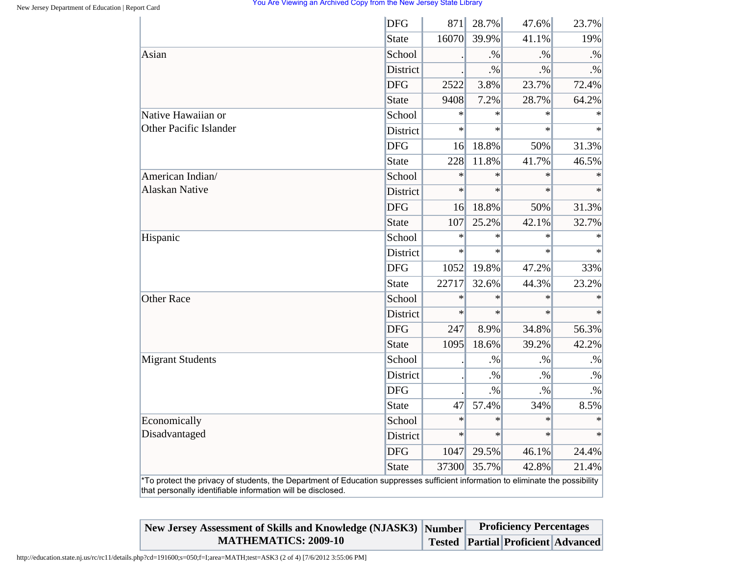| | | | | | |
|---|---|---|---|---|---|
| | DFG | 871 | 28.7% | 47.6% | 23.7% |
| | State | 16070 | 39.9% | 41.1% | 19% |
| Asian | School | . | .% | .% | .% |
| | District | . | .% | .% | .% |
| | DFG | 2522 | 3.8% | 23.7% | 72.4% |
| | State | 9408 | 7.2% | 28.7% | 64.2% |
| Native Hawaiian or Other Pacific Islander | School | * | * | * | * |
| | District | * | * | * | * |
| | DFG | 16 | 18.8% | 50% | 31.3% |
| | State | 228 | 11.8% | 41.7% | 46.5% |
| American Indian/ Alaskan Native | School | * | * | * | * |
| | District | * | * | * | * |
| | DFG | 16 | 18.8% | 50% | 31.3% |
| | State | 107 | 25.2% | 42.1% | 32.7% |
| Hispanic | School | * | * | * | * |
| | District | * | * | * | * |
| | DFG | 1052 | 19.8% | 47.2% | 33% |
| | State | 22717 | 32.6% | 44.3% | 23.2% |
| Other Race | School | * | * | * | * |
| | District | * | * | * | * |
| | DFG | 247 | 8.9% | 34.8% | 56.3% |
| | State | 1095 | 18.6% | 39.2% | 42.2% |
| Migrant Students | School | . | .% | .% | .% |
| | District | . | .% | .% | .% |
| | DFG | . | .% | .% | .% |
| | State | 47 | 57.4% | 34% | 8.5% |
| Economically Disadvantaged | School | * | * | * | * |
| | District | * | * | * | * |
| | DFG | 1047 | 29.5% | 46.1% | 24.4% |
| | State | 37300 | 35.7% | 42.8% | 21.4% |

*To protect the privacy of students, the Department of Education suppresses sufficient information to eliminate the possibility that personally identifiable information will be disclosed.

| New Jersey Assessment of Skills and Knowledge (NJASK3) MATHEMATICS: 2009-10 | Number Tested | Proficiency Percentages | | |
|---|---|---|---|---|
| | | Partial | Proficient | Advanced |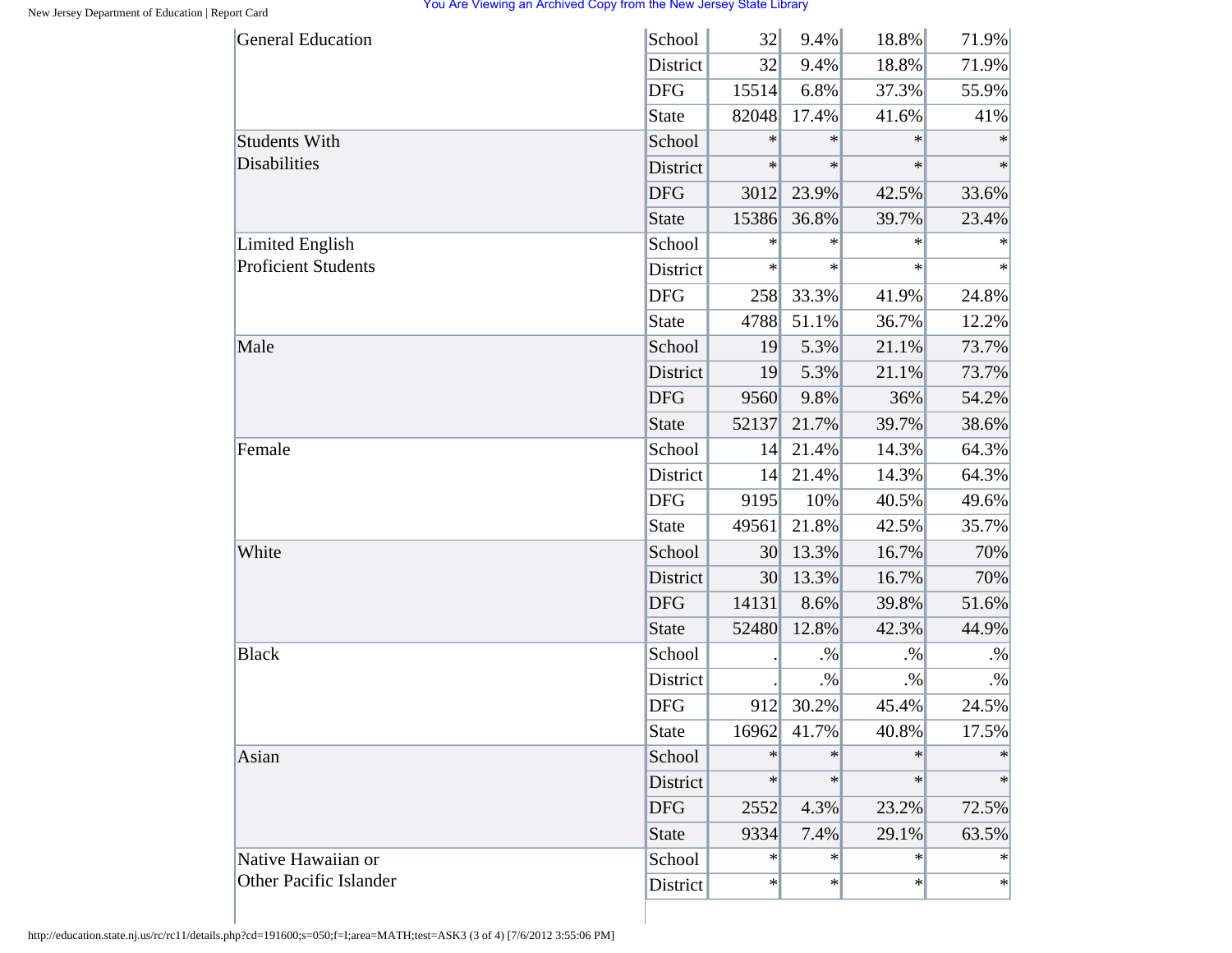| | | | | | |
|---|---|---|---|---|---|
| General Education | School | 32 | 9.4% | 18.8% | 71.9% |
| | District | 32 | 9.4% | 18.8% | 71.9% |
| | DFG | 15514 | 6.8% | 37.3% | 55.9% |
| | State | 82048 | 17.4% | 41.6% | 41% |
| Students With Disabilities | School | * | * | * | * |
| | District | * | * | * | * |
| | DFG | 3012 | 23.9% | 42.5% | 33.6% |
| | State | 15386 | 36.8% | 39.7% | 23.4% |
| Limited English Proficient Students | School | * | * | * | * |
| | District | * | * | * | * |
| | DFG | 258 | 33.3% | 41.9% | 24.8% |
| | State | 4788 | 51.1% | 36.7% | 12.2% |
| Male | School | 19 | 5.3% | 21.1% | 73.7% |
| | District | 19 | 5.3% | 21.1% | 73.7% |
| | DFG | 9560 | 9.8% | 36% | 54.2% |
| | State | 52137 | 21.7% | 39.7% | 38.6% |
| Female | School | 14 | 21.4% | 14.3% | 64.3% |
| | District | 14 | 21.4% | 14.3% | 64.3% |
| | DFG | 9195 | 10% | 40.5% | 49.6% |
| | State | 49561 | 21.8% | 42.5% | 35.7% |
| White | School | 30 | 13.3% | 16.7% | 70% |
| | District | 30 | 13.3% | 16.7% | 70% |
| | DFG | 14131 | 8.6% | 39.8% | 51.6% |
| | State | 52480 | 12.8% | 42.3% | 44.9% |
| Black | School | . | .% | .% | .% |
| | District | . | .% | .% | .% |
| | DFG | 912 | 30.2% | 45.4% | 24.5% |
| | State | 16962 | 41.7% | 40.8% | 17.5% |
| Asian | School | * | * | * | * |
| | District | * | * | * | * |
| | DFG | 2552 | 4.3% | 23.2% | 72.5% |
| | State | 9334 | 7.4% | 29.1% | 63.5% |
| Native Hawaiian or Other Pacific Islander | School | * | * | * | * |
| | District | * | * | * | * |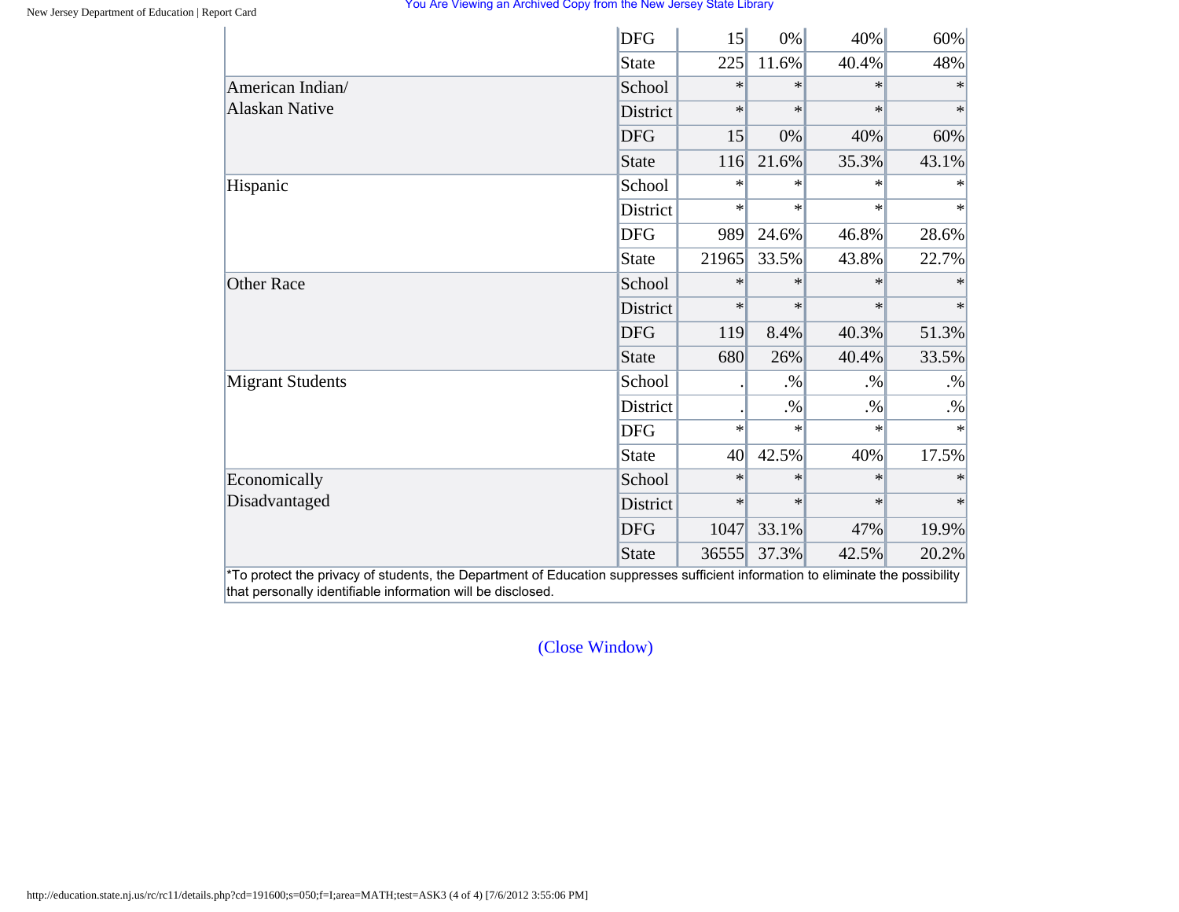| | | | | | |
|---|---|---|---|---|---|
| | DFG | 15 | 0% | 40% | 60% |
| | State | 225 | 11.6% | 40.4% | 48% |
| American Indian/ Alaskan Native | School | * | * | * | * |
| | District | * | * | * | * |
| | DFG | 15 | 0% | 40% | 60% |
| | State | 116 | 21.6% | 35.3% | 43.1% |
| Hispanic | School | * | * | * | * |
| | District | * | * | * | * |
| | DFG | 989 | 24.6% | 46.8% | 28.6% |
| | State | 21965 | 33.5% | 43.8% | 22.7% |
| Other Race | School | * | * | * | * |
| | District | * | * | * | * |
| | DFG | 119 | 8.4% | 40.3% | 51.3% |
| | State | 680 | 26% | 40.4% | 33.5% |
| Migrant Students | School | . | .% | .% | .% |
| | District | . | .% | .% | .% |
| | DFG | * | * | * | * |
| | State | 40 | 42.5% | 40% | 17.5% |
| Economically Disadvantaged | School | * | * | * | * |
| | District | * | * | * | * |
| | DFG | 1047 | 33.1% | 47% | 19.9% |
| | State | 36555 | 37.3% | 42.5% | 20.2% |

*To protect the privacy of students, the Department of Education suppresses sufficient information to eliminate the possibility that personally identifiable information will be disclosed.

(Close Window)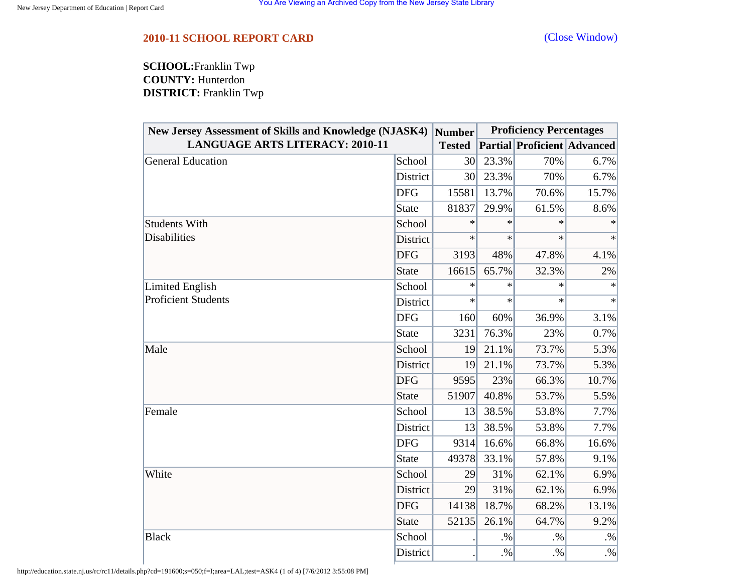## 2010-11 SCHOOL REPORT CARD

(Close Window)

**SCHOOL:** Franklin Twp
**COUNTY:** Hunterdon
**DISTRICT:** Franklin Twp

| New Jersey Assessment of Skills and Knowledge (NJASK4) LANGUAGE ARTS LITERACY: 2010-11 | | Number Tested | Proficiency Percentages | | |
|---|---|---|---|---|---|
| | | | Partial | Proficient | Advanced |
| General Education | School | 30 | 23.3% | 70% | 6.7% |
| | District | 30 | 23.3% | 70% | 6.7% |
| | DFG | 15581 | 13.7% | 70.6% | 15.7% |
| | State | 81837 | 29.9% | 61.5% | 8.6% |
| Students With Disabilities | School | * | * | * | * |
| | District | * | * | * | * |
| | DFG | 3193 | 48% | 47.8% | 4.1% |
| | State | 16615 | 65.7% | 32.3% | 2% |
| Limited English Proficient Students | School | * | * | * | * |
| | District | * | * | * | * |
| | DFG | 160 | 60% | 36.9% | 3.1% |
| | State | 3231 | 76.3% | 23% | 0.7% |
| Male | School | 19 | 21.1% | 73.7% | 5.3% |
| | District | 19 | 21.1% | 73.7% | 5.3% |
| | DFG | 9595 | 23% | 66.3% | 10.7% |
| | State | 51907 | 40.8% | 53.7% | 5.5% |
| Female | School | 13 | 38.5% | 53.8% | 7.7% |
| | District | 13 | 38.5% | 53.8% | 7.7% |
| | DFG | 9314 | 16.6% | 66.8% | 16.6% |
| | State | 49378 | 33.1% | 57.8% | 9.1% |
| White | School | 29 | 31% | 62.1% | 6.9% |
| | District | 29 | 31% | 62.1% | 6.9% |
| | DFG | 14138 | 18.7% | 68.2% | 13.1% |
| | State | 52135 | 26.1% | 64.7% | 9.2% |
| Black | School | . | .% | .% | .% |
| | District | . | .% | .% | .% |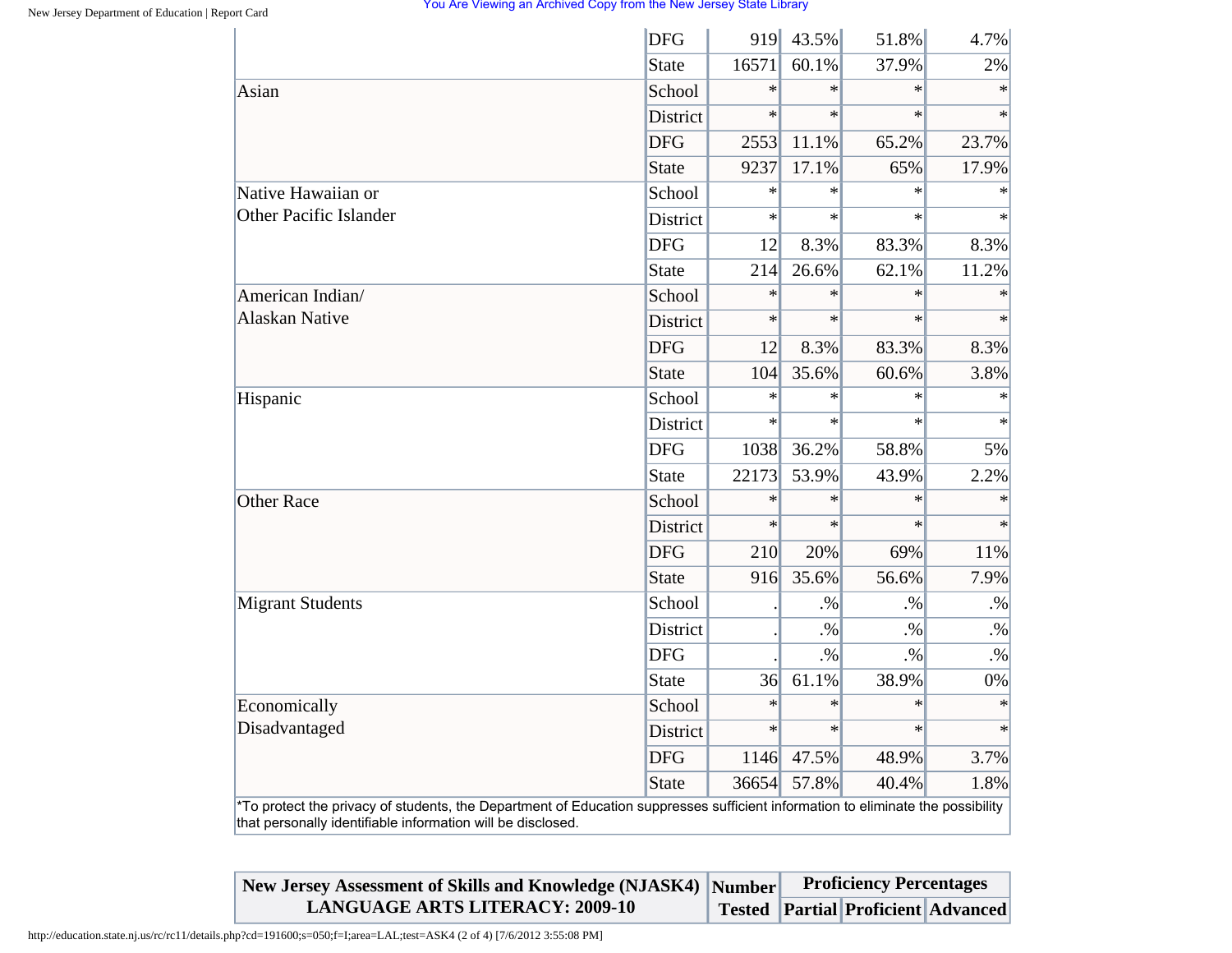| | | | | | |
|---|---|---|---|---|---|
| | DFG | 919 | 43.5% | 51.8% | 4.7% |
| | State | 16571 | 60.1% | 37.9% | 2% |
| Asian | School | * | * | * | * |
| | District | * | * | * | * |
| | DFG | 2553 | 11.1% | 65.2% | 23.7% |
| | State | 9237 | 17.1% | 65% | 17.9% |
| Native Hawaiian or Other Pacific Islander | School | * | * | * | * |
| | District | * | * | * | * |
| | DFG | 12 | 8.3% | 83.3% | 8.3% |
| | State | 214 | 26.6% | 62.1% | 11.2% |
| American Indian/ Alaskan Native | School | * | * | * | * |
| | District | * | * | * | * |
| | DFG | 12 | 8.3% | 83.3% | 8.3% |
| | State | 104 | 35.6% | 60.6% | 3.8% |
| Hispanic | School | * | * | * | * |
| | District | * | * | * | * |
| | DFG | 1038 | 36.2% | 58.8% | 5% |
| | State | 22173 | 53.9% | 43.9% | 2.2% |
| Other Race | School | * | * | * | * |
| | District | * | * | * | * |
| | DFG | 210 | 20% | 69% | 11% |
| | State | 916 | 35.6% | 56.6% | 7.9% |
| Migrant Students | School | . | .% | .% | .% |
| | District | . | .% | .% | .% |
| | DFG | . | .% | .% | .% |
| | State | 36 | 61.1% | 38.9% | 0% |
| Economically Disadvantaged | School | * | * | * | * |
| | District | * | * | * | * |
| | DFG | 1146 | 47.5% | 48.9% | 3.7% |
| | State | 36654 | 57.8% | 40.4% | 1.8% |

*To protect the privacy of students, the Department of Education suppresses sufficient information to eliminate the possibility that personally identifiable information will be disclosed.

| New Jersey Assessment of Skills and Knowledge (NJASK4) LANGUAGE ARTS LITERACY: 2009-10 | Number Tested | Proficiency Percentages | | |
|---|---|---|---|---|
| | | Partial | Proficient | Advanced |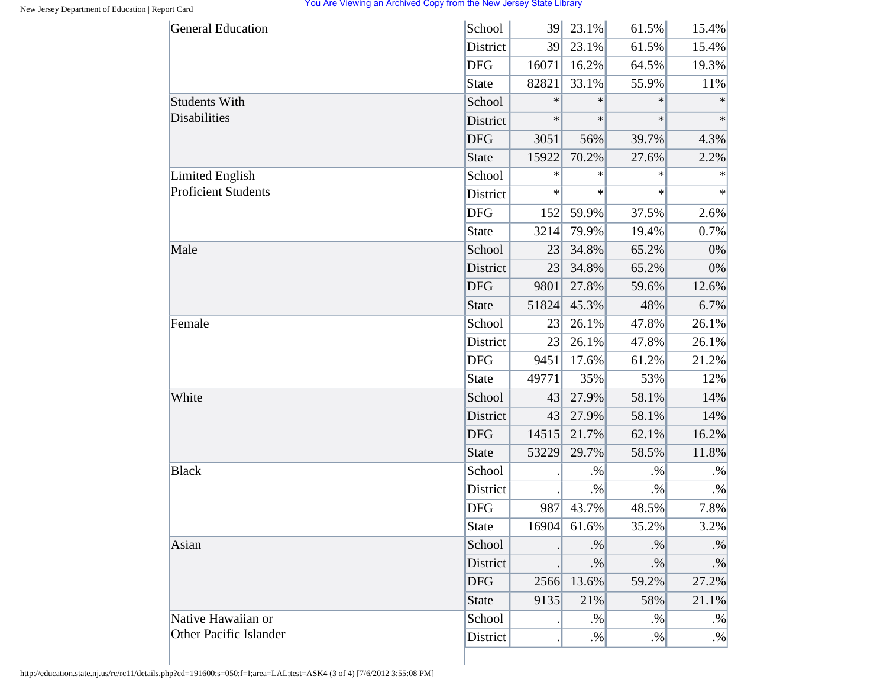| | | | | | |
|---|---|---|---|---|---|
| General Education | School | 39 | 23.1% | 61.5% | 15.4% |
| | District | 39 | 23.1% | 61.5% | 15.4% |
| | DFG | 16071 | 16.2% | 64.5% | 19.3% |
| | State | 82821 | 33.1% | 55.9% | 11% |
| Students With Disabilities | School | * | * | * | * |
| | District | * | * | * | * |
| | DFG | 3051 | 56% | 39.7% | 4.3% |
| | State | 15922 | 70.2% | 27.6% | 2.2% |
| Limited English Proficient Students | School | * | * | * | * |
| | District | * | * | * | * |
| | DFG | 152 | 59.9% | 37.5% | 2.6% |
| | State | 3214 | 79.9% | 19.4% | 0.7% |
| Male | School | 23 | 34.8% | 65.2% | 0% |
| | District | 23 | 34.8% | 65.2% | 0% |
| | DFG | 9801 | 27.8% | 59.6% | 12.6% |
| | State | 51824 | 45.3% | 48% | 6.7% |
| Female | School | 23 | 26.1% | 47.8% | 26.1% |
| | District | 23 | 26.1% | 47.8% | 26.1% |
| | DFG | 9451 | 17.6% | 61.2% | 21.2% |
| | State | 49771 | 35% | 53% | 12% |
| White | School | 43 | 27.9% | 58.1% | 14% |
| | District | 43 | 27.9% | 58.1% | 14% |
| | DFG | 14515 | 21.7% | 62.1% | 16.2% |
| | State | 53229 | 29.7% | 58.5% | 11.8% |
| Black | School | . | .% | .% | .% |
| | District | . | .% | .% | .% |
| | DFG | 987 | 43.7% | 48.5% | 7.8% |
| | State | 16904 | 61.6% | 35.2% | 3.2% |
| Asian | School | . | .% | .% | .% |
| | District | . | .% | .% | .% |
| | DFG | 2566 | 13.6% | 59.2% | 27.2% |
| | State | 9135 | 21% | 58% | 21.1% |
| Native Hawaiian or Other Pacific Islander | School | . | .% | .% | .% |
| | District | . | .% | .% | .% |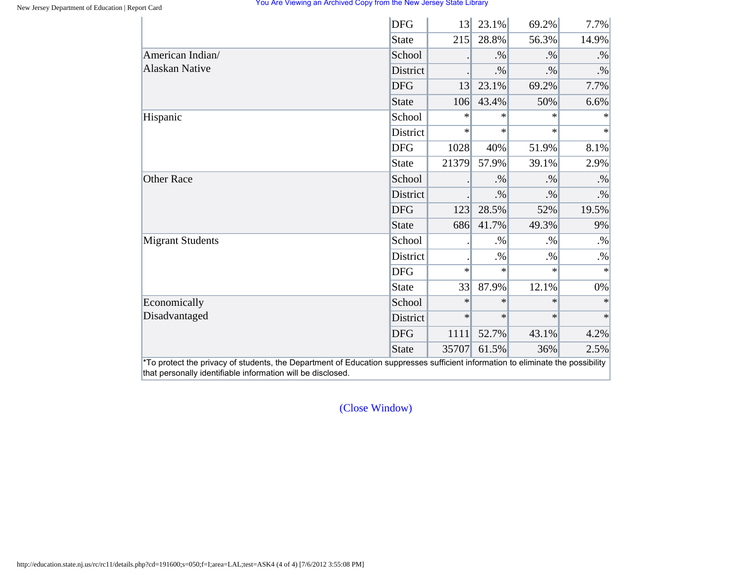| | | | | | |
|---|---|---|---|---|---|
| | DFG | 13 | 23.1% | 69.2% | 7.7% |
| | State | 215 | 28.8% | 56.3% | 14.9% |
| American Indian/ Alaskan Native | School | . | .% | .% | .% |
| | District | . | .% | .% | .% |
| | DFG | 13 | 23.1% | 69.2% | 7.7% |
| | State | 106 | 43.4% | 50% | 6.6% |
| Hispanic | School | * | * | * | * |
| | District | * | * | * | * |
| | DFG | 1028 | 40% | 51.9% | 8.1% |
| | State | 21379 | 57.9% | 39.1% | 2.9% |
| Other Race | School | . | .% | .% | .% |
| | District | . | .% | .% | .% |
| | DFG | 123 | 28.5% | 52% | 19.5% |
| | State | 686 | 41.7% | 49.3% | 9% |
| Migrant Students | School | . | .% | .% | .% |
| | District | . | .% | .% | .% |
| | DFG | * | * | * | * |
| | State | 33 | 87.9% | 12.1% | 0% |
| Economically Disadvantaged | School | * | * | * | * |
| | District | * | * | * | * |
| | DFG | 1111 | 52.7% | 43.1% | 4.2% |
| | State | 35707 | 61.5% | 36% | 2.5% |

*To protect the privacy of students, the Department of Education suppresses sufficient information to eliminate the possibility that personally identifiable information will be disclosed.

(Close Window)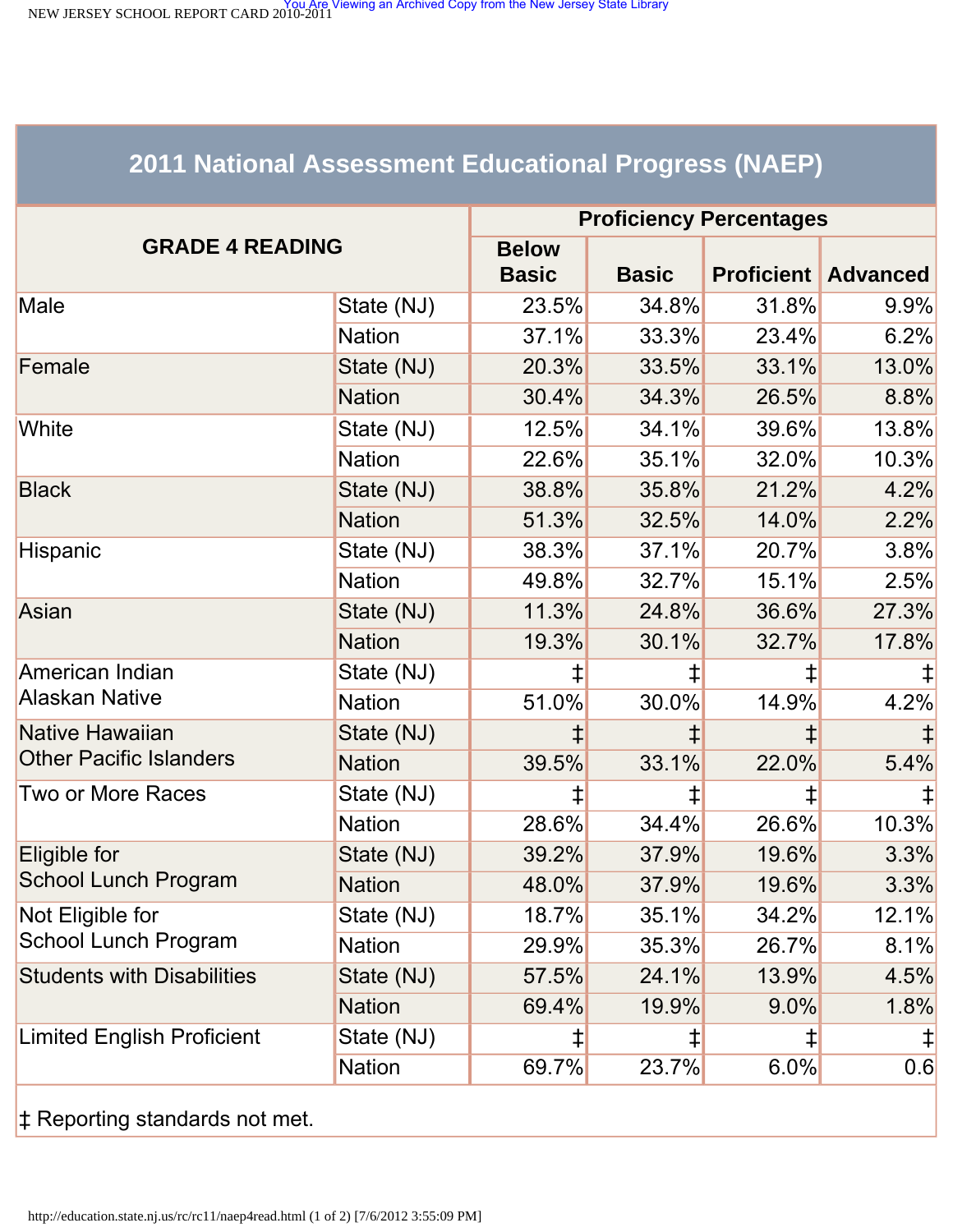## 2011 National Assessment Educational Progress (NAEP)

| GRADE 4 READING | | Proficiency Percentages | | | |
|---|---|---|---|---|---|
| | | Below Basic | Basic | Proficient | Advanced |
| Male | State (NJ) | 23.5% | 34.8% | 31.8% | 9.9% |
| | Nation | 37.1% | 33.3% | 23.4% | 6.2% |
| Female | State (NJ) | 20.3% | 33.5% | 33.1% | 13.0% |
| | Nation | 30.4% | 34.3% | 26.5% | 8.8% |
| White | State (NJ) | 12.5% | 34.1% | 39.6% | 13.8% |
| | Nation | 22.6% | 35.1% | 32.0% | 10.3% |
| Black | State (NJ) | 38.8% | 35.8% | 21.2% | 4.2% |
| | Nation | 51.3% | 32.5% | 14.0% | 2.2% |
| Hispanic | State (NJ) | 38.3% | 37.1% | 20.7% | 3.8% |
| | Nation | 49.8% | 32.7% | 15.1% | 2.5% |
| Asian | State (NJ) | 11.3% | 24.8% | 36.6% | 27.3% |
| | Nation | 19.3% | 30.1% | 32.7% | 17.8% |
| American Indian Alaskan Native | State (NJ) | ‡ | ‡ | ‡ | ‡ |
| | Nation | 51.0% | 30.0% | 14.9% | 4.2% |
| Native Hawaiian Other Pacific Islanders | State (NJ) | ‡ | ‡ | ‡ | ‡ |
| | Nation | 39.5% | 33.1% | 22.0% | 5.4% |
| Two or More Races | State (NJ) | ‡ | ‡ | ‡ | ‡ |
| | Nation | 28.6% | 34.4% | 26.6% | 10.3% |
| Eligible for School Lunch Program | State (NJ) | 39.2% | 37.9% | 19.6% | 3.3% |
| | Nation | 48.0% | 37.9% | 19.6% | 3.3% |
| Not Eligible for School Lunch Program | State (NJ) | 18.7% | 35.1% | 34.2% | 12.1% |
| | Nation | 29.9% | 35.3% | 26.7% | 8.1% |
| Students with Disabilities | State (NJ) | 57.5% | 24.1% | 13.9% | 4.5% |
| | Nation | 69.4% | 19.9% | 9.0% | 1.8% |
| Limited English Proficient | State (NJ) | ‡ | ‡ | ‡ | ‡ |
| | Nation | 69.7% | 23.7% | 6.0% | 0.6 |

‡ Reporting standards not met.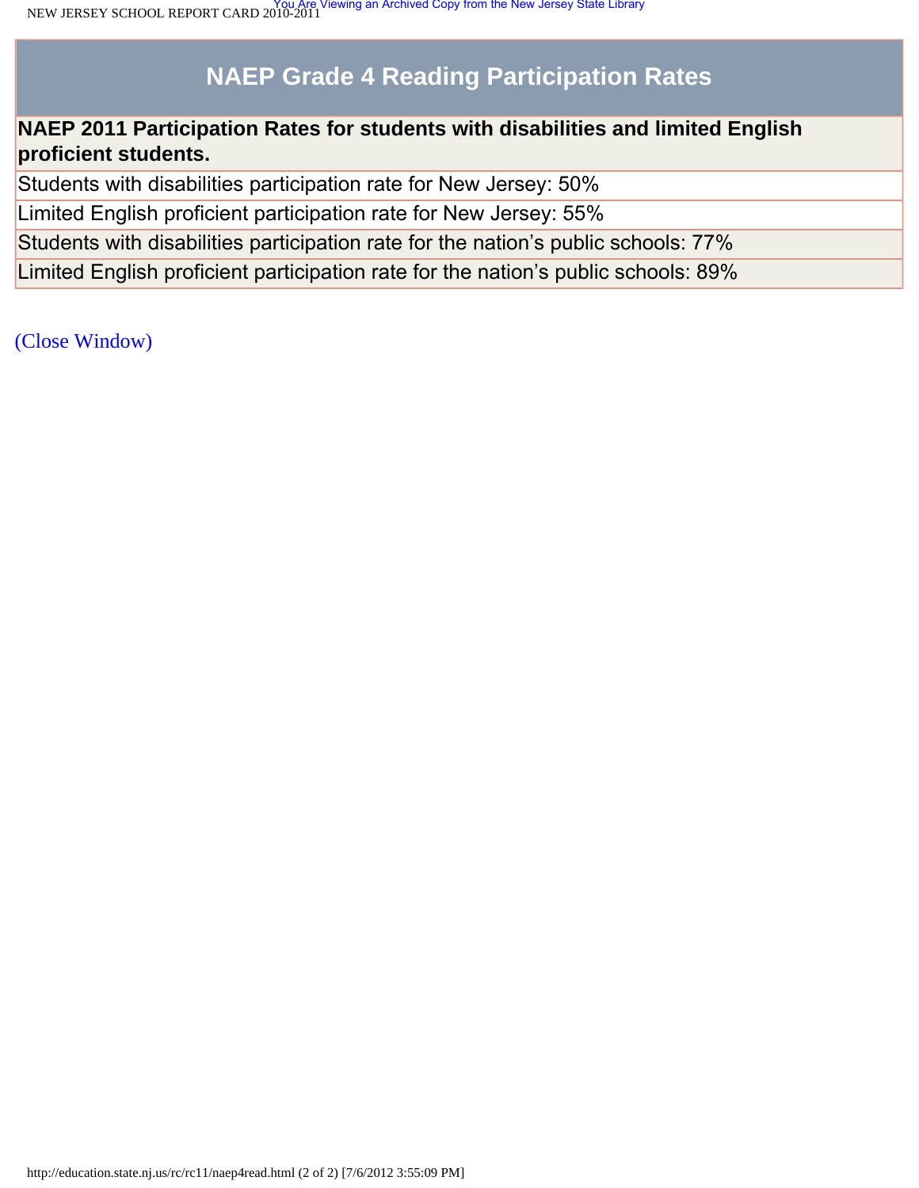## NAEP Grade 4 Reading Participation Rates

| NAEP 2011 Participation Rates for students with disabilities and limited English proficient students. |
|---|
| Students with disabilities participation rate for New Jersey: 50% |
| Limited English proficient participation rate for New Jersey: 55% |
| Students with disabilities participation rate for the nation's public schools: 77% |
| Limited English proficient participation rate for the nation's public schools: 89% |

(Close Window)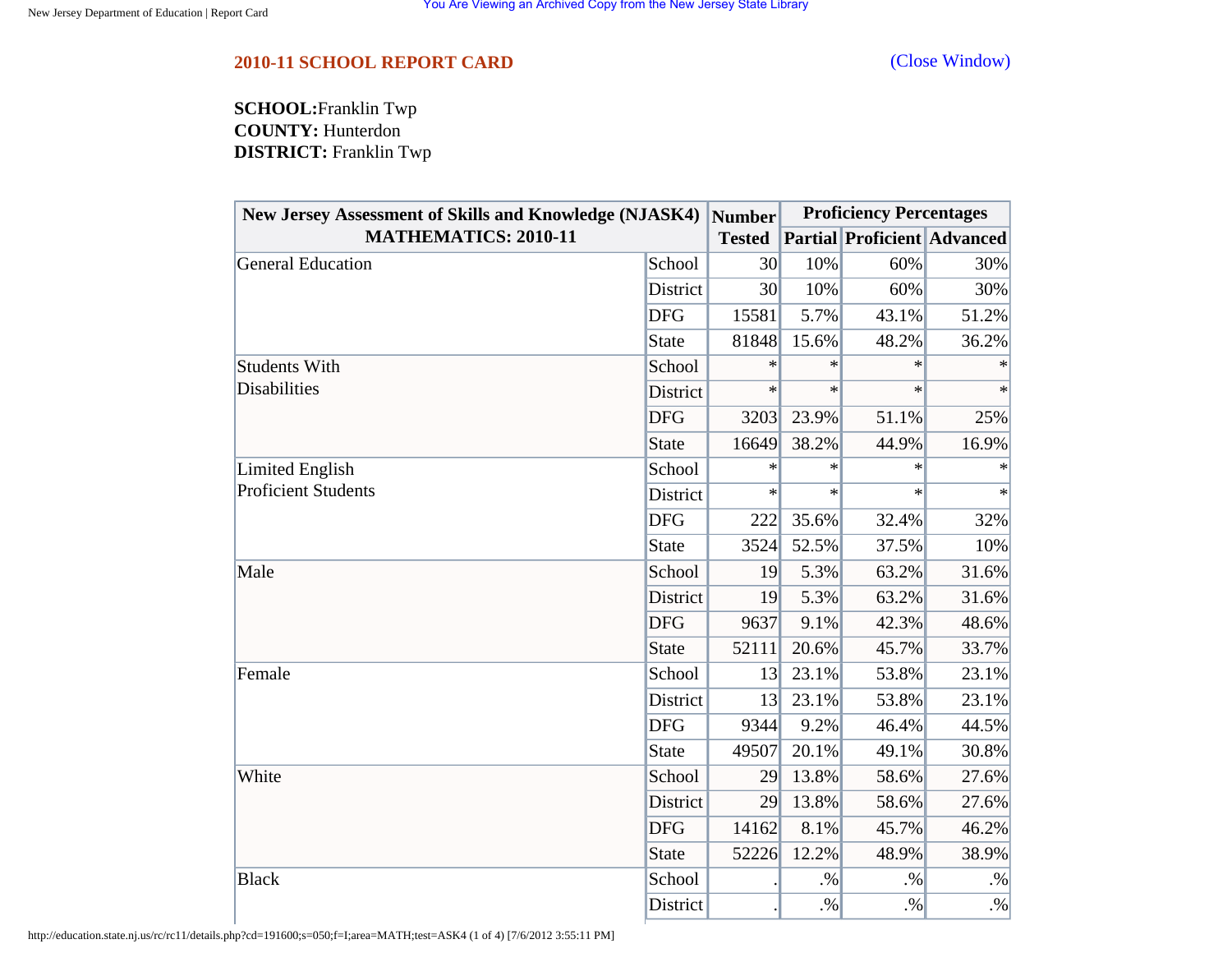## 2010-11 SCHOOL REPORT CARD

(Close Window)

**SCHOOL:** Franklin Twp
**COUNTY:** Hunterdon
**DISTRICT:** Franklin Twp

| New Jersey Assessment of Skills and Knowledge (NJASK4) MATHEMATICS: 2010-11 | | Number Tested | Proficiency Percentages | | |
|---|---|---|---|---|---|
| | | | Partial | Proficient | Advanced |
| General Education | School | 30 | 10% | 60% | 30% |
| | District | 30 | 10% | 60% | 30% |
| | DFG | 15581 | 5.7% | 43.1% | 51.2% |
| | State | 81848 | 15.6% | 48.2% | 36.2% |
| Students With Disabilities | School | * | * | * | * |
| | District | * | * | * | * |
| | DFG | 3203 | 23.9% | 51.1% | 25% |
| | State | 16649 | 38.2% | 44.9% | 16.9% |
| Limited English Proficient Students | School | * | * | * | * |
| | District | * | * | * | * |
| | DFG | 222 | 35.6% | 32.4% | 32% |
| | State | 3524 | 52.5% | 37.5% | 10% |
| Male | School | 19 | 5.3% | 63.2% | 31.6% |
| | District | 19 | 5.3% | 63.2% | 31.6% |
| | DFG | 9637 | 9.1% | 42.3% | 48.6% |
| | State | 52111 | 20.6% | 45.7% | 33.7% |
| Female | School | 13 | 23.1% | 53.8% | 23.1% |
| | District | 13 | 23.1% | 53.8% | 23.1% |
| | DFG | 9344 | 9.2% | 46.4% | 44.5% |
| | State | 49507 | 20.1% | 49.1% | 30.8% |
| White | School | 29 | 13.8% | 58.6% | 27.6% |
| | District | 29 | 13.8% | 58.6% | 27.6% |
| | DFG | 14162 | 8.1% | 45.7% | 46.2% |
| | State | 52226 | 12.2% | 48.9% | 38.9% |
| Black | School | . | .% | .% | .% |
| | District | . | .% | .% | .% |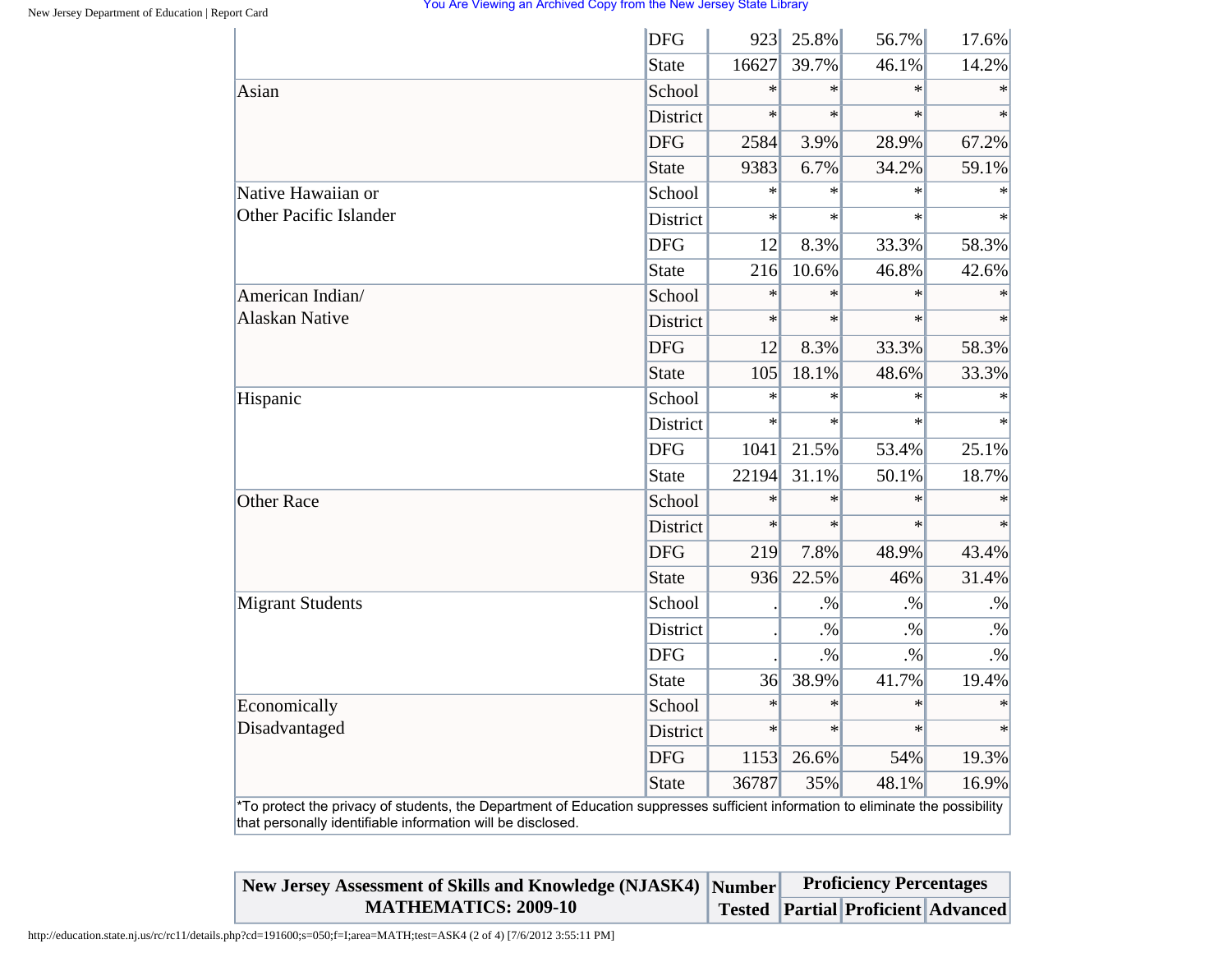| | | | | | |
|---|---|---|---|---|---|
| | DFG | 923 | 25.8% | 56.7% | 17.6% |
| | State | 16627 | 39.7% | 46.1% | 14.2% |
| Asian | School | * | * | * | * |
| | District | * | * | * | * |
| | DFG | 2584 | 3.9% | 28.9% | 67.2% |
| | State | 9383 | 6.7% | 34.2% | 59.1% |
| Native Hawaiian or Other Pacific Islander | School | * | * | * | * |
| | District | * | * | * | * |
| | DFG | 12 | 8.3% | 33.3% | 58.3% |
| | State | 216 | 10.6% | 46.8% | 42.6% |
| American Indian/ Alaskan Native | School | * | * | * | * |
| | District | * | * | * | * |
| | DFG | 12 | 8.3% | 33.3% | 58.3% |
| | State | 105 | 18.1% | 48.6% | 33.3% |
| Hispanic | School | * | * | * | * |
| | District | * | * | * | * |
| | DFG | 1041 | 21.5% | 53.4% | 25.1% |
| | State | 22194 | 31.1% | 50.1% | 18.7% |
| Other Race | School | * | * | * | * |
| | District | * | * | * | * |
| | DFG | 219 | 7.8% | 48.9% | 43.4% |
| | State | 936 | 22.5% | 46% | 31.4% |
| Migrant Students | School | . | .% | .% | .% |
| | District | . | .% | .% | .% |
| | DFG | . | .% | .% | .% |
| | State | 36 | 38.9% | 41.7% | 19.4% |
| Economically Disadvantaged | School | * | * | * | * |
| | District | * | * | * | * |
| | DFG | 1153 | 26.6% | 54% | 19.3% |
| | State | 36787 | 35% | 48.1% | 16.9% |

*To protect the privacy of students, the Department of Education suppresses sufficient information to eliminate the possibility that personally identifiable information will be disclosed.

| New Jersey Assessment of Skills and Knowledge (NJASK4) MATHEMATICS: 2009-10 | Number Tested | Proficiency Percentages | | |
|---|---|---|---|---|
| | | Partial | Proficient | Advanced |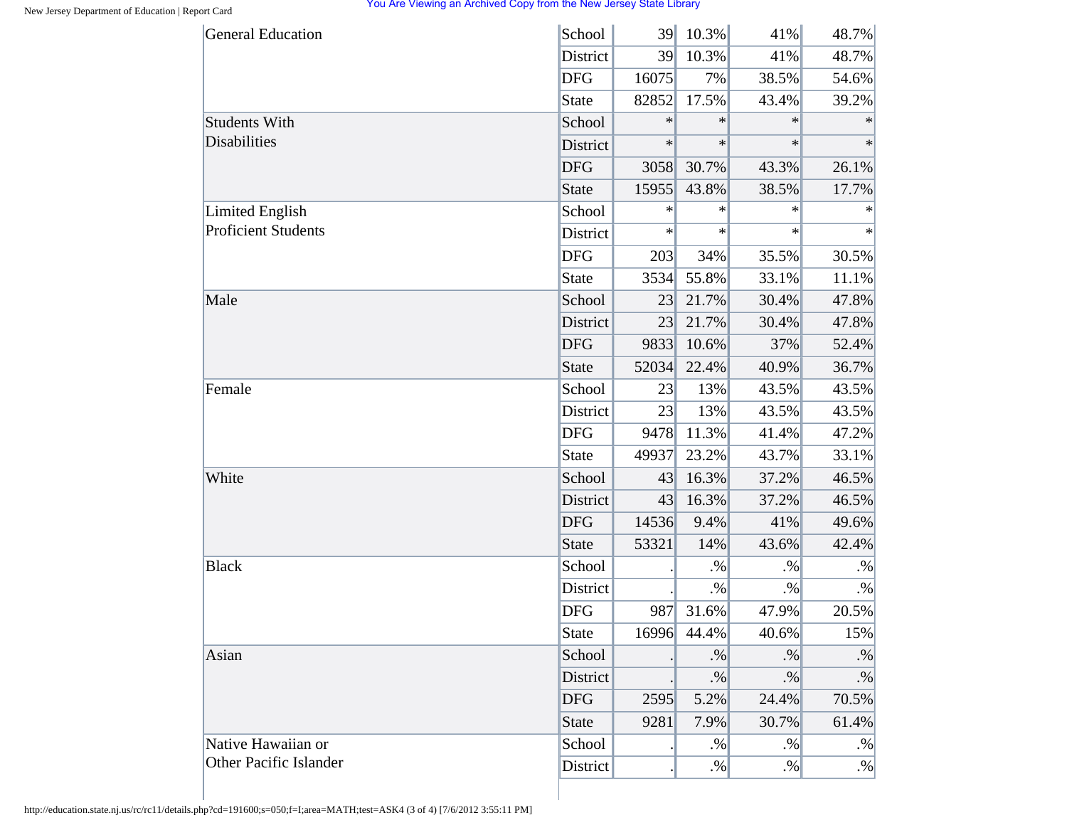| | | | | | |
|---|---|---|---|---|---|
| General Education | School | 39 | 10.3% | 41% | 48.7% |
| | District | 39 | 10.3% | 41% | 48.7% |
| | DFG | 16075 | 7% | 38.5% | 54.6% |
| | State | 82852 | 17.5% | 43.4% | 39.2% |
| Students With Disabilities | School | * | * | * | * |
| | District | * | * | * | * |
| | DFG | 3058 | 30.7% | 43.3% | 26.1% |
| | State | 15955 | 43.8% | 38.5% | 17.7% |
| Limited English Proficient Students | School | * | * | * | * |
| | District | * | * | * | * |
| | DFG | 203 | 34% | 35.5% | 30.5% |
| | State | 3534 | 55.8% | 33.1% | 11.1% |
| Male | School | 23 | 21.7% | 30.4% | 47.8% |
| | District | 23 | 21.7% | 30.4% | 47.8% |
| | DFG | 9833 | 10.6% | 37% | 52.4% |
| | State | 52034 | 22.4% | 40.9% | 36.7% |
| Female | School | 23 | 13% | 43.5% | 43.5% |
| | District | 23 | 13% | 43.5% | 43.5% |
| | DFG | 9478 | 11.3% | 41.4% | 47.2% |
| | State | 49937 | 23.2% | 43.7% | 33.1% |
| White | School | 43 | 16.3% | 37.2% | 46.5% |
| | District | 43 | 16.3% | 37.2% | 46.5% |
| | DFG | 14536 | 9.4% | 41% | 49.6% |
| | State | 53321 | 14% | 43.6% | 42.4% |
| Black | School | . | .% | .% | .% |
| | District | . | .% | .% | .% |
| | DFG | 987 | 31.6% | 47.9% | 20.5% |
| | State | 16996 | 44.4% | 40.6% | 15% |
| Asian | School | . | .% | .% | .% |
| | District | . | .% | .% | .% |
| | DFG | 2595 | 5.2% | 24.4% | 70.5% |
| | State | 9281 | 7.9% | 30.7% | 61.4% |
| Native Hawaiian or Other Pacific Islander | School | . | .% | .% | .% |
| | District | . | .% | .% | .% |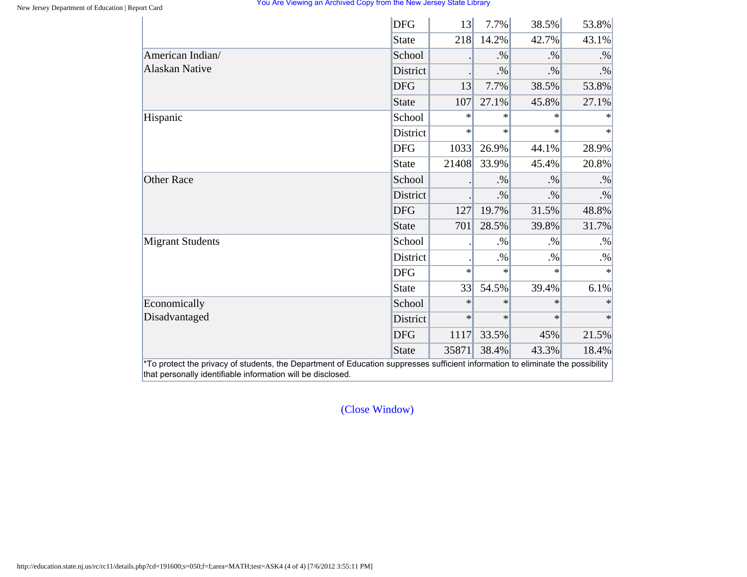| | | | | | |
|---|---|---|---|---|---|
| | DFG | 13 | 7.7% | 38.5% | 53.8% |
| | State | 218 | 14.2% | 42.7% | 43.1% |
| American Indian/ Alaskan Native | School | . | .% | .% | .% |
| | District | . | .% | .% | .% |
| | DFG | 13 | 7.7% | 38.5% | 53.8% |
| | State | 107 | 27.1% | 45.8% | 27.1% |
| Hispanic | School | * | * | * | * |
| | District | * | * | * | * |
| | DFG | 1033 | 26.9% | 44.1% | 28.9% |
| | State | 21408 | 33.9% | 45.4% | 20.8% |
| Other Race | School | . | .% | .% | .% |
| | District | . | .% | .% | .% |
| | DFG | 127 | 19.7% | 31.5% | 48.8% |
| | State | 701 | 28.5% | 39.8% | 31.7% |
| Migrant Students | School | . | .% | .% | .% |
| | District | . | .% | .% | .% |
| | DFG | * | * | * | * |
| | State | 33 | 54.5% | 39.4% | 6.1% |
| Economically Disadvantaged | School | * | * | * | * |
| | District | * | * | * | * |
| | DFG | 1117 | 33.5% | 45% | 21.5% |
| | State | 35871 | 38.4% | 43.3% | 18.4% |

*To protect the privacy of students, the Department of Education suppresses sufficient information to eliminate the possibility that personally identifiable information will be disclosed.

(Close Window)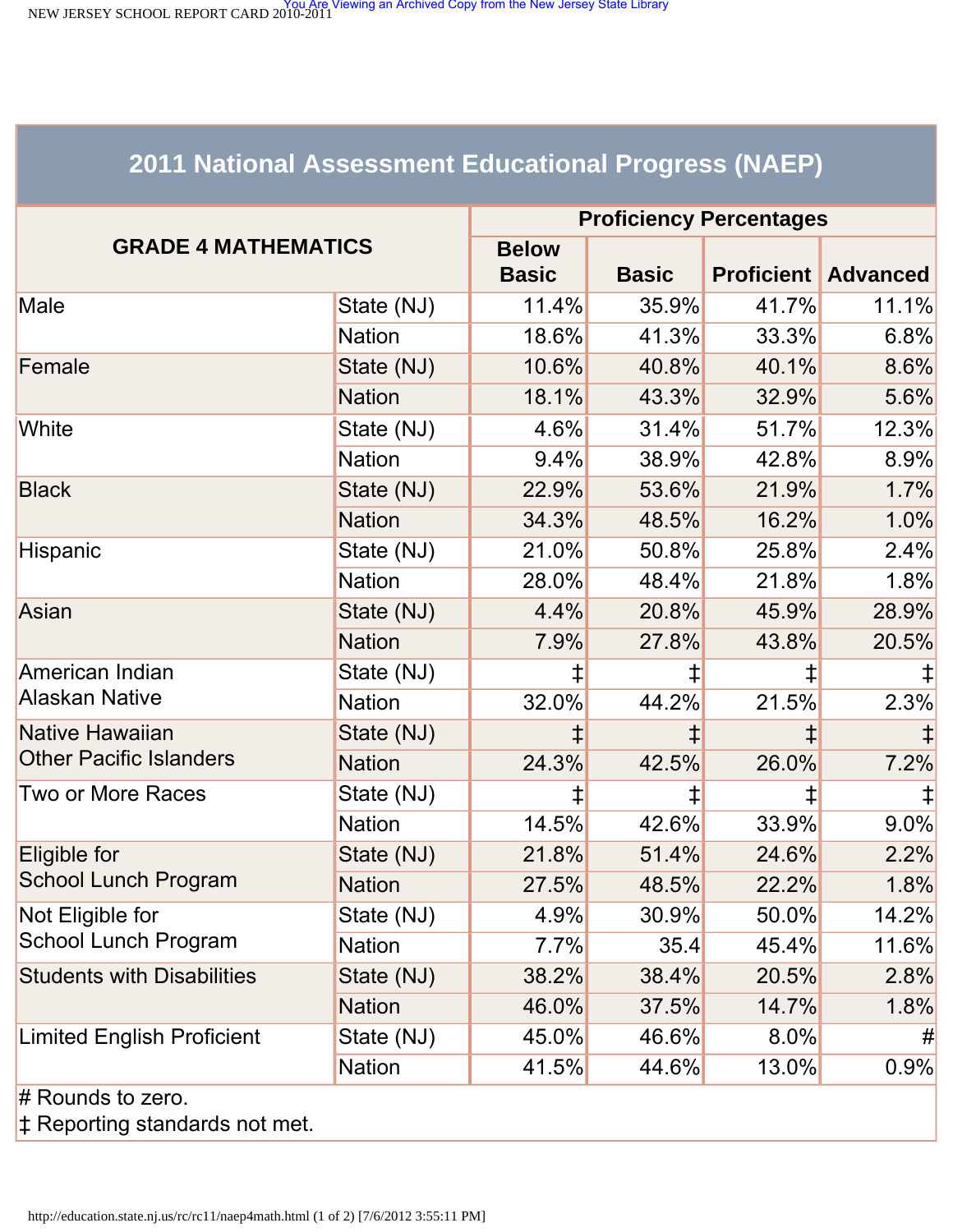# 2011 National Assessment Educational Progress (NAEP)

| GRADE 4 MATHEMATICS | | Proficiency Percentages | | | |
|---|---|---|---|---|---|
| | | Below Basic | Basic | Proficient | Advanced |
| Male | State (NJ) | 11.4% | 35.9% | 41.7% | 11.1% |
| | Nation | 18.6% | 41.3% | 33.3% | 6.8% |
| Female | State (NJ) | 10.6% | 40.8% | 40.1% | 8.6% |
| | Nation | 18.1% | 43.3% | 32.9% | 5.6% |
| White | State (NJ) | 4.6% | 31.4% | 51.7% | 12.3% |
| | Nation | 9.4% | 38.9% | 42.8% | 8.9% |
| Black | State (NJ) | 22.9% | 53.6% | 21.9% | 1.7% |
| | Nation | 34.3% | 48.5% | 16.2% | 1.0% |
| Hispanic | State (NJ) | 21.0% | 50.8% | 25.8% | 2.4% |
| | Nation | 28.0% | 48.4% | 21.8% | 1.8% |
| Asian | State (NJ) | 4.4% | 20.8% | 45.9% | 28.9% |
| | Nation | 7.9% | 27.8% | 43.8% | 20.5% |
| American Indian Alaskan Native | State (NJ) | ‡ | ‡ | ‡ | ‡ |
| | Nation | 32.0% | 44.2% | 21.5% | 2.3% |
| Native Hawaiian Other Pacific Islanders | State (NJ) | ‡ | ‡ | ‡ | ‡ |
| | Nation | 24.3% | 42.5% | 26.0% | 7.2% |
| Two or More Races | State (NJ) | ‡ | ‡ | ‡ | ‡ |
| | Nation | 14.5% | 42.6% | 33.9% | 9.0% |
| Eligible for School Lunch Program | State (NJ) | 21.8% | 51.4% | 24.6% | 2.2% |
| | Nation | 27.5% | 48.5% | 22.2% | 1.8% |
| Not Eligible for School Lunch Program | State (NJ) | 4.9% | 30.9% | 50.0% | 14.2% |
| | Nation | 7.7% | 35.4 | 45.4% | 11.6% |
| Students with Disabilities | State (NJ) | 38.2% | 38.4% | 20.5% | 2.8% |
| | Nation | 46.0% | 37.5% | 14.7% | 1.8% |
| Limited English Proficient | State (NJ) | 45.0% | 46.6% | 8.0% | # |
| | Nation | 41.5% | 44.6% | 13.0% | 0.9% |

# Rounds to zero.

‡ Reporting standards not met.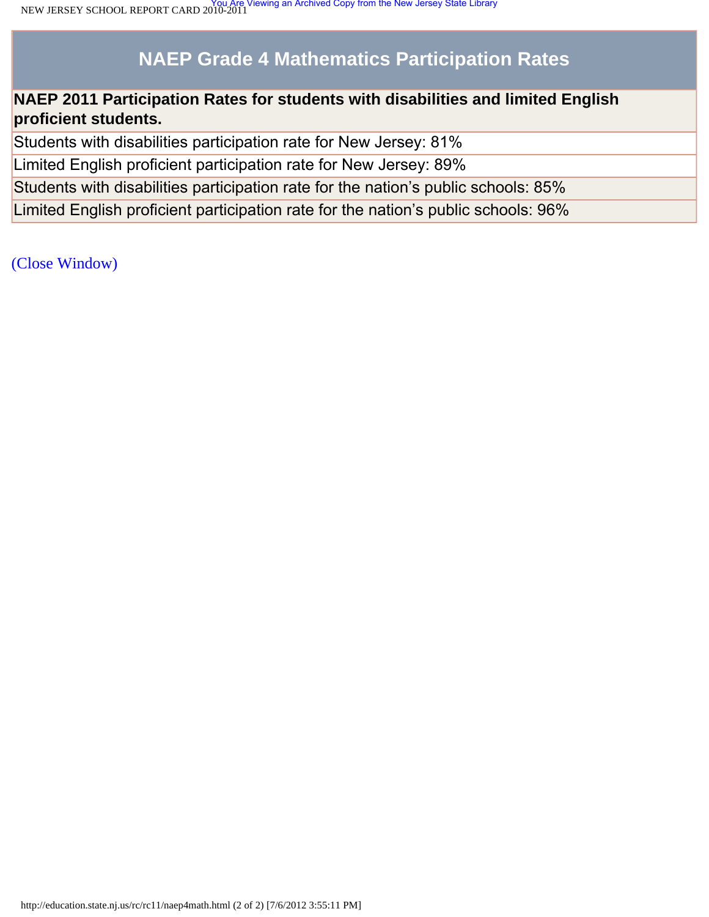| NAEP Grade 4 Mathematics Participation Rates |
| --- |
| **NAEP 2011 Participation Rates for students with disabilities and limited English proficient students.** |
| Students with disabilities participation rate for New Jersey: 81% |
| Limited English proficient participation rate for New Jersey: 89% |
| Students with disabilities participation rate for the nation's public schools: 85% |
| Limited English proficient participation rate for the nation's public schools: 96% |

(Close Window)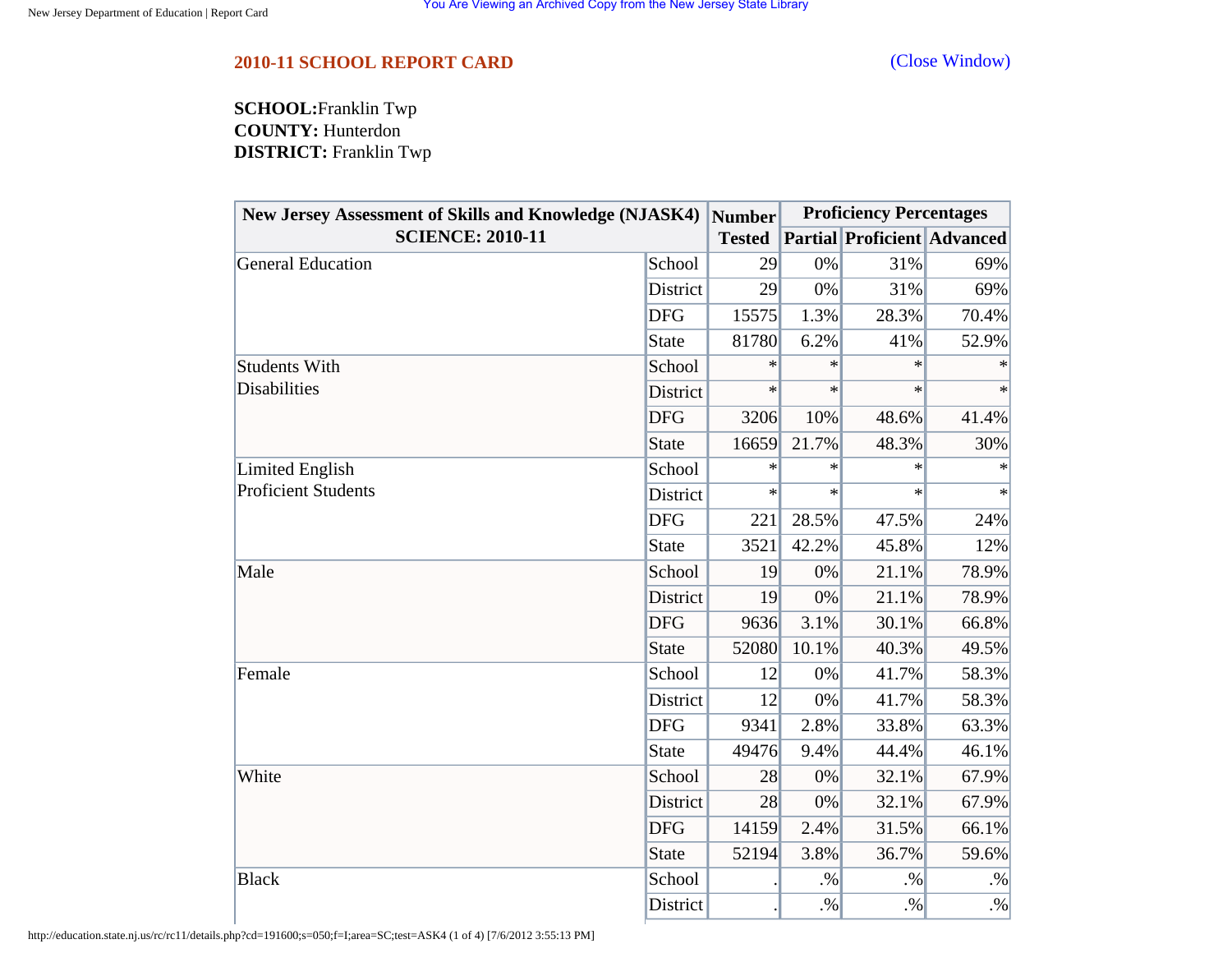## 2010-11 SCHOOL REPORT CARD

(Close Window)

**SCHOOL:**Franklin Twp
**COUNTY:** Hunterdon
**DISTRICT:** Franklin Twp

| New Jersey Assessment of Skills and Knowledge (NJASK4) SCIENCE: 2010-11 | | Number Tested | Proficiency Percentages | | |
|---|---|---|---|---|---|
| | | | Partial | Proficient | Advanced |
| General Education | School | 29 | 0% | 31% | 69% |
| | District | 29 | 0% | 31% | 69% |
| | DFG | 15575 | 1.3% | 28.3% | 70.4% |
| | State | 81780 | 6.2% | 41% | 52.9% |
| Students With Disabilities | School | * | * | * | * |
| | District | * | * | * | * |
| | DFG | 3206 | 10% | 48.6% | 41.4% |
| | State | 16659 | 21.7% | 48.3% | 30% |
| Limited English Proficient Students | School | * | * | * | * |
| | District | * | * | * | * |
| | DFG | 221 | 28.5% | 47.5% | 24% |
| | State | 3521 | 42.2% | 45.8% | 12% |
| Male | School | 19 | 0% | 21.1% | 78.9% |
| | District | 19 | 0% | 21.1% | 78.9% |
| | DFG | 9636 | 3.1% | 30.1% | 66.8% |
| | State | 52080 | 10.1% | 40.3% | 49.5% |
| Female | School | 12 | 0% | 41.7% | 58.3% |
| | District | 12 | 0% | 41.7% | 58.3% |
| | DFG | 9341 | 2.8% | 33.8% | 63.3% |
| | State | 49476 | 9.4% | 44.4% | 46.1% |
| White | School | 28 | 0% | 32.1% | 67.9% |
| | District | 28 | 0% | 32.1% | 67.9% |
| | DFG | 14159 | 2.4% | 31.5% | 66.1% |
| | State | 52194 | 3.8% | 36.7% | 59.6% |
| Black | School | . | .% | .% | .% |
| | District | . | .% | .% | .% |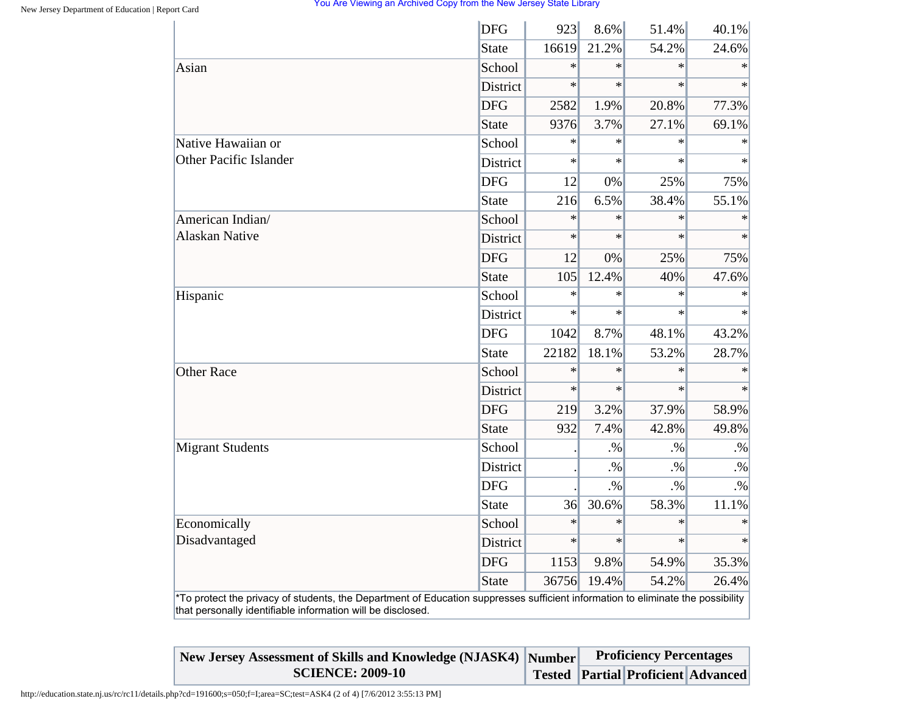| | | | | | |
|---|---|---|---|---|---|
| | DFG | 923 | 8.6% | 51.4% | 40.1% |
| | State | 16619 | 21.2% | 54.2% | 24.6% |
| Asian | School | * | * | * | * |
| | District | * | * | * | * |
| | DFG | 2582 | 1.9% | 20.8% | 77.3% |
| | State | 9376 | 3.7% | 27.1% | 69.1% |
| Native Hawaiian or Other Pacific Islander | School | * | * | * | * |
| | District | * | * | * | * |
| | DFG | 12 | 0% | 25% | 75% |
| | State | 216 | 6.5% | 38.4% | 55.1% |
| American Indian/ Alaskan Native | School | * | * | * | * |
| | District | * | * | * | * |
| | DFG | 12 | 0% | 25% | 75% |
| | State | 105 | 12.4% | 40% | 47.6% |
| Hispanic | School | * | * | * | * |
| | District | * | * | * | * |
| | DFG | 1042 | 8.7% | 48.1% | 43.2% |
| | State | 22182 | 18.1% | 53.2% | 28.7% |
| Other Race | School | * | * | * | * |
| | District | * | * | * | * |
| | DFG | 219 | 3.2% | 37.9% | 58.9% |
| | State | 932 | 7.4% | 42.8% | 49.8% |
| Migrant Students | School | . | .% | .% | .% |
| | District | . | .% | .% | .% |
| | DFG | . | .% | .% | .% |
| | State | 36 | 30.6% | 58.3% | 11.1% |
| Economically Disadvantaged | School | * | * | * | * |
| | District | * | * | * | * |
| | DFG | 1153 | 9.8% | 54.9% | 35.3% |
| | State | 36756 | 19.4% | 54.2% | 26.4% |

*To protect the privacy of students, the Department of Education suppresses sufficient information to eliminate the possibility that personally identifiable information will be disclosed.

| New Jersey Assessment of Skills and Knowledge (NJASK4) SCIENCE: 2009-10 | Number Tested | Proficiency Percentages | | |
|---|---|---|---|---|
| | | Partial | Proficient | Advanced |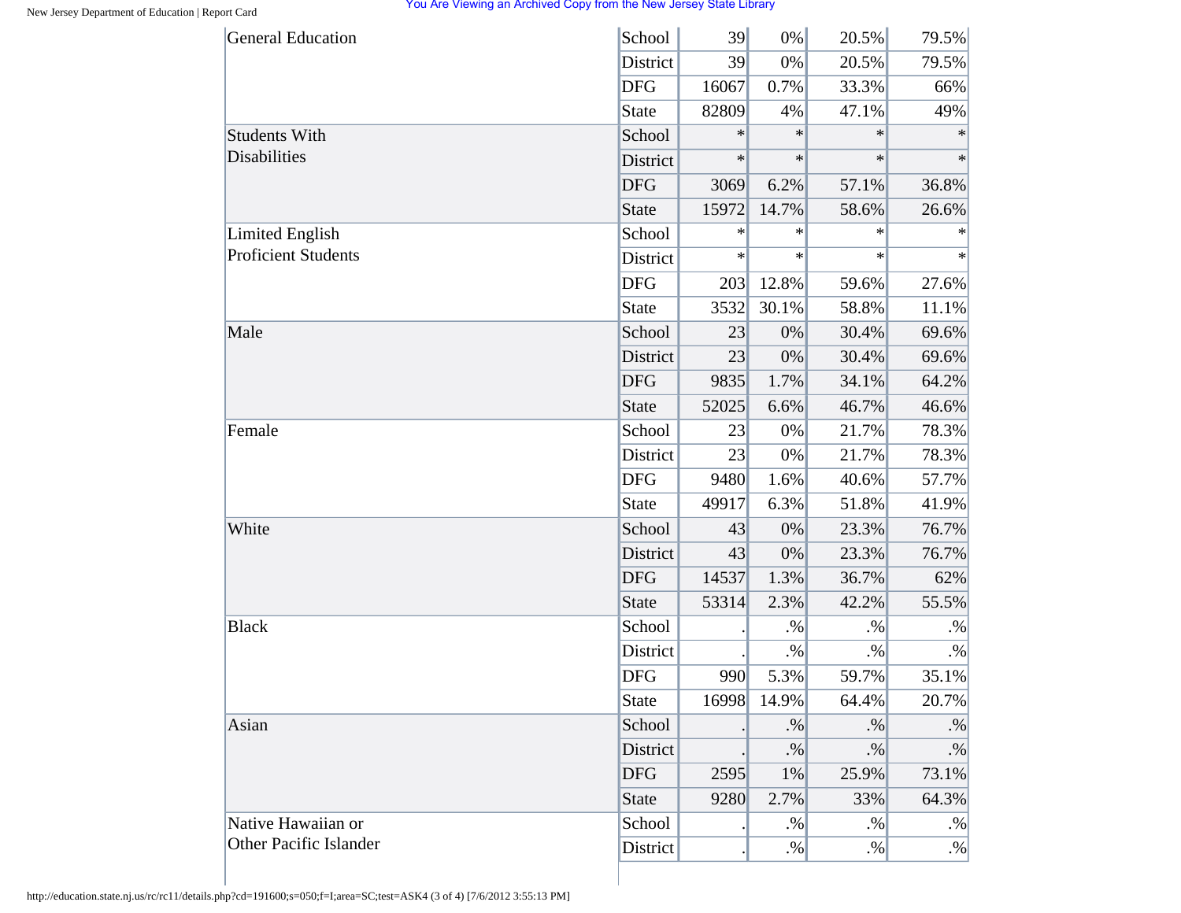| | | | | | |
|---|---|---|---|---|---|
| General Education | School | 39 | 0% | 20.5% | 79.5% |
| | District | 39 | 0% | 20.5% | 79.5% |
| | DFG | 16067 | 0.7% | 33.3% | 66% |
| | State | 82809 | 4% | 47.1% | 49% |
| Students With Disabilities | School | * | * | * | * |
| | District | * | * | * | * |
| | DFG | 3069 | 6.2% | 57.1% | 36.8% |
| | State | 15972 | 14.7% | 58.6% | 26.6% |
| Limited English Proficient Students | School | * | * | * | * |
| | District | * | * | * | * |
| | DFG | 203 | 12.8% | 59.6% | 27.6% |
| | State | 3532 | 30.1% | 58.8% | 11.1% |
| Male | School | 23 | 0% | 30.4% | 69.6% |
| | District | 23 | 0% | 30.4% | 69.6% |
| | DFG | 9835 | 1.7% | 34.1% | 64.2% |
| | State | 52025 | 6.6% | 46.7% | 46.6% |
| Female | School | 23 | 0% | 21.7% | 78.3% |
| | District | 23 | 0% | 21.7% | 78.3% |
| | DFG | 9480 | 1.6% | 40.6% | 57.7% |
| | State | 49917 | 6.3% | 51.8% | 41.9% |
| White | School | 43 | 0% | 23.3% | 76.7% |
| | District | 43 | 0% | 23.3% | 76.7% |
| | DFG | 14537 | 1.3% | 36.7% | 62% |
| | State | 53314 | 2.3% | 42.2% | 55.5% |
| Black | School | . | .% | .% | .% |
| | District | . | .% | .% | .% |
| | DFG | 990 | 5.3% | 59.7% | 35.1% |
| | State | 16998 | 14.9% | 64.4% | 20.7% |
| Asian | School | . | .% | .% | .% |
| | District | . | .% | .% | .% |
| | DFG | 2595 | 1% | 25.9% | 73.1% |
| | State | 9280 | 2.7% | 33% | 64.3% |
| Native Hawaiian or Other Pacific Islander | School | . | .% | .% | .% |
| | District | . | .% | .% | .% |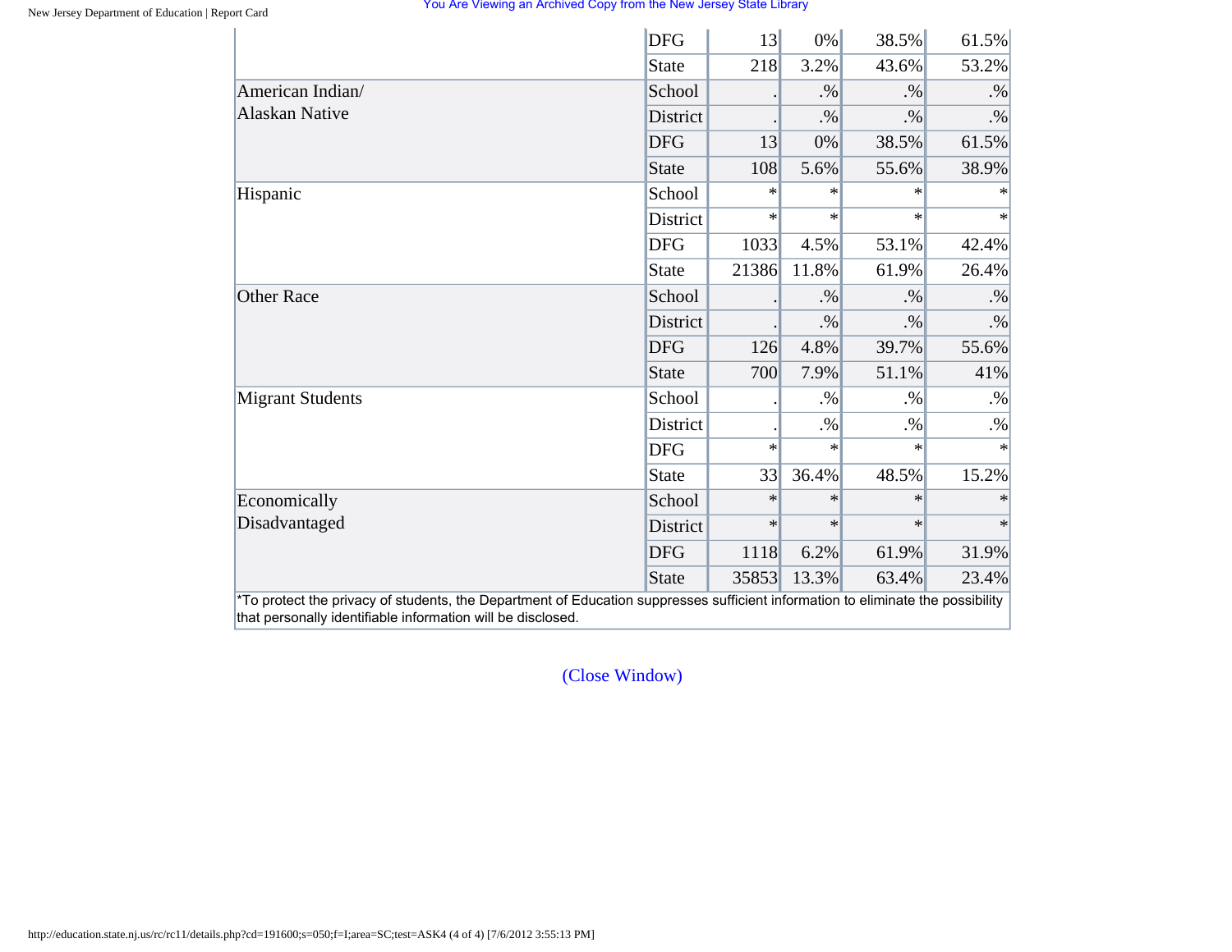| | | | | | |
|---|---|---|---|---|---|
| | DFG | 13 | 0% | 38.5% | 61.5% |
| | State | 218 | 3.2% | 43.6% | 53.2% |
| American Indian/ Alaskan Native | School | . | .% | .% | .% |
| | District | . | .% | .% | .% |
| | DFG | 13 | 0% | 38.5% | 61.5% |
| | State | 108 | 5.6% | 55.6% | 38.9% |
| Hispanic | School | * | * | * | * |
| | District | * | * | * | * |
| | DFG | 1033 | 4.5% | 53.1% | 42.4% |
| | State | 21386 | 11.8% | 61.9% | 26.4% |
| Other Race | School | . | .% | .% | .% |
| | District | . | .% | .% | .% |
| | DFG | 126 | 4.8% | 39.7% | 55.6% |
| | State | 700 | 7.9% | 51.1% | 41% |
| Migrant Students | School | . | .% | .% | .% |
| | District | . | .% | .% | .% |
| | DFG | * | * | * | * |
| | State | 33 | 36.4% | 48.5% | 15.2% |
| Economically Disadvantaged | School | * | * | * | * |
| | District | * | * | * | * |
| | DFG | 1118 | 6.2% | 61.9% | 31.9% |
| | State | 35853 | 13.3% | 63.4% | 23.4% |

*To protect the privacy of students, the Department of Education suppresses sufficient information to eliminate the possibility that personally identifiable information will be disclosed.

(Close Window)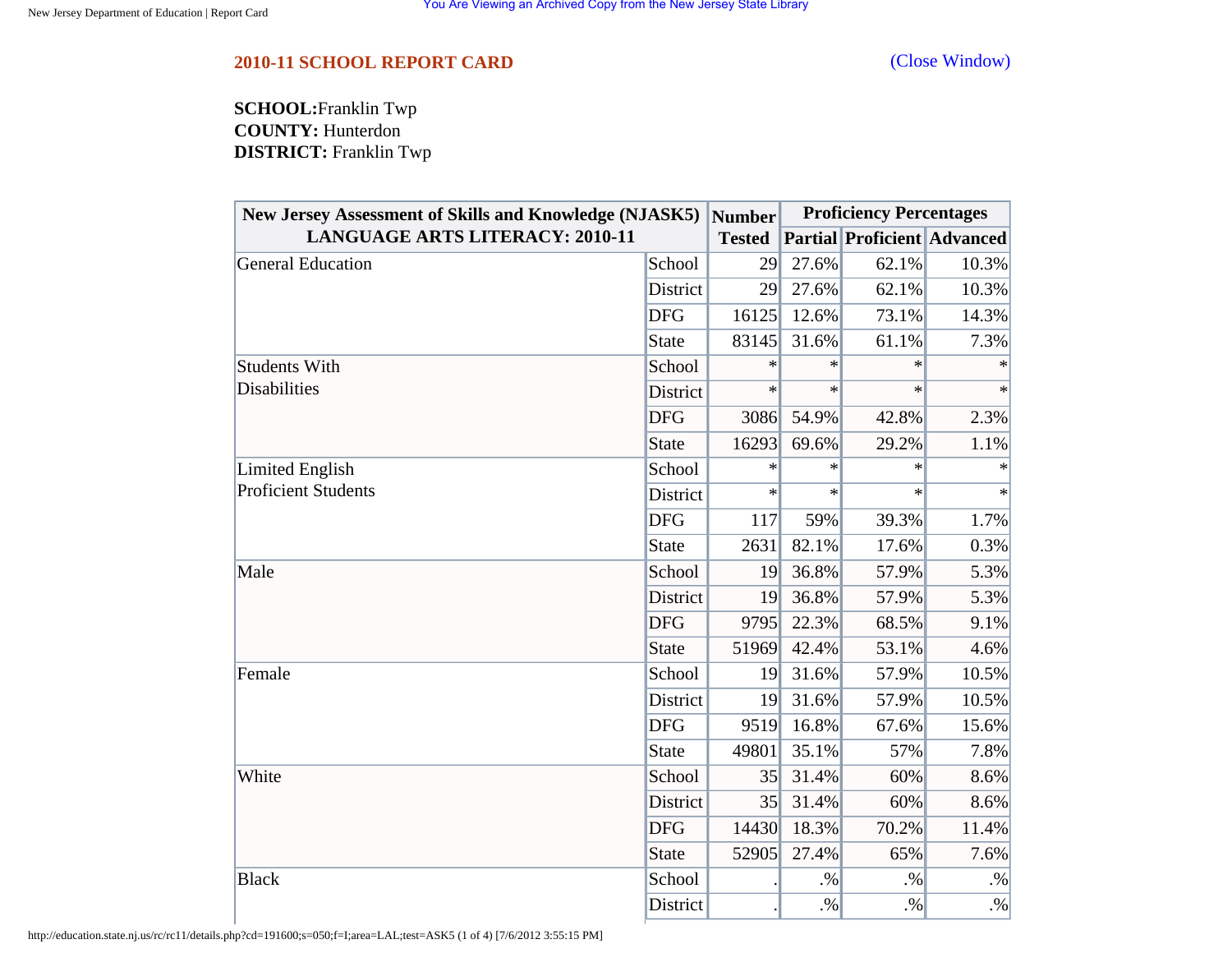## 2010-11 SCHOOL REPORT CARD

(Close Window)

**SCHOOL:** Franklin Twp
**COUNTY:** Hunterdon
**DISTRICT:** Franklin Twp

| New Jersey Assessment of Skills and Knowledge (NJASK5) LANGUAGE ARTS LITERACY: 2010-11 | | Number Tested | Proficiency Percentages | | |
|---|---|---|---|---|---|
| | | | Partial | Proficient | Advanced |
| General Education | School | 29 | 27.6% | 62.1% | 10.3% |
| | District | 29 | 27.6% | 62.1% | 10.3% |
| | DFG | 16125 | 12.6% | 73.1% | 14.3% |
| | State | 83145 | 31.6% | 61.1% | 7.3% |
| Students With Disabilities | School | * | * | * | * |
| | District | * | * | * | * |
| | DFG | 3086 | 54.9% | 42.8% | 2.3% |
| | State | 16293 | 69.6% | 29.2% | 1.1% |
| Limited English Proficient Students | School | * | * | * | * |
| | District | * | * | * | * |
| | DFG | 117 | 59% | 39.3% | 1.7% |
| | State | 2631 | 82.1% | 17.6% | 0.3% |
| Male | School | 19 | 36.8% | 57.9% | 5.3% |
| | District | 19 | 36.8% | 57.9% | 5.3% |
| | DFG | 9795 | 22.3% | 68.5% | 9.1% |
| | State | 51969 | 42.4% | 53.1% | 4.6% |
| Female | School | 19 | 31.6% | 57.9% | 10.5% |
| | District | 19 | 31.6% | 57.9% | 10.5% |
| | DFG | 9519 | 16.8% | 67.6% | 15.6% |
| | State | 49801 | 35.1% | 57% | 7.8% |
| White | School | 35 | 31.4% | 60% | 8.6% |
| | District | 35 | 31.4% | 60% | 8.6% |
| | DFG | 14430 | 18.3% | 70.2% | 11.4% |
| | State | 52905 | 27.4% | 65% | 7.6% |
| Black | School | . | .% | .% | .% |
| | District | . | .% | .% | .% |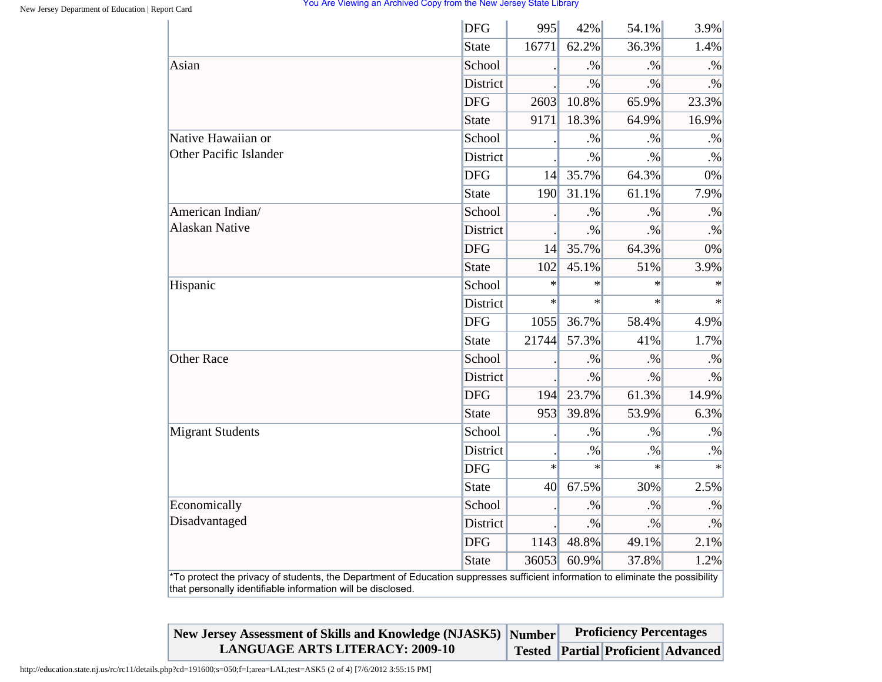| | | | | | |
|---|---|---|---|---|---|
| | DFG | 995 | 42% | 54.1% | 3.9% |
| | State | 16771 | 62.2% | 36.3% | 1.4% |
| Asian | School | . | .% | .% | .% |
| | District | . | .% | .% | .% |
| | DFG | 2603 | 10.8% | 65.9% | 23.3% |
| | State | 9171 | 18.3% | 64.9% | 16.9% |
| Native Hawaiian or Other Pacific Islander | School | . | .% | .% | .% |
| | District | . | .% | .% | .% |
| | DFG | 14 | 35.7% | 64.3% | 0% |
| | State | 190 | 31.1% | 61.1% | 7.9% |
| American Indian/ Alaskan Native | School | . | .% | .% | .% |
| | District | . | .% | .% | .% |
| | DFG | 14 | 35.7% | 64.3% | 0% |
| | State | 102 | 45.1% | 51% | 3.9% |
| Hispanic | School | * | * | * | * |
| | District | * | * | * | * |
| | DFG | 1055 | 36.7% | 58.4% | 4.9% |
| | State | 21744 | 57.3% | 41% | 1.7% |
| Other Race | School | . | .% | .% | .% |
| | District | . | .% | .% | .% |
| | DFG | 194 | 23.7% | 61.3% | 14.9% |
| | State | 953 | 39.8% | 53.9% | 6.3% |
| Migrant Students | School | . | .% | .% | .% |
| | District | . | .% | .% | .% |
| | DFG | * | * | * | * |
| | State | 40 | 67.5% | 30% | 2.5% |
| Economically Disadvantaged | School | . | .% | .% | .% |
| | District | . | .% | .% | .% |
| | DFG | 1143 | 48.8% | 49.1% | 2.1% |
| | State | 36053 | 60.9% | 37.8% | 1.2% |

*To protect the privacy of students, the Department of Education suppresses sufficient information to eliminate the possibility that personally identifiable information will be disclosed.

| New Jersey Assessment of Skills and Knowledge (NJASK5) LANGUAGE ARTS LITERACY: 2009-10 | Number Tested | Proficiency Percentages | | |
|---|---|---|---|---|
| | | Partial | Proficient | Advanced |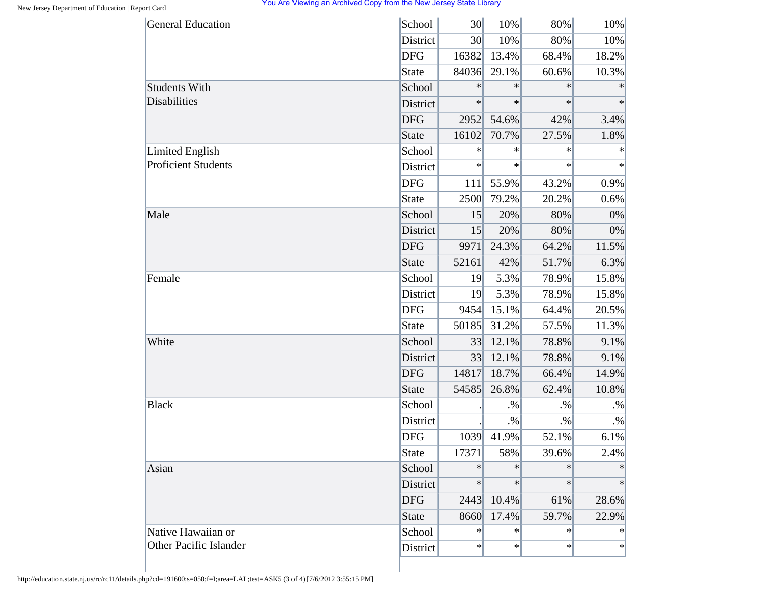| | | | | | |
|---|---|---|---|---|---|
| General Education | School | 30 | 10% | 80% | 10% |
| | District | 30 | 10% | 80% | 10% |
| | DFG | 16382 | 13.4% | 68.4% | 18.2% |
| | State | 84036 | 29.1% | 60.6% | 10.3% |
| Students With Disabilities | School | * | * | * | * |
| | District | * | * | * | * |
| | DFG | 2952 | 54.6% | 42% | 3.4% |
| | State | 16102 | 70.7% | 27.5% | 1.8% |
| Limited English Proficient Students | School | * | * | * | * |
| | District | * | * | * | * |
| | DFG | 111 | 55.9% | 43.2% | 0.9% |
| | State | 2500 | 79.2% | 20.2% | 0.6% |
| Male | School | 15 | 20% | 80% | 0% |
| | District | 15 | 20% | 80% | 0% |
| | DFG | 9971 | 24.3% | 64.2% | 11.5% |
| | State | 52161 | 42% | 51.7% | 6.3% |
| Female | School | 19 | 5.3% | 78.9% | 15.8% |
| | District | 19 | 5.3% | 78.9% | 15.8% |
| | DFG | 9454 | 15.1% | 64.4% | 20.5% |
| | State | 50185 | 31.2% | 57.5% | 11.3% |
| White | School | 33 | 12.1% | 78.8% | 9.1% |
| | District | 33 | 12.1% | 78.8% | 9.1% |
| | DFG | 14817 | 18.7% | 66.4% | 14.9% |
| | State | 54585 | 26.8% | 62.4% | 10.8% |
| Black | School | . | .% | .% | .% |
| | District | . | .% | .% | .% |
| | DFG | 1039 | 41.9% | 52.1% | 6.1% |
| | State | 17371 | 58% | 39.6% | 2.4% |
| Asian | School | * | * | * | * |
| | District | * | * | * | * |
| | DFG | 2443 | 10.4% | 61% | 28.6% |
| | State | 8660 | 17.4% | 59.7% | 22.9% |
| Native Hawaiian or Other Pacific Islander | School | * | * | * | * |
| | District | * | * | * | * |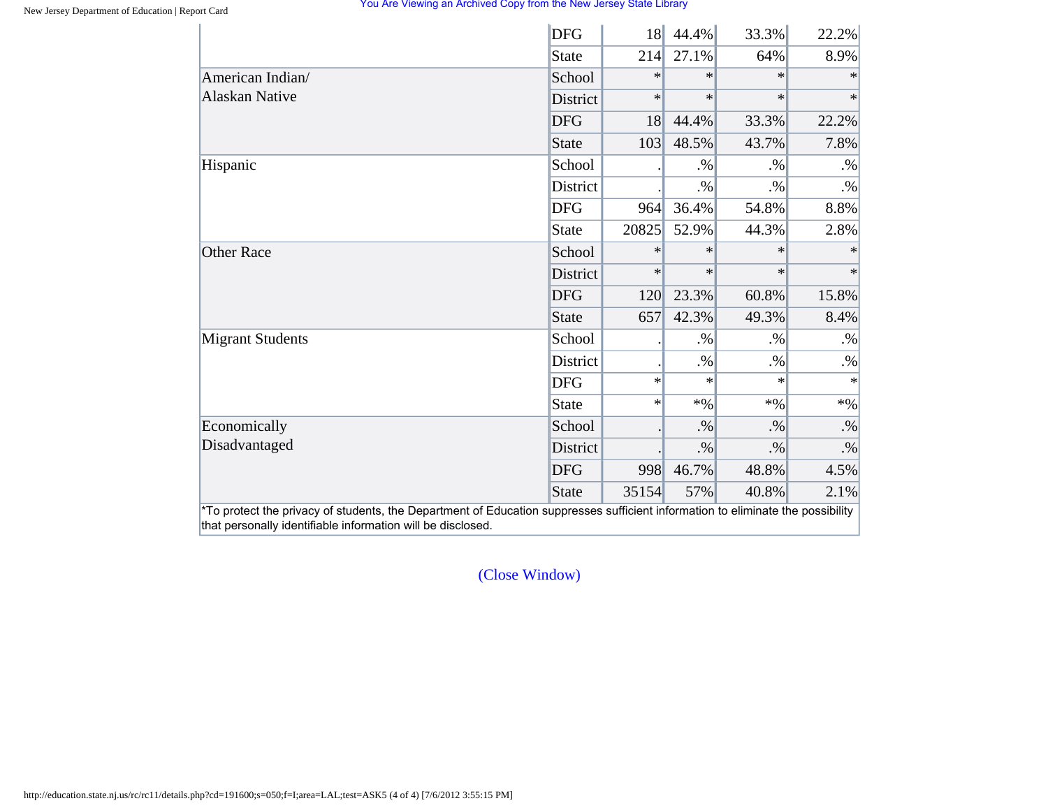| | | | | | |
|---|---|---|---|---|---|
| | DFG | 18 | 44.4% | 33.3% | 22.2% |
| | State | 214 | 27.1% | 64% | 8.9% |
| American Indian/ Alaskan Native | School | * | * | * | * |
| | District | * | * | * | * |
| | DFG | 18 | 44.4% | 33.3% | 22.2% |
| | State | 103 | 48.5% | 43.7% | 7.8% |
| Hispanic | School | . | .% | .% | .% |
| | District | . | .% | .% | .% |
| | DFG | 964 | 36.4% | 54.8% | 8.8% |
| | State | 20825 | 52.9% | 44.3% | 2.8% |
| Other Race | School | * | * | * | * |
| | District | * | * | * | * |
| | DFG | 120 | 23.3% | 60.8% | 15.8% |
| | State | 657 | 42.3% | 49.3% | 8.4% |
| Migrant Students | School | . | .% | .% | .% |
| | District | . | .% | .% | .% |
| | DFG | * | * | * | * |
| | State | * | *% | *% | *% |
| Economically Disadvantaged | School | . | .% | .% | .% |
| | District | . | .% | .% | .% |
| | DFG | 998 | 46.7% | 48.8% | 4.5% |
| | State | 35154 | 57% | 40.8% | 2.1% |

*To protect the privacy of students, the Department of Education suppresses sufficient information to eliminate the possibility that personally identifiable information will be disclosed.

(Close Window)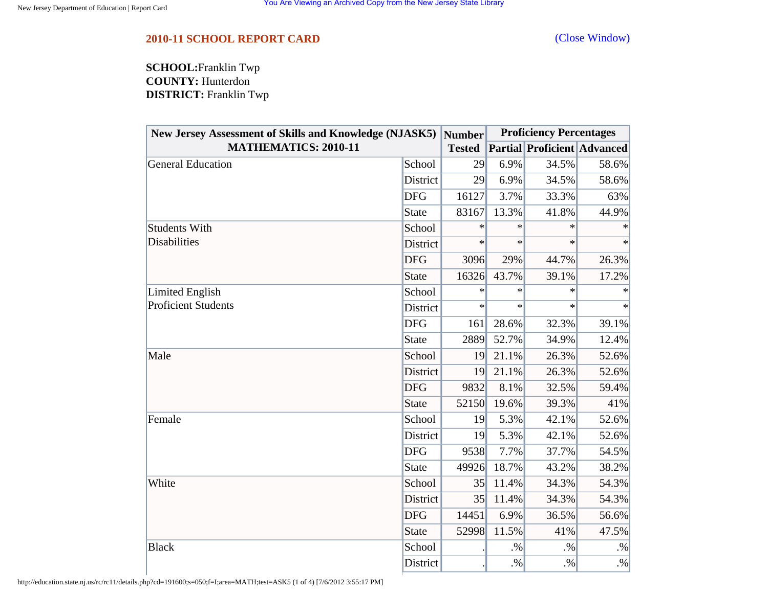## 2010-11 SCHOOL REPORT CARD

(Close Window)

**SCHOOL:** Franklin Twp
**COUNTY:** Hunterdon
**DISTRICT:** Franklin Twp

| New Jersey Assessment of Skills and Knowledge (NJASK5) MATHEMATICS: 2010-11 | | Number Tested | Proficiency Percentages | | |
|---|---|---|---|---|---|
| | | | Partial | Proficient | Advanced |
| General Education | School | 29 | 6.9% | 34.5% | 58.6% |
| | District | 29 | 6.9% | 34.5% | 58.6% |
| | DFG | 16127 | 3.7% | 33.3% | 63% |
| | State | 83167 | 13.3% | 41.8% | 44.9% |
| Students With Disabilities | School | * | * | * | * |
| | District | * | * | * | * |
| | DFG | 3096 | 29% | 44.7% | 26.3% |
| | State | 16326 | 43.7% | 39.1% | 17.2% |
| Limited English Proficient Students | School | * | * | * | * |
| | District | * | * | * | * |
| | DFG | 161 | 28.6% | 32.3% | 39.1% |
| | State | 2889 | 52.7% | 34.9% | 12.4% |
| Male | School | 19 | 21.1% | 26.3% | 52.6% |
| | District | 19 | 21.1% | 26.3% | 52.6% |
| | DFG | 9832 | 8.1% | 32.5% | 59.4% |
| | State | 52150 | 19.6% | 39.3% | 41% |
| Female | School | 19 | 5.3% | 42.1% | 52.6% |
| | District | 19 | 5.3% | 42.1% | 52.6% |
| | DFG | 9538 | 7.7% | 37.7% | 54.5% |
| | State | 49926 | 18.7% | 43.2% | 38.2% |
| White | School | 35 | 11.4% | 34.3% | 54.3% |
| | District | 35 | 11.4% | 34.3% | 54.3% |
| | DFG | 14451 | 6.9% | 36.5% | 56.6% |
| | State | 52998 | 11.5% | 41% | 47.5% |
| Black | School | . | .% | .% | .% |
| | District | . | .% | .% | .% |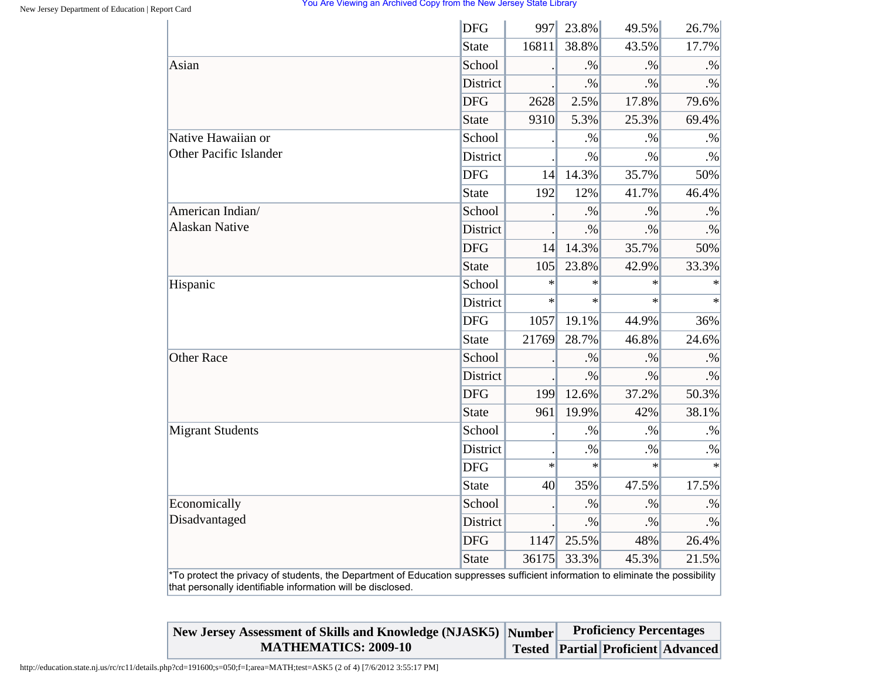| | | | | | |
|---|---|---|---|---|---|
| | DFG | 997 | 23.8% | 49.5% | 26.7% |
| | State | 16811 | 38.8% | 43.5% | 17.7% |
| Asian | School | . | .% | .% | .% |
| | District | . | .% | .% | .% |
| | DFG | 2628 | 2.5% | 17.8% | 79.6% |
| | State | 9310 | 5.3% | 25.3% | 69.4% |
| Native Hawaiian or Other Pacific Islander | School | . | .% | .% | .% |
| | District | . | .% | .% | .% |
| | DFG | 14 | 14.3% | 35.7% | 50% |
| | State | 192 | 12% | 41.7% | 46.4% |
| American Indian/ Alaskan Native | School | . | .% | .% | .% |
| | District | . | .% | .% | .% |
| | DFG | 14 | 14.3% | 35.7% | 50% |
| | State | 105 | 23.8% | 42.9% | 33.3% |
| Hispanic | School | * | * | * | * |
| | District | * | * | * | * |
| | DFG | 1057 | 19.1% | 44.9% | 36% |
| | State | 21769 | 28.7% | 46.8% | 24.6% |
| Other Race | School | . | .% | .% | .% |
| | District | . | .% | .% | .% |
| | DFG | 199 | 12.6% | 37.2% | 50.3% |
| | State | 961 | 19.9% | 42% | 38.1% |
| Migrant Students | School | . | .% | .% | .% |
| | District | . | .% | .% | .% |
| | DFG | * | * | * | * |
| | State | 40 | 35% | 47.5% | 17.5% |
| Economically Disadvantaged | School | . | .% | .% | .% |
| | District | . | .% | .% | .% |
| | DFG | 1147 | 25.5% | 48% | 26.4% |
| | State | 36175 | 33.3% | 45.3% | 21.5% |

*To protect the privacy of students, the Department of Education suppresses sufficient information to eliminate the possibility that personally identifiable information will be disclosed.

| New Jersey Assessment of Skills and Knowledge (NJASK5) MATHEMATICS: 2009-10 | Number Tested | Proficiency Percentages | | |
|---|---|---|---|---|
| | | Partial | Proficient | Advanced |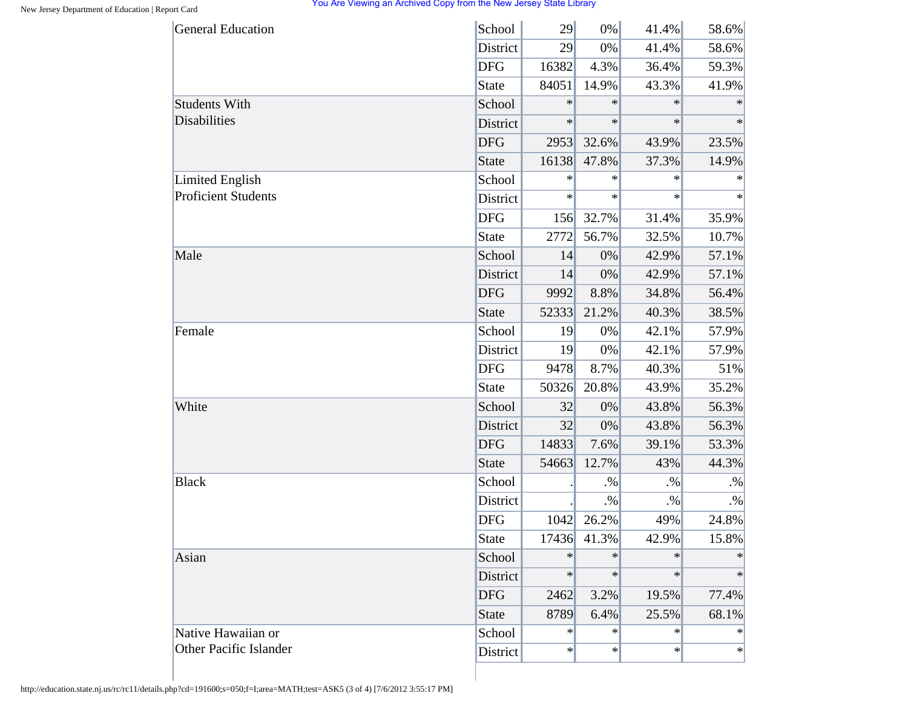| | | | | | |
|---|---|---|---|---|---|
| General Education | School | 29 | 0% | 41.4% | 58.6% |
| | District | 29 | 0% | 41.4% | 58.6% |
| | DFG | 16382 | 4.3% | 36.4% | 59.3% |
| | State | 84051 | 14.9% | 43.3% | 41.9% |
| Students With Disabilities | School | * | * | * | * |
| | District | * | * | * | * |
| | DFG | 2953 | 32.6% | 43.9% | 23.5% |
| | State | 16138 | 47.8% | 37.3% | 14.9% |
| Limited English Proficient Students | School | * | * | * | * |
| | District | * | * | * | * |
| | DFG | 156 | 32.7% | 31.4% | 35.9% |
| | State | 2772 | 56.7% | 32.5% | 10.7% |
| Male | School | 14 | 0% | 42.9% | 57.1% |
| | District | 14 | 0% | 42.9% | 57.1% |
| | DFG | 9992 | 8.8% | 34.8% | 56.4% |
| | State | 52333 | 21.2% | 40.3% | 38.5% |
| Female | School | 19 | 0% | 42.1% | 57.9% |
| | District | 19 | 0% | 42.1% | 57.9% |
| | DFG | 9478 | 8.7% | 40.3% | 51% |
| | State | 50326 | 20.8% | 43.9% | 35.2% |
| White | School | 32 | 0% | 43.8% | 56.3% |
| | District | 32 | 0% | 43.8% | 56.3% |
| | DFG | 14833 | 7.6% | 39.1% | 53.3% |
| | State | 54663 | 12.7% | 43% | 44.3% |
| Black | School | . | .% | .% | .% |
| | District | . | .% | .% | .% |
| | DFG | 1042 | 26.2% | 49% | 24.8% |
| | State | 17436 | 41.3% | 42.9% | 15.8% |
| Asian | School | * | * | * | * |
| | District | * | * | * | * |
| | DFG | 2462 | 3.2% | 19.5% | 77.4% |
| | State | 8789 | 6.4% | 25.5% | 68.1% |
| Native Hawaiian or Other Pacific Islander | School | * | * | * | * |
| | District | * | * | * | * |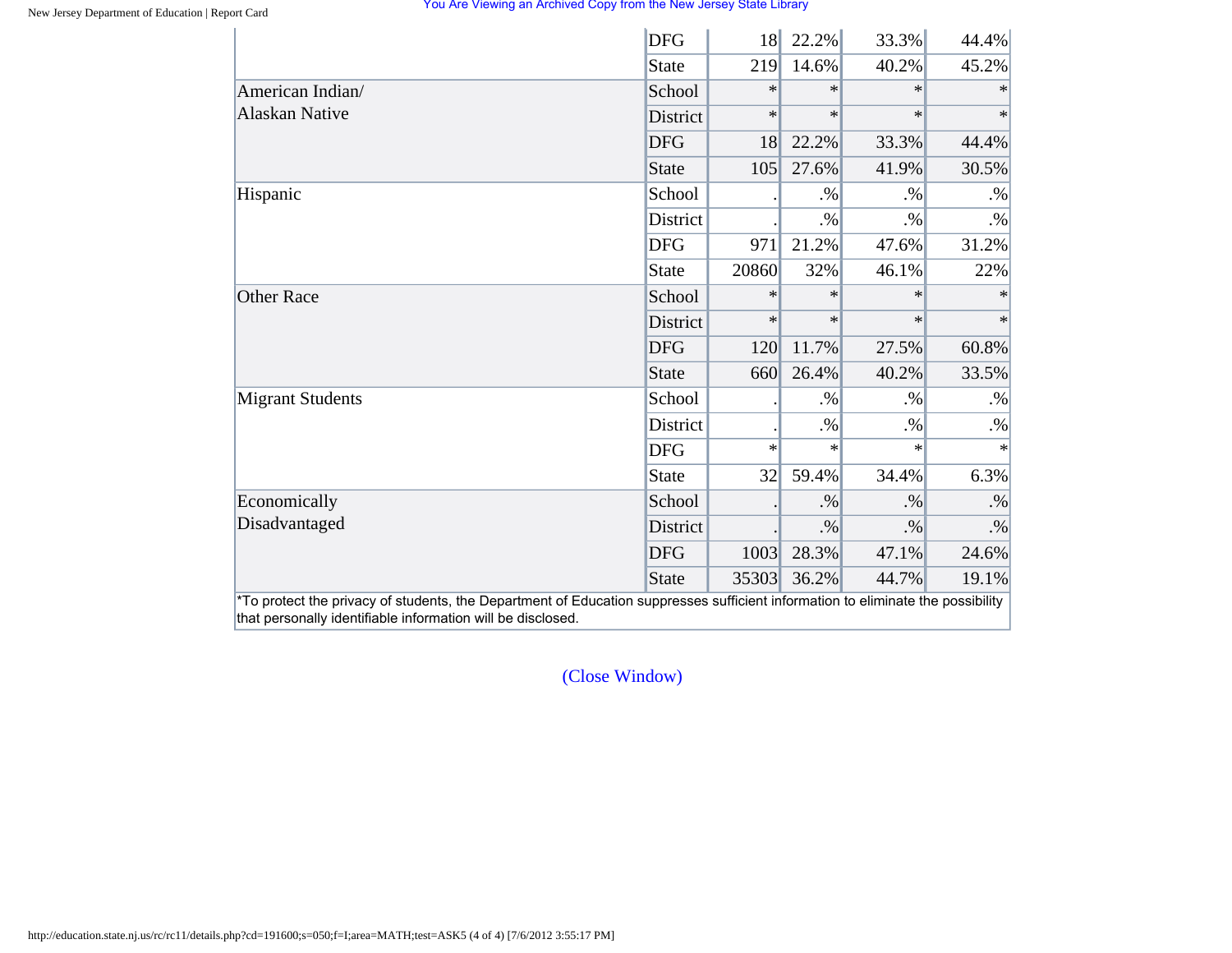| | | | | | |
|---|---|---|---|---|---|
| | DFG | 18 | 22.2% | 33.3% | 44.4% |
| | State | 219 | 14.6% | 40.2% | 45.2% |
| American Indian/ Alaskan Native | School | * | * | * | * |
| | District | * | * | * | * |
| | DFG | 18 | 22.2% | 33.3% | 44.4% |
| | State | 105 | 27.6% | 41.9% | 30.5% |
| Hispanic | School | . | .% | .% | .% |
| | District | . | .% | .% | .% |
| | DFG | 971 | 21.2% | 47.6% | 31.2% |
| | State | 20860 | 32% | 46.1% | 22% |
| Other Race | School | * | * | * | * |
| | District | * | * | * | * |
| | DFG | 120 | 11.7% | 27.5% | 60.8% |
| | State | 660 | 26.4% | 40.2% | 33.5% |
| Migrant Students | School | . | .% | .% | .% |
| | District | . | .% | .% | .% |
| | DFG | * | * | * | * |
| | State | 32 | 59.4% | 34.4% | 6.3% |
| Economically Disadvantaged | School | . | .% | .% | .% |
| | District | . | .% | .% | .% |
| | DFG | 1003 | 28.3% | 47.1% | 24.6% |
| | State | 35303 | 36.2% | 44.7% | 19.1% |

*To protect the privacy of students, the Department of Education suppresses sufficient information to eliminate the possibility that personally identifiable information will be disclosed.

(Close Window)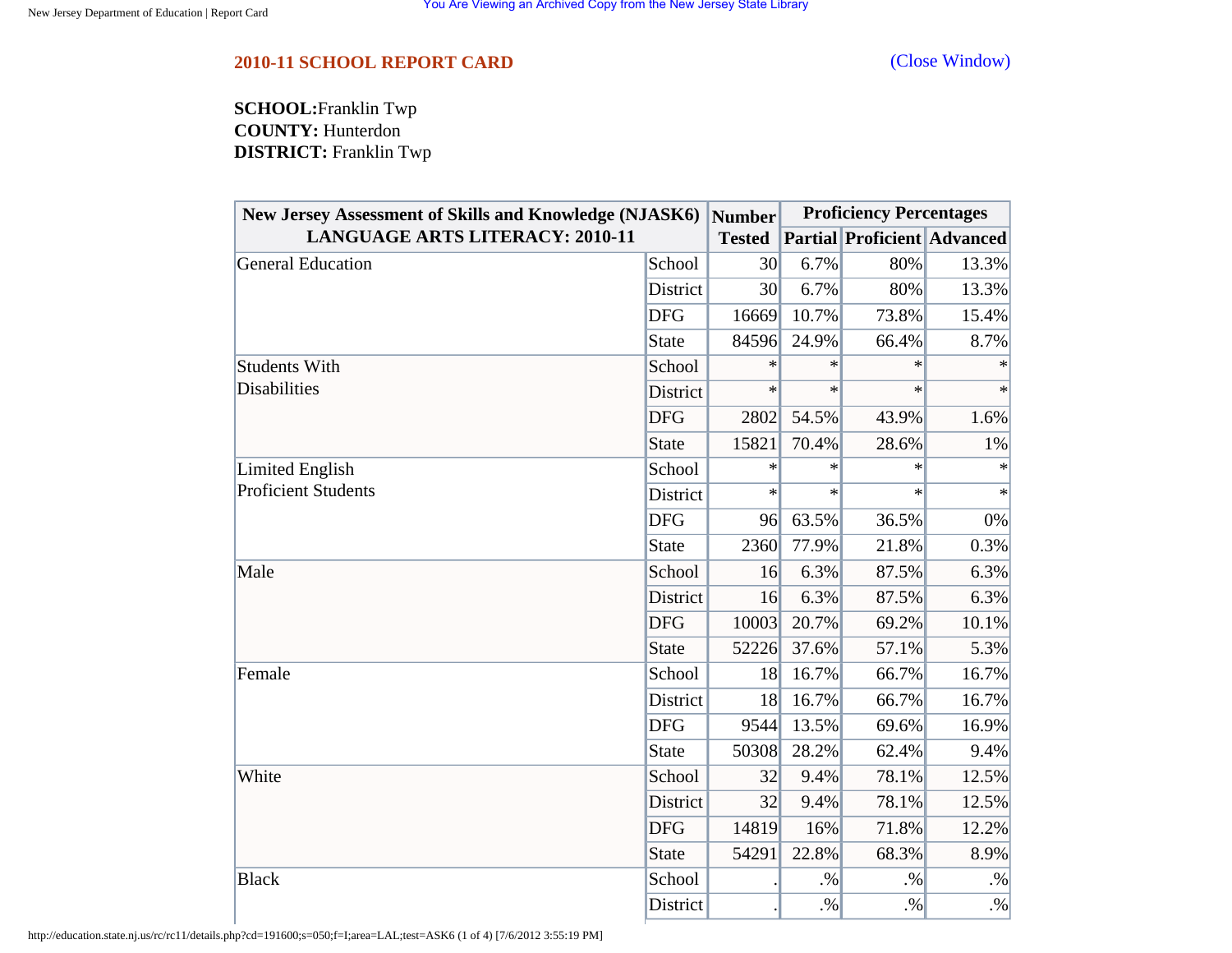## 2010-11 SCHOOL REPORT CARD

(Close Window)

**SCHOOL:** Franklin Twp
**COUNTY:** Hunterdon
**DISTRICT:** Franklin Twp

| New Jersey Assessment of Skills and Knowledge (NJASK6) LANGUAGE ARTS LITERACY: 2010-11 | | Number Tested | Proficiency Percentages | | |
|---|---|---|---|---|---|
| | | | Partial | Proficient | Advanced |
| General Education | School | 30 | 6.7% | 80% | 13.3% |
| | District | 30 | 6.7% | 80% | 13.3% |
| | DFG | 16669 | 10.7% | 73.8% | 15.4% |
| | State | 84596 | 24.9% | 66.4% | 8.7% |
| Students With Disabilities | School | * | * | * | * |
| | District | * | * | * | * |
| | DFG | 2802 | 54.5% | 43.9% | 1.6% |
| | State | 15821 | 70.4% | 28.6% | 1% |
| Limited English Proficient Students | School | * | * | * | * |
| | District | * | * | * | * |
| | DFG | 96 | 63.5% | 36.5% | 0% |
| | State | 2360 | 77.9% | 21.8% | 0.3% |
| Male | School | 16 | 6.3% | 87.5% | 6.3% |
| | District | 16 | 6.3% | 87.5% | 6.3% |
| | DFG | 10003 | 20.7% | 69.2% | 10.1% |
| | State | 52226 | 37.6% | 57.1% | 5.3% |
| Female | School | 18 | 16.7% | 66.7% | 16.7% |
| | District | 18 | 16.7% | 66.7% | 16.7% |
| | DFG | 9544 | 13.5% | 69.6% | 16.9% |
| | State | 50308 | 28.2% | 62.4% | 9.4% |
| White | School | 32 | 9.4% | 78.1% | 12.5% |
| | District | 32 | 9.4% | 78.1% | 12.5% |
| | DFG | 14819 | 16% | 71.8% | 12.2% |
| | State | 54291 | 22.8% | 68.3% | 8.9% |
| Black | School | . | .% | .% | .% |
| | District | . | .% | .% | .% |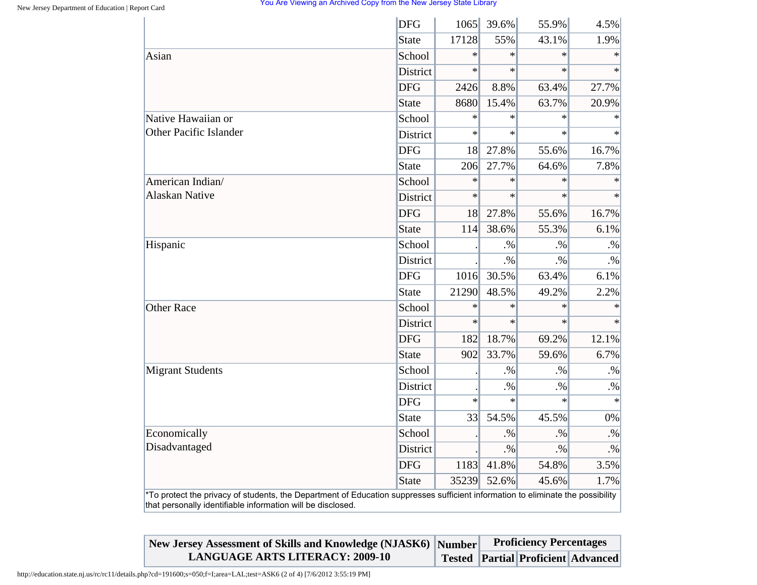| | | | | | |
|---|---|---|---|---|---|
| | DFG | 1065 | 39.6% | 55.9% | 4.5% |
| | State | 17128 | 55% | 43.1% | 1.9% |
| Asian | School | * | * | * | * |
| | District | * | * | * | * |
| | DFG | 2426 | 8.8% | 63.4% | 27.7% |
| | State | 8680 | 15.4% | 63.7% | 20.9% |
| Native Hawaiian or Other Pacific Islander | School | * | * | * | * |
| | District | * | * | * | * |
| | DFG | 18 | 27.8% | 55.6% | 16.7% |
| | State | 206 | 27.7% | 64.6% | 7.8% |
| American Indian/ Alaskan Native | School | * | * | * | * |
| | District | * | * | * | * |
| | DFG | 18 | 27.8% | 55.6% | 16.7% |
| | State | 114 | 38.6% | 55.3% | 6.1% |
| Hispanic | School | . | .% | .% | .% |
| | District | . | .% | .% | .% |
| | DFG | 1016 | 30.5% | 63.4% | 6.1% |
| | State | 21290 | 48.5% | 49.2% | 2.2% |
| Other Race | School | * | * | * | * |
| | District | * | * | * | * |
| | DFG | 182 | 18.7% | 69.2% | 12.1% |
| | State | 902 | 33.7% | 59.6% | 6.7% |
| Migrant Students | School | . | .% | .% | .% |
| | District | . | .% | .% | .% |
| | DFG | * | * | * | * |
| | State | 33 | 54.5% | 45.5% | 0% |
| Economically Disadvantaged | School | . | .% | .% | .% |
| | District | . | .% | .% | .% |
| | DFG | 1183 | 41.8% | 54.8% | 3.5% |
| | State | 35239 | 52.6% | 45.6% | 1.7% |

*To protect the privacy of students, the Department of Education suppresses sufficient information to eliminate the possibility that personally identifiable information will be disclosed.

| New Jersey Assessment of Skills and Knowledge (NJASK6) LANGUAGE ARTS LITERACY: 2009-10 | Number Tested | Proficiency Percentages | | |
|---|---|---|---|---|
| | | Partial | Proficient | Advanced |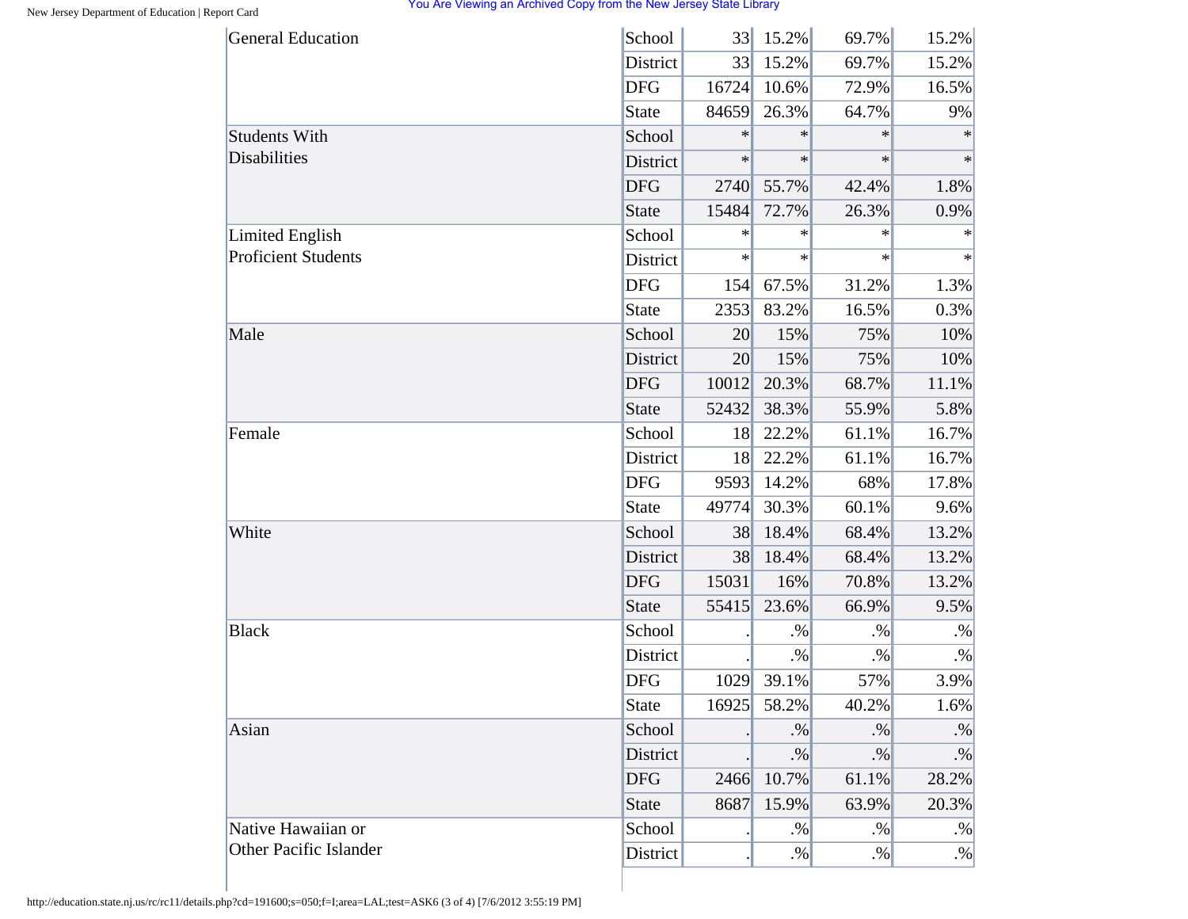| | | | | | |
|---|---|---|---|---|---|
| General Education | School | 33 | 15.2% | 69.7% | 15.2% |
| | District | 33 | 15.2% | 69.7% | 15.2% |
| | DFG | 16724 | 10.6% | 72.9% | 16.5% |
| | State | 84659 | 26.3% | 64.7% | 9% |
| Students With Disabilities | School | * | * | * | * |
| | District | * | * | * | * |
| | DFG | 2740 | 55.7% | 42.4% | 1.8% |
| | State | 15484 | 72.7% | 26.3% | 0.9% |
| Limited English Proficient Students | School | * | * | * | * |
| | District | * | * | * | * |
| | DFG | 154 | 67.5% | 31.2% | 1.3% |
| | State | 2353 | 83.2% | 16.5% | 0.3% |
| Male | School | 20 | 15% | 75% | 10% |
| | District | 20 | 15% | 75% | 10% |
| | DFG | 10012 | 20.3% | 68.7% | 11.1% |
| | State | 52432 | 38.3% | 55.9% | 5.8% |
| Female | School | 18 | 22.2% | 61.1% | 16.7% |
| | District | 18 | 22.2% | 61.1% | 16.7% |
| | DFG | 9593 | 14.2% | 68% | 17.8% |
| | State | 49774 | 30.3% | 60.1% | 9.6% |
| White | School | 38 | 18.4% | 68.4% | 13.2% |
| | District | 38 | 18.4% | 68.4% | 13.2% |
| | DFG | 15031 | 16% | 70.8% | 13.2% |
| | State | 55415 | 23.6% | 66.9% | 9.5% |
| Black | School | . | .% | .% | .% |
| | District | . | .% | .% | .% |
| | DFG | 1029 | 39.1% | 57% | 3.9% |
| | State | 16925 | 58.2% | 40.2% | 1.6% |
| Asian | School | . | .% | .% | .% |
| | District | . | .% | .% | .% |
| | DFG | 2466 | 10.7% | 61.1% | 28.2% |
| | State | 8687 | 15.9% | 63.9% | 20.3% |
| Native Hawaiian or Other Pacific Islander | School | . | .% | .% | .% |
| | District | . | .% | .% | .% |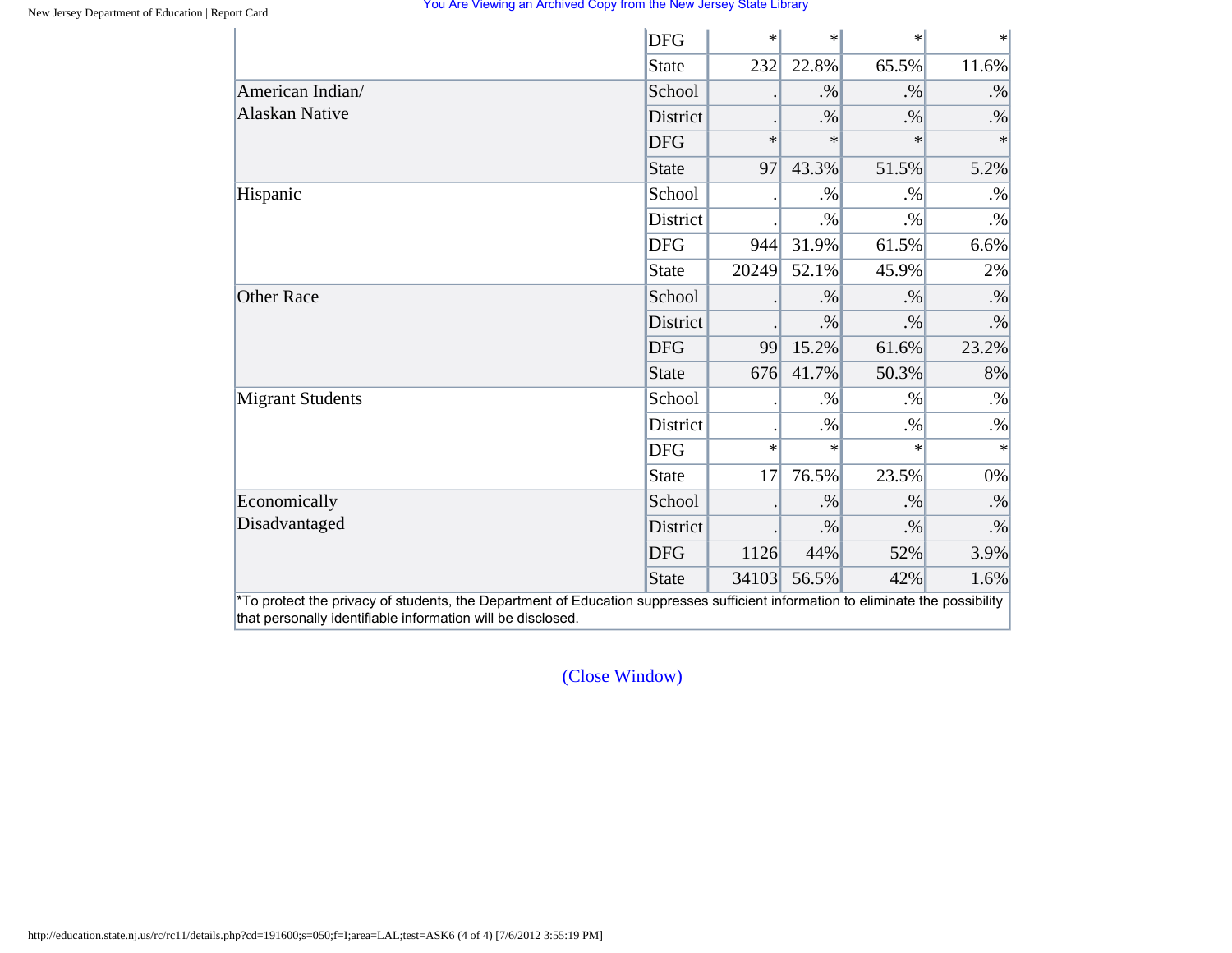| | | | | | |
|---|---|---|---|---|---|
| | DFG | * | * | * | * |
| | State | 232 | 22.8% | 65.5% | 11.6% |
| American Indian/ Alaskan Native | School | . | .% | .% | .% |
| | District | . | .% | .% | .% |
| | DFG | * | * | * | * |
| | State | 97 | 43.3% | 51.5% | 5.2% |
| Hispanic | School | . | .% | .% | .% |
| | District | . | .% | .% | .% |
| | DFG | 944 | 31.9% | 61.5% | 6.6% |
| | State | 20249 | 52.1% | 45.9% | 2% |
| Other Race | School | . | .% | .% | .% |
| | District | . | .% | .% | .% |
| | DFG | 99 | 15.2% | 61.6% | 23.2% |
| | State | 676 | 41.7% | 50.3% | 8% |
| Migrant Students | School | . | .% | .% | .% |
| | District | . | .% | .% | .% |
| | DFG | * | * | * | * |
| | State | 17 | 76.5% | 23.5% | 0% |
| Economically Disadvantaged | School | . | .% | .% | .% |
| | District | . | .% | .% | .% |
| | DFG | 1126 | 44% | 52% | 3.9% |
| | State | 34103 | 56.5% | 42% | 1.6% |

*To protect the privacy of students, the Department of Education suppresses sufficient information to eliminate the possibility that personally identifiable information will be disclosed.

(Close Window)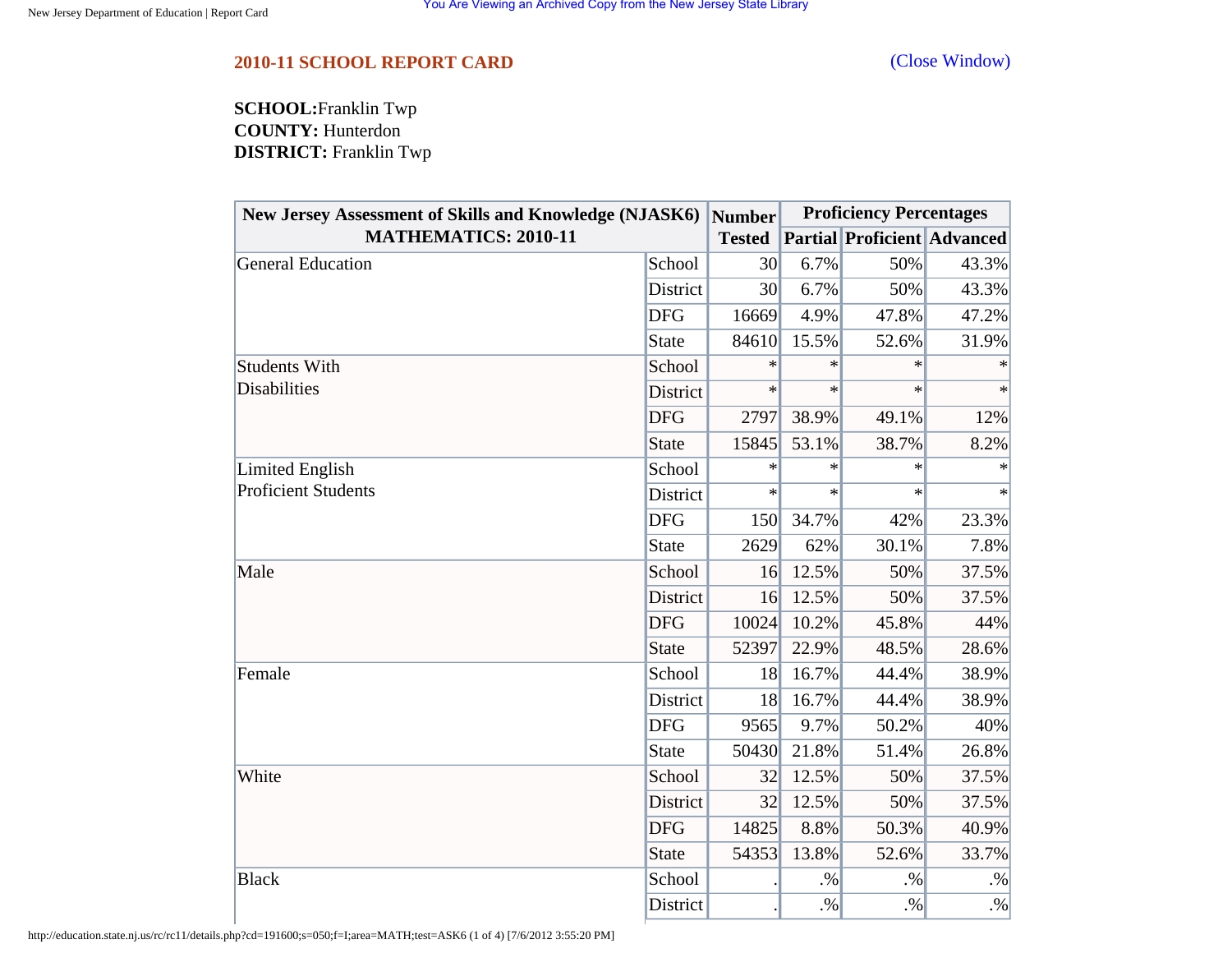## 2010-11 SCHOOL REPORT CARD

(Close Window)

**SCHOOL:** Franklin Twp
**COUNTY:** Hunterdon
**DISTRICT:** Franklin Twp

| New Jersey Assessment of Skills and Knowledge (NJASK6) MATHEMATICS: 2010-11 | | Number Tested | Proficiency Percentages | | |
|---|---|---|---|---|---|
| | | | Partial | Proficient | Advanced |
| General Education | School | 30 | 6.7% | 50% | 43.3% |
| | District | 30 | 6.7% | 50% | 43.3% |
| | DFG | 16669 | 4.9% | 47.8% | 47.2% |
| | State | 84610 | 15.5% | 52.6% | 31.9% |
| Students With Disabilities | School | * | * | * | * |
| | District | * | * | * | * |
| | DFG | 2797 | 38.9% | 49.1% | 12% |
| | State | 15845 | 53.1% | 38.7% | 8.2% |
| Limited English Proficient Students | School | * | * | * | * |
| | District | * | * | * | * |
| | DFG | 150 | 34.7% | 42% | 23.3% |
| | State | 2629 | 62% | 30.1% | 7.8% |
| Male | School | 16 | 12.5% | 50% | 37.5% |
| | District | 16 | 12.5% | 50% | 37.5% |
| | DFG | 10024 | 10.2% | 45.8% | 44% |
| | State | 52397 | 22.9% | 48.5% | 28.6% |
| Female | School | 18 | 16.7% | 44.4% | 38.9% |
| | District | 18 | 16.7% | 44.4% | 38.9% |
| | DFG | 9565 | 9.7% | 50.2% | 40% |
| | State | 50430 | 21.8% | 51.4% | 26.8% |
| White | School | 32 | 12.5% | 50% | 37.5% |
| | District | 32 | 12.5% | 50% | 37.5% |
| | DFG | 14825 | 8.8% | 50.3% | 40.9% |
| | State | 54353 | 13.8% | 52.6% | 33.7% |
| Black | School | . | .% | .% | .% |
| | District | . | .% | .% | .% |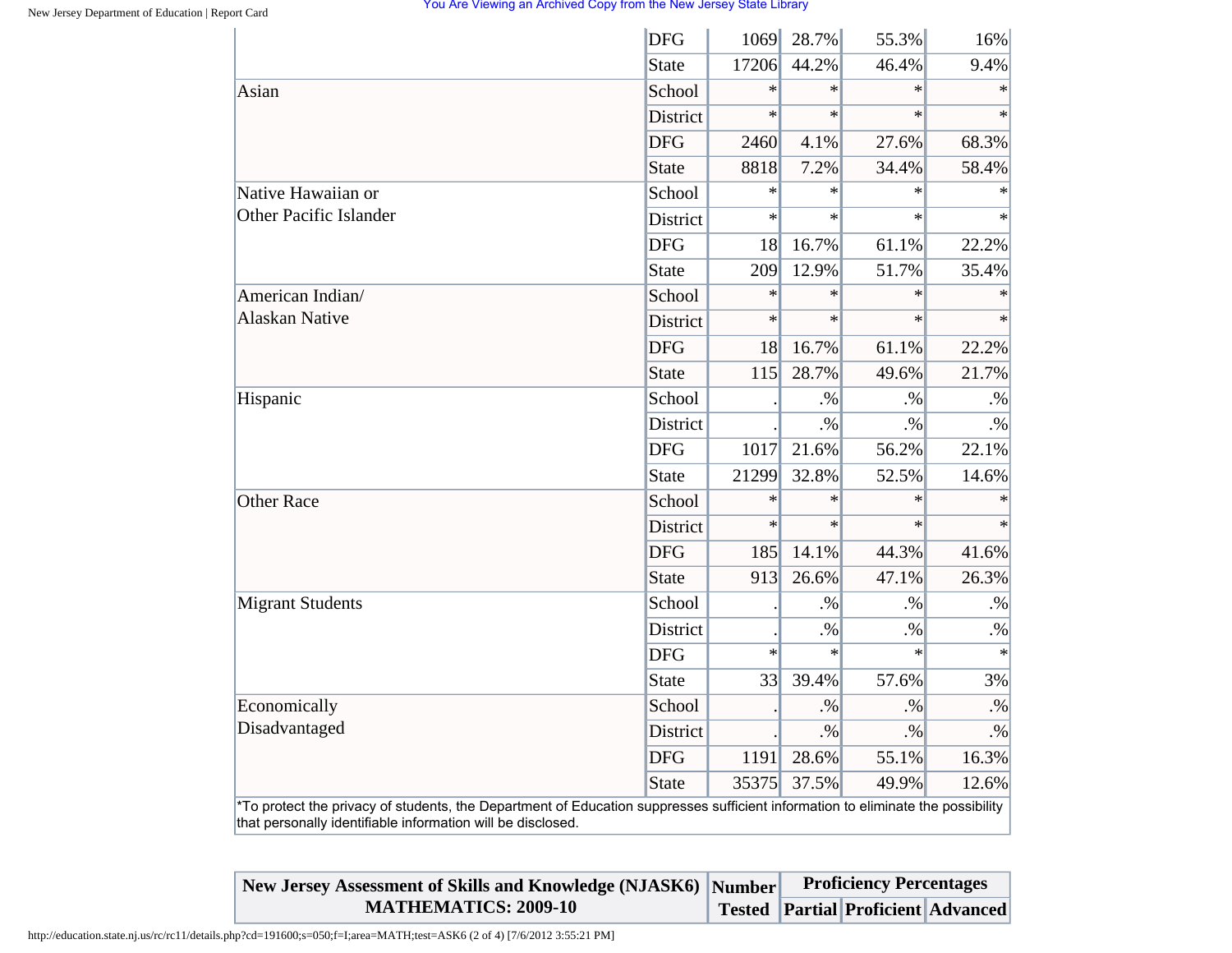| | | | | | |
|---|---|---|---|---|---|
| | DFG | 1069 | 28.7% | 55.3% | 16% |
| | State | 17206 | 44.2% | 46.4% | 9.4% |
| Asian | School | * | * | * | * |
| | District | * | * | * | * |
| | DFG | 2460 | 4.1% | 27.6% | 68.3% |
| | State | 8818 | 7.2% | 34.4% | 58.4% |
| Native Hawaiian or Other Pacific Islander | School | * | * | * | * |
| | District | * | * | * | * |
| | DFG | 18 | 16.7% | 61.1% | 22.2% |
| | State | 209 | 12.9% | 51.7% | 35.4% |
| American Indian/ Alaskan Native | School | * | * | * | * |
| | District | * | * | * | * |
| | DFG | 18 | 16.7% | 61.1% | 22.2% |
| | State | 115 | 28.7% | 49.6% | 21.7% |
| Hispanic | School | . | .% | .% | .% |
| | District | . | .% | .% | .% |
| | DFG | 1017 | 21.6% | 56.2% | 22.1% |
| | State | 21299 | 32.8% | 52.5% | 14.6% |
| Other Race | School | * | * | * | * |
| | District | * | * | * | * |
| | DFG | 185 | 14.1% | 44.3% | 41.6% |
| | State | 913 | 26.6% | 47.1% | 26.3% |
| Migrant Students | School | . | .% | .% | .% |
| | District | . | .% | .% | .% |
| | DFG | * | * | * | * |
| | State | 33 | 39.4% | 57.6% | 3% |
| Economically Disadvantaged | School | . | .% | .% | .% |
| | District | . | .% | .% | .% |
| | DFG | 1191 | 28.6% | 55.1% | 16.3% |
| | State | 35375 | 37.5% | 49.9% | 12.6% |

*To protect the privacy of students, the Department of Education suppresses sufficient information to eliminate the possibility that personally identifiable information will be disclosed.

| New Jersey Assessment of Skills and Knowledge (NJASK6) MATHEMATICS: 2009-10 | Number Tested | Proficiency Percentages | | |
|---|---|---|---|---|
| | | Partial | Proficient | Advanced |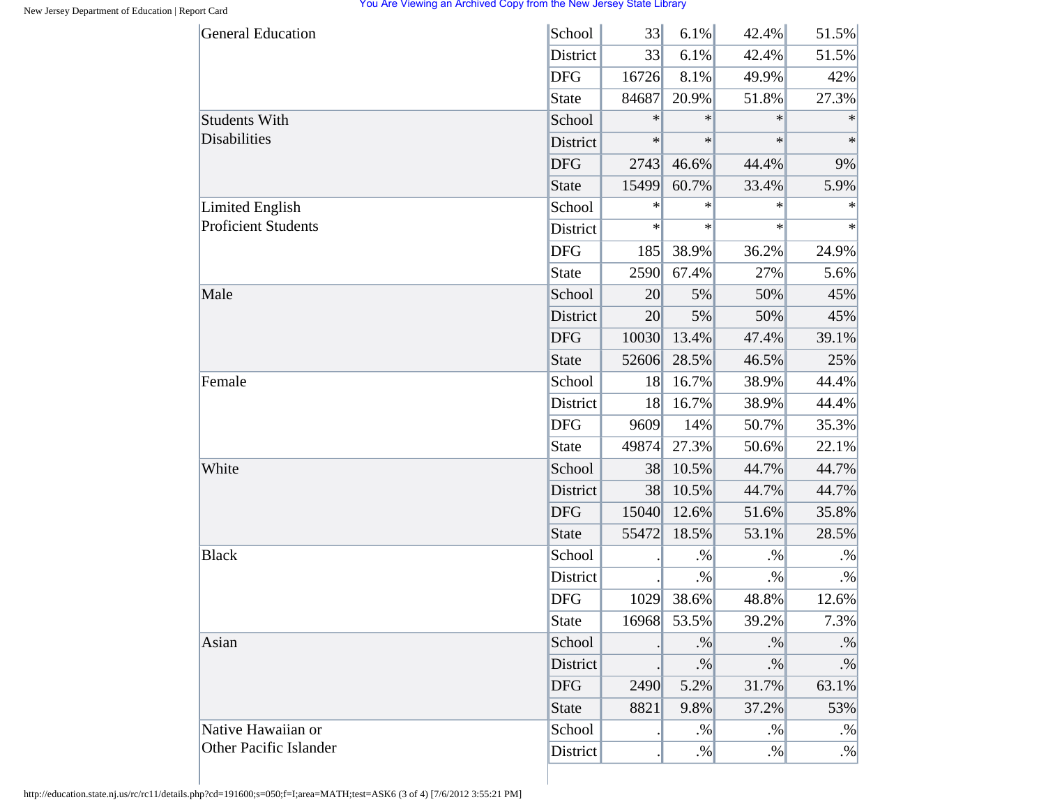| | | | | | |
|---|---|---|---|---|---|
| General Education | School | 33 | 6.1% | 42.4% | 51.5% |
| | District | 33 | 6.1% | 42.4% | 51.5% |
| | DFG | 16726 | 8.1% | 49.9% | 42% |
| | State | 84687 | 20.9% | 51.8% | 27.3% |
| Students With Disabilities | School | * | * | * | * |
| | District | * | * | * | * |
| | DFG | 2743 | 46.6% | 44.4% | 9% |
| | State | 15499 | 60.7% | 33.4% | 5.9% |
| Limited English Proficient Students | School | * | * | * | * |
| | District | * | * | * | * |
| | DFG | 185 | 38.9% | 36.2% | 24.9% |
| | State | 2590 | 67.4% | 27% | 5.6% |
| Male | School | 20 | 5% | 50% | 45% |
| | District | 20 | 5% | 50% | 45% |
| | DFG | 10030 | 13.4% | 47.4% | 39.1% |
| | State | 52606 | 28.5% | 46.5% | 25% |
| Female | School | 18 | 16.7% | 38.9% | 44.4% |
| | District | 18 | 16.7% | 38.9% | 44.4% |
| | DFG | 9609 | 14% | 50.7% | 35.3% |
| | State | 49874 | 27.3% | 50.6% | 22.1% |
| White | School | 38 | 10.5% | 44.7% | 44.7% |
| | District | 38 | 10.5% | 44.7% | 44.7% |
| | DFG | 15040 | 12.6% | 51.6% | 35.8% |
| | State | 55472 | 18.5% | 53.1% | 28.5% |
| Black | School | . | .% | .% | .% |
| | District | . | .% | .% | .% |
| | DFG | 1029 | 38.6% | 48.8% | 12.6% |
| | State | 16968 | 53.5% | 39.2% | 7.3% |
| Asian | School | . | .% | .% | .% |
| | District | . | .% | .% | .% |
| | DFG | 2490 | 5.2% | 31.7% | 63.1% |
| | State | 8821 | 9.8% | 37.2% | 53% |
| Native Hawaiian or Other Pacific Islander | School | . | .% | .% | .% |
| | District | . | .% | .% | .% |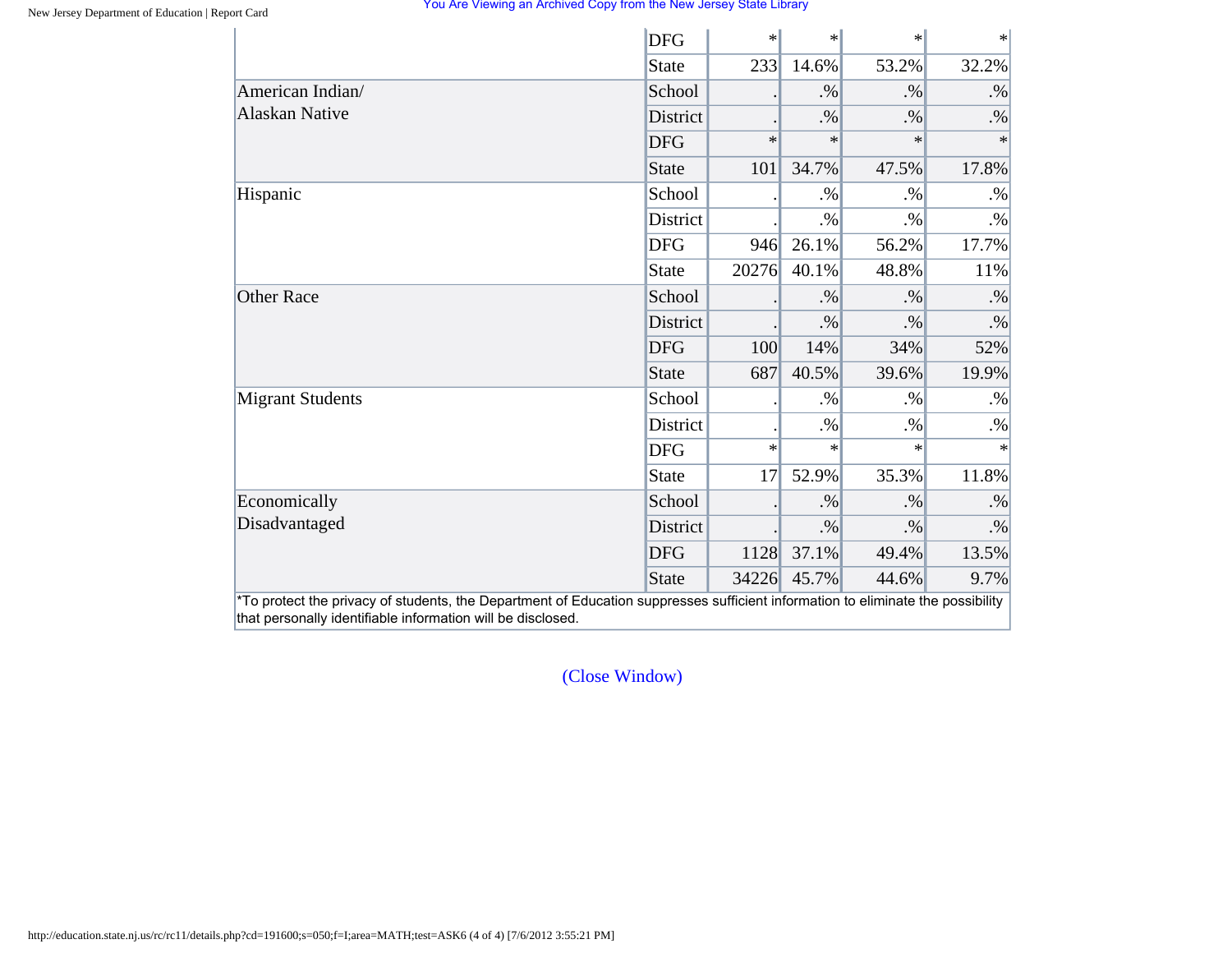| | | | | | |
|---|---|---|---|---|---|
| | DFG | * | * | * | * |
| | State | 233 | 14.6% | 53.2% | 32.2% |
| American Indian/ Alaskan Native | School | . | .% | .% | .% |
| | District | . | .% | .% | .% |
| | DFG | * | * | * | * |
| | State | 101 | 34.7% | 47.5% | 17.8% |
| Hispanic | School | . | .% | .% | .% |
| | District | . | .% | .% | .% |
| | DFG | 946 | 26.1% | 56.2% | 17.7% |
| | State | 20276 | 40.1% | 48.8% | 11% |
| Other Race | School | . | .% | .% | .% |
| | District | . | .% | .% | .% |
| | DFG | 100 | 14% | 34% | 52% |
| | State | 687 | 40.5% | 39.6% | 19.9% |
| Migrant Students | School | . | .% | .% | .% |
| | District | . | .% | .% | .% |
| | DFG | * | * | * | * |
| | State | 17 | 52.9% | 35.3% | 11.8% |
| Economically Disadvantaged | School | . | .% | .% | .% |
| | District | . | .% | .% | .% |
| | DFG | 1128 | 37.1% | 49.4% | 13.5% |
| | State | 34226 | 45.7% | 44.6% | 9.7% |

*To protect the privacy of students, the Department of Education suppresses sufficient information to eliminate the possibility that personally identifiable information will be disclosed.

(Close Window)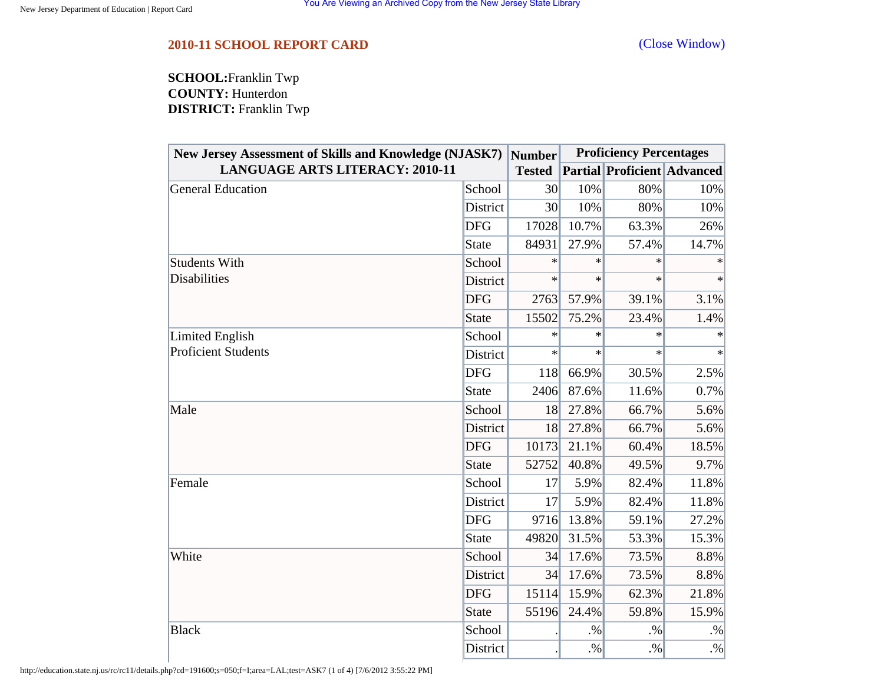**2010-11 SCHOOL REPORT CARD** (Close Window)

**SCHOOL:** Franklin Twp
**COUNTY:** Hunterdon
**DISTRICT:** Franklin Twp

| New Jersey Assessment of Skills and Knowledge (NJASK7) LANGUAGE ARTS LITERACY: 2010-11 | | Number Tested | Proficiency Percentages | | |
|---|---|---|---|---|---|
| | | | Partial | Proficient | Advanced |
| General Education | School | 30 | 10% | 80% | 10% |
| | District | 30 | 10% | 80% | 10% |
| | DFG | 17028 | 10.7% | 63.3% | 26% |
| | State | 84931 | 27.9% | 57.4% | 14.7% |
| Students With Disabilities | School | * | * | * | * |
| | District | * | * | * | * |
| | DFG | 2763 | 57.9% | 39.1% | 3.1% |
| | State | 15502 | 75.2% | 23.4% | 1.4% |
| Limited English Proficient Students | School | * | * | * | * |
| | District | * | * | * | * |
| | DFG | 118 | 66.9% | 30.5% | 2.5% |
| | State | 2406 | 87.6% | 11.6% | 0.7% |
| Male | School | 18 | 27.8% | 66.7% | 5.6% |
| | District | 18 | 27.8% | 66.7% | 5.6% |
| | DFG | 10173 | 21.1% | 60.4% | 18.5% |
| | State | 52752 | 40.8% | 49.5% | 9.7% |
| Female | School | 17 | 5.9% | 82.4% | 11.8% |
| | District | 17 | 5.9% | 82.4% | 11.8% |
| | DFG | 9716 | 13.8% | 59.1% | 27.2% |
| | State | 49820 | 31.5% | 53.3% | 15.3% |
| White | School | 34 | 17.6% | 73.5% | 8.8% |
| | District | 34 | 17.6% | 73.5% | 8.8% |
| | DFG | 15114 | 15.9% | 62.3% | 21.8% |
| | State | 55196 | 24.4% | 59.8% | 15.9% |
| Black | School | . | .% | .% | .% |
| | District | . | .% | .% | .% |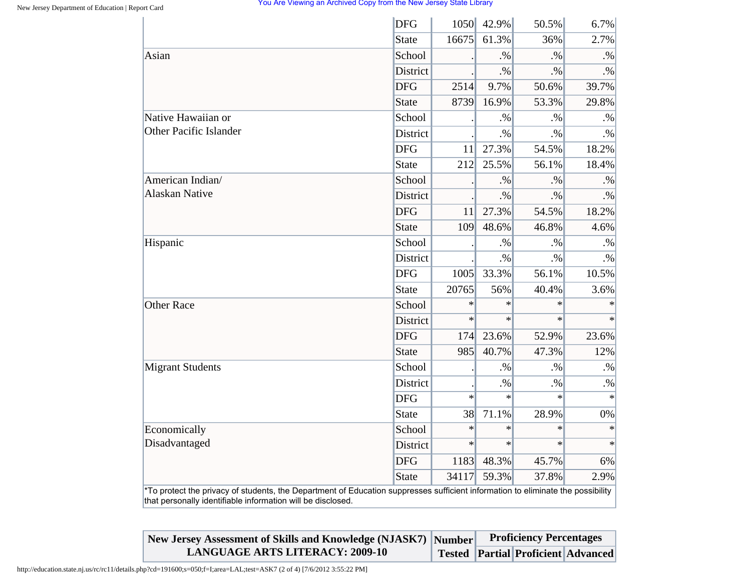| | | | | | |
|---|---|---|---|---|---|
| | DFG | 1050 | 42.9% | 50.5% | 6.7% |
| | State | 16675 | 61.3% | 36% | 2.7% |
| Asian | School | . | .% | .% | .% |
| | District | . | .% | .% | .% |
| | DFG | 2514 | 9.7% | 50.6% | 39.7% |
| | State | 8739 | 16.9% | 53.3% | 29.8% |
| Native Hawaiian or Other Pacific Islander | School | . | .% | .% | .% |
| | District | . | .% | .% | .% |
| | DFG | 11 | 27.3% | 54.5% | 18.2% |
| | State | 212 | 25.5% | 56.1% | 18.4% |
| American Indian/ Alaskan Native | School | . | .% | .% | .% |
| | District | . | .% | .% | .% |
| | DFG | 11 | 27.3% | 54.5% | 18.2% |
| | State | 109 | 48.6% | 46.8% | 4.6% |
| Hispanic | School | . | .% | .% | .% |
| | District | . | .% | .% | .% |
| | DFG | 1005 | 33.3% | 56.1% | 10.5% |
| | State | 20765 | 56% | 40.4% | 3.6% |
| Other Race | School | * | * | * | * |
| | District | * | * | * | * |
| | DFG | 174 | 23.6% | 52.9% | 23.6% |
| | State | 985 | 40.7% | 47.3% | 12% |
| Migrant Students | School | . | .% | .% | .% |
| | District | . | .% | .% | .% |
| | DFG | * | * | * | * |
| | State | 38 | 71.1% | 28.9% | 0% |
| Economically Disadvantaged | School | * | * | * | * |
| | District | * | * | * | * |
| | DFG | 1183 | 48.3% | 45.7% | 6% |
| | State | 34117 | 59.3% | 37.8% | 2.9% |

*To protect the privacy of students, the Department of Education suppresses sufficient information to eliminate the possibility that personally identifiable information will be disclosed.

| New Jersey Assessment of Skills and Knowledge (NJASK7) LANGUAGE ARTS LITERACY: 2009-10 | Number Tested | Proficiency Percentages | | |
|---|---|---|---|---|
| | | Partial | Proficient | Advanced |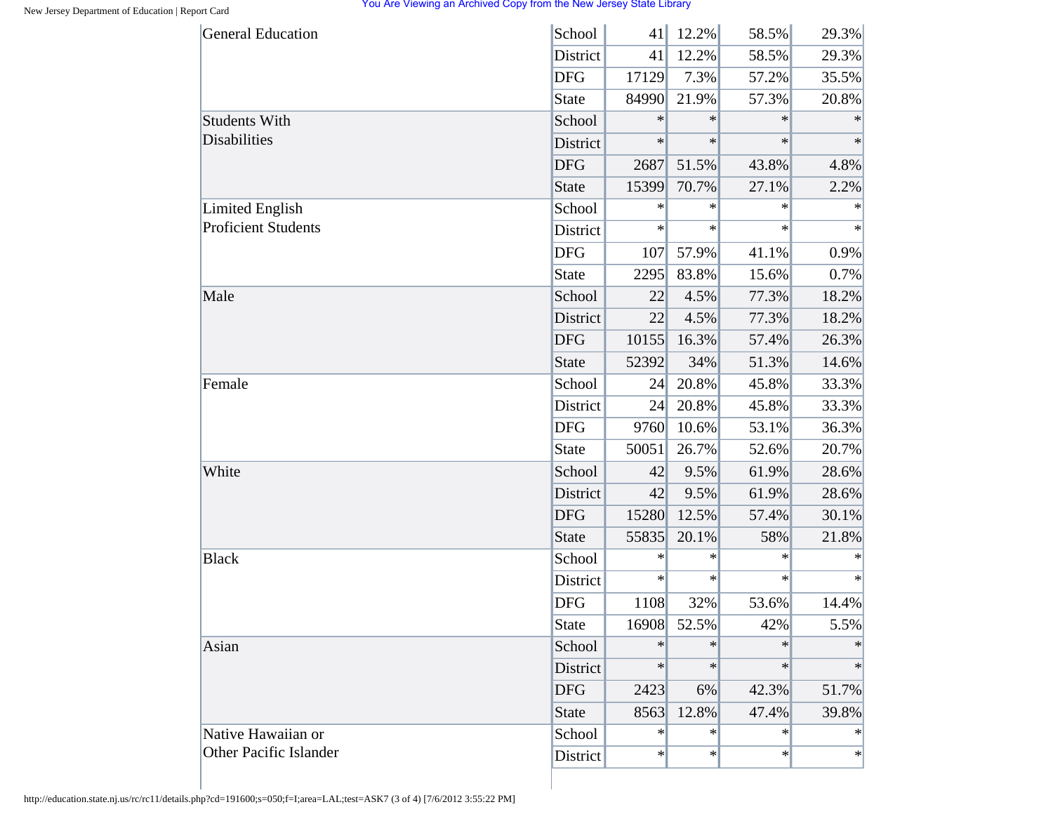| | | | | | |
|---|---|---|---|---|---|
| General Education | School | 41 | 12.2% | 58.5% | 29.3% |
| | District | 41 | 12.2% | 58.5% | 29.3% |
| | DFG | 17129 | 7.3% | 57.2% | 35.5% |
| | State | 84990 | 21.9% | 57.3% | 20.8% |
| Students With Disabilities | School | * | * | * | * |
| | District | * | * | * | * |
| | DFG | 2687 | 51.5% | 43.8% | 4.8% |
| | State | 15399 | 70.7% | 27.1% | 2.2% |
| Limited English Proficient Students | School | * | * | * | * |
| | District | * | * | * | * |
| | DFG | 107 | 57.9% | 41.1% | 0.9% |
| | State | 2295 | 83.8% | 15.6% | 0.7% |
| Male | School | 22 | 4.5% | 77.3% | 18.2% |
| | District | 22 | 4.5% | 77.3% | 18.2% |
| | DFG | 10155 | 16.3% | 57.4% | 26.3% |
| | State | 52392 | 34% | 51.3% | 14.6% |
| Female | School | 24 | 20.8% | 45.8% | 33.3% |
| | District | 24 | 20.8% | 45.8% | 33.3% |
| | DFG | 9760 | 10.6% | 53.1% | 36.3% |
| | State | 50051 | 26.7% | 52.6% | 20.7% |
| White | School | 42 | 9.5% | 61.9% | 28.6% |
| | District | 42 | 9.5% | 61.9% | 28.6% |
| | DFG | 15280 | 12.5% | 57.4% | 30.1% |
| | State | 55835 | 20.1% | 58% | 21.8% |
| Black | School | * | * | * | * |
| | District | * | * | * | * |
| | DFG | 1108 | 32% | 53.6% | 14.4% |
| | State | 16908 | 52.5% | 42% | 5.5% |
| Asian | School | * | * | * | * |
| | District | * | * | * | * |
| | DFG | 2423 | 6% | 42.3% | 51.7% |
| | State | 8563 | 12.8% | 47.4% | 39.8% |
| Native Hawaiian or Other Pacific Islander | School | * | * | * | * |
| | District | * | * | * | * |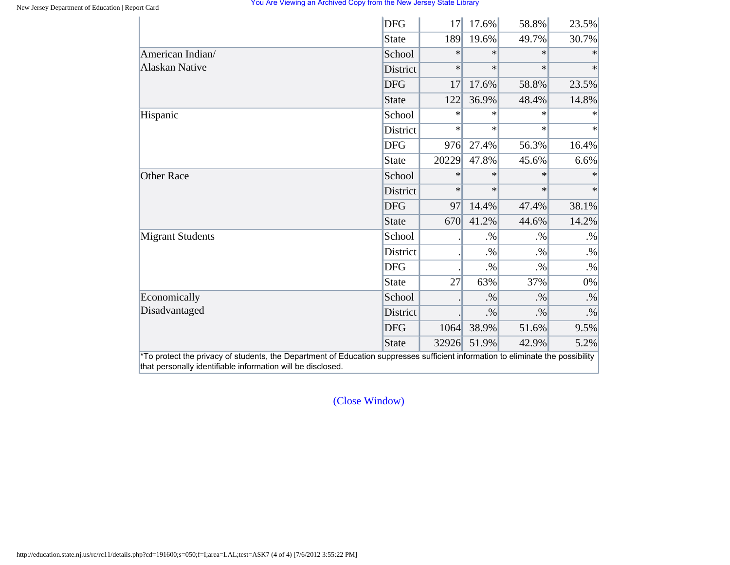| | | | | | |
|---|---|---|---|---|---|
| | DFG | 17 | 17.6% | 58.8% | 23.5% |
| | State | 189 | 19.6% | 49.7% | 30.7% |
| American Indian/ Alaskan Native | School | * | * | * | * |
| | District | * | * | * | * |
| | DFG | 17 | 17.6% | 58.8% | 23.5% |
| | State | 122 | 36.9% | 48.4% | 14.8% |
| Hispanic | School | * | * | * | * |
| | District | * | * | * | * |
| | DFG | 976 | 27.4% | 56.3% | 16.4% |
| | State | 20229 | 47.8% | 45.6% | 6.6% |
| Other Race | School | * | * | * | * |
| | District | * | * | * | * |
| | DFG | 97 | 14.4% | 47.4% | 38.1% |
| | State | 670 | 41.2% | 44.6% | 14.2% |
| Migrant Students | School | . | .% | .% | .% |
| | District | . | .% | .% | .% |
| | DFG | . | .% | .% | .% |
| | State | 27 | 63% | 37% | 0% |
| Economically Disadvantaged | School | . | .% | .% | .% |
| | District | . | .% | .% | .% |
| | DFG | 1064 | 38.9% | 51.6% | 9.5% |
| | State | 32926 | 51.9% | 42.9% | 5.2% |

*To protect the privacy of students, the Department of Education suppresses sufficient information to eliminate the possibility that personally identifiable information will be disclosed.

(Close Window)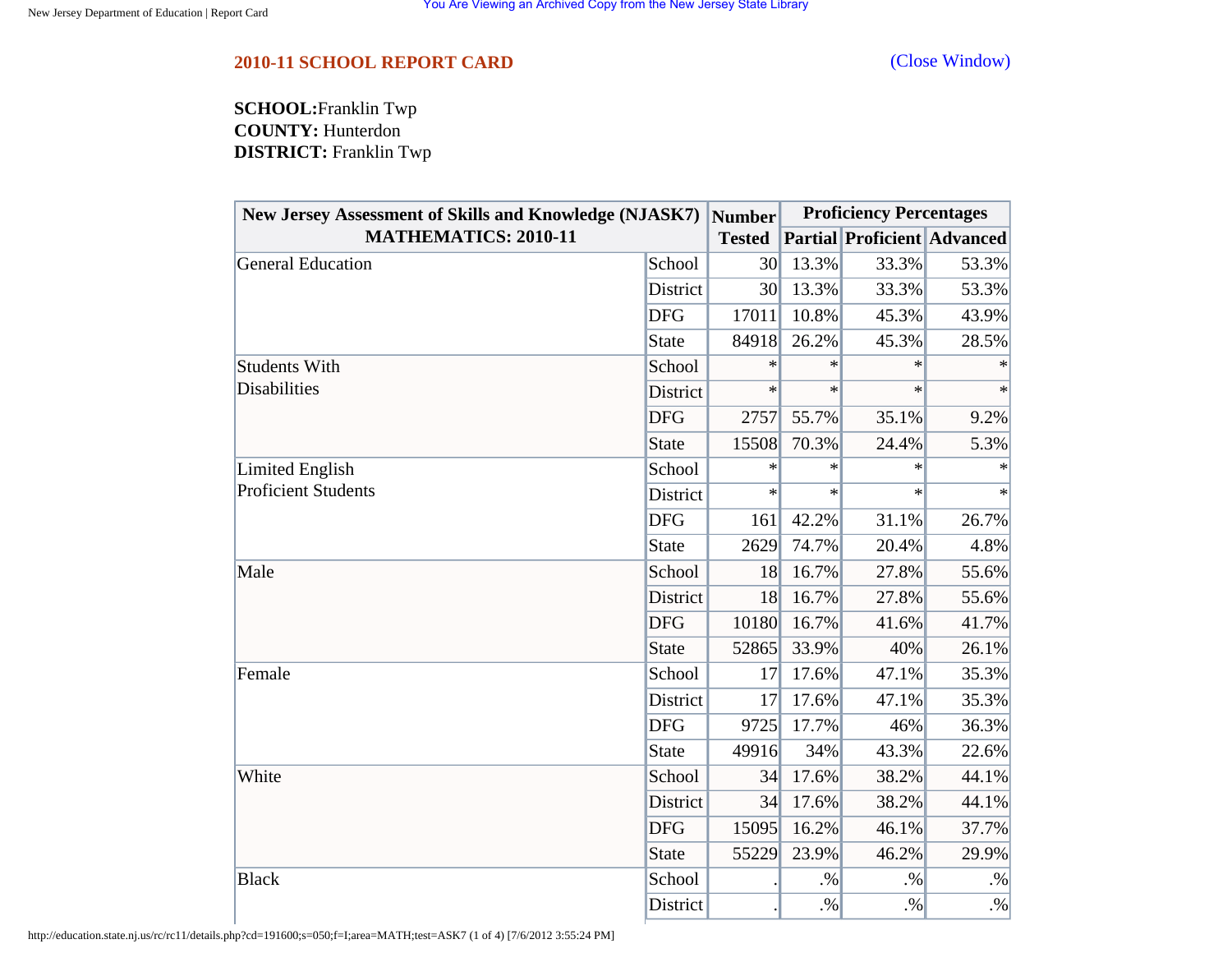**2010-11 SCHOOL REPORT CARD**

(Close Window)

**SCHOOL:** Franklin Twp
**COUNTY:** Hunterdon
**DISTRICT:** Franklin Twp

| New Jersey Assessment of Skills and Knowledge (NJASK7) MATHEMATICS: 2010-11 | | Number Tested | Proficiency Percentages | | |
|---|---|---|---|---|---|
| | | | Partial | Proficient | Advanced |
| General Education | School | 30 | 13.3% | 33.3% | 53.3% |
| | District | 30 | 13.3% | 33.3% | 53.3% |
| | DFG | 17011 | 10.8% | 45.3% | 43.9% |
| | State | 84918 | 26.2% | 45.3% | 28.5% |
| Students With Disabilities | School | * | * | * | * |
| | District | * | * | * | * |
| | DFG | 2757 | 55.7% | 35.1% | 9.2% |
| | State | 15508 | 70.3% | 24.4% | 5.3% |
| Limited English Proficient Students | School | * | * | * | * |
| | District | * | * | * | * |
| | DFG | 161 | 42.2% | 31.1% | 26.7% |
| | State | 2629 | 74.7% | 20.4% | 4.8% |
| Male | School | 18 | 16.7% | 27.8% | 55.6% |
| | District | 18 | 16.7% | 27.8% | 55.6% |
| | DFG | 10180 | 16.7% | 41.6% | 41.7% |
| | State | 52865 | 33.9% | 40% | 26.1% |
| Female | School | 17 | 17.6% | 47.1% | 35.3% |
| | District | 17 | 17.6% | 47.1% | 35.3% |
| | DFG | 9725 | 17.7% | 46% | 36.3% |
| | State | 49916 | 34% | 43.3% | 22.6% |
| White | School | 34 | 17.6% | 38.2% | 44.1% |
| | District | 34 | 17.6% | 38.2% | 44.1% |
| | DFG | 15095 | 16.2% | 46.1% | 37.7% |
| | State | 55229 | 23.9% | 46.2% | 29.9% |
| Black | School | . | .% | .% | .% |
| | District | . | .% | .% | .% |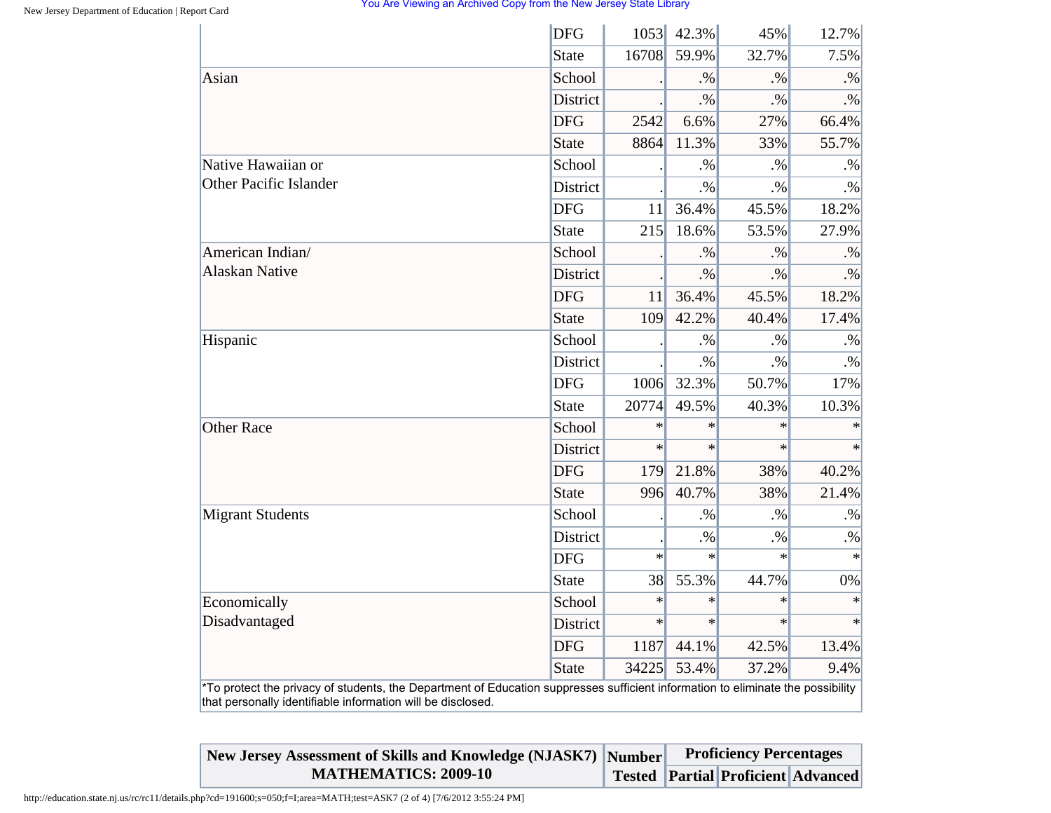| | | | | | |
|---|---|---|---|---|---|
| | DFG | 1053 | 42.3% | 45% | 12.7% |
| | State | 16708 | 59.9% | 32.7% | 7.5% |
| Asian | School | . | .% | .% | .% |
| | District | . | .% | .% | .% |
| | DFG | 2542 | 6.6% | 27% | 66.4% |
| | State | 8864 | 11.3% | 33% | 55.7% |
| Native Hawaiian or Other Pacific Islander | School | . | .% | .% | .% |
| | District | . | .% | .% | .% |
| | DFG | 11 | 36.4% | 45.5% | 18.2% |
| | State | 215 | 18.6% | 53.5% | 27.9% |
| American Indian/ Alaskan Native | School | . | .% | .% | .% |
| | District | . | .% | .% | .% |
| | DFG | 11 | 36.4% | 45.5% | 18.2% |
| | State | 109 | 42.2% | 40.4% | 17.4% |
| Hispanic | School | . | .% | .% | .% |
| | District | . | .% | .% | .% |
| | DFG | 1006 | 32.3% | 50.7% | 17% |
| | State | 20774 | 49.5% | 40.3% | 10.3% |
| Other Race | School | * | * | * | * |
| | District | * | * | * | * |
| | DFG | 179 | 21.8% | 38% | 40.2% |
| | State | 996 | 40.7% | 38% | 21.4% |
| Migrant Students | School | . | .% | .% | .% |
| | District | . | .% | .% | .% |
| | DFG | * | * | * | * |
| | State | 38 | 55.3% | 44.7% | 0% |
| Economically Disadvantaged | School | * | * | * | * |
| | District | * | * | * | * |
| | DFG | 1187 | 44.1% | 42.5% | 13.4% |
| | State | 34225 | 53.4% | 37.2% | 9.4% |

*To protect the privacy of students, the Department of Education suppresses sufficient information to eliminate the possibility that personally identifiable information will be disclosed.

| New Jersey Assessment of Skills and Knowledge (NJASK7) MATHEMATICS: 2009-10 | Number Tested | Proficiency Percentages | | |
|---|---|---|---|---|
| | | Partial | Proficient | Advanced |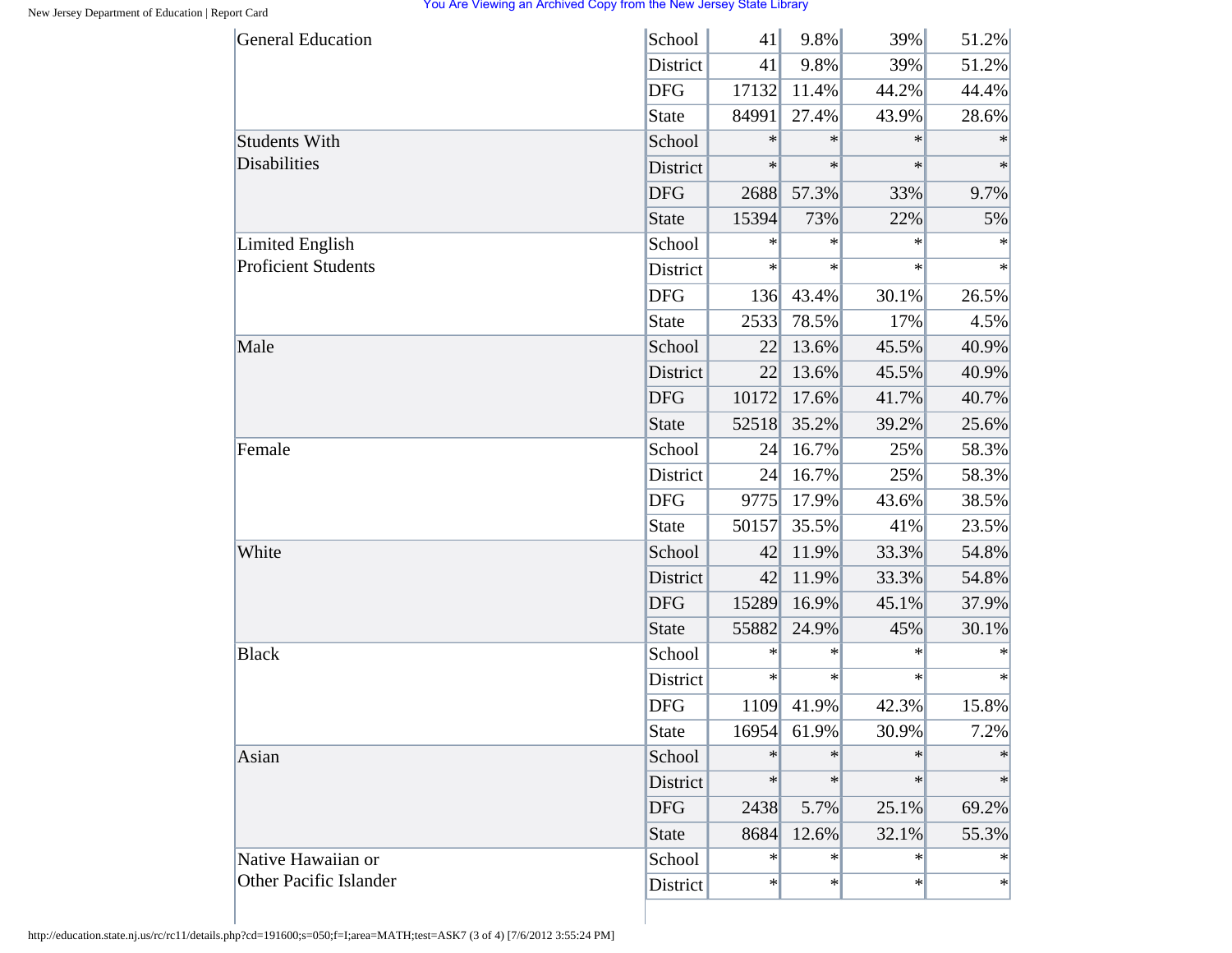| | | | | | |
|---|---|---|---|---|---|
| General Education | School | 41 | 9.8% | 39% | 51.2% |
| | District | 41 | 9.8% | 39% | 51.2% |
| | DFG | 17132 | 11.4% | 44.2% | 44.4% |
| | State | 84991 | 27.4% | 43.9% | 28.6% |
| Students With Disabilities | School | * | * | * | * |
| | District | * | * | * | * |
| | DFG | 2688 | 57.3% | 33% | 9.7% |
| | State | 15394 | 73% | 22% | 5% |
| Limited English Proficient Students | School | * | * | * | * |
| | District | * | * | * | * |
| | DFG | 136 | 43.4% | 30.1% | 26.5% |
| | State | 2533 | 78.5% | 17% | 4.5% |
| Male | School | 22 | 13.6% | 45.5% | 40.9% |
| | District | 22 | 13.6% | 45.5% | 40.9% |
| | DFG | 10172 | 17.6% | 41.7% | 40.7% |
| | State | 52518 | 35.2% | 39.2% | 25.6% |
| Female | School | 24 | 16.7% | 25% | 58.3% |
| | District | 24 | 16.7% | 25% | 58.3% |
| | DFG | 9775 | 17.9% | 43.6% | 38.5% |
| | State | 50157 | 35.5% | 41% | 23.5% |
| White | School | 42 | 11.9% | 33.3% | 54.8% |
| | District | 42 | 11.9% | 33.3% | 54.8% |
| | DFG | 15289 | 16.9% | 45.1% | 37.9% |
| | State | 55882 | 24.9% | 45% | 30.1% |
| Black | School | * | * | * | * |
| | District | * | * | * | * |
| | DFG | 1109 | 41.9% | 42.3% | 15.8% |
| | State | 16954 | 61.9% | 30.9% | 7.2% |
| Asian | School | * | * | * | * |
| | District | * | * | * | * |
| | DFG | 2438 | 5.7% | 25.1% | 69.2% |
| | State | 8684 | 12.6% | 32.1% | 55.3% |
| Native Hawaiian or Other Pacific Islander | School | * | * | * | * |
| | District | * | * | * | * |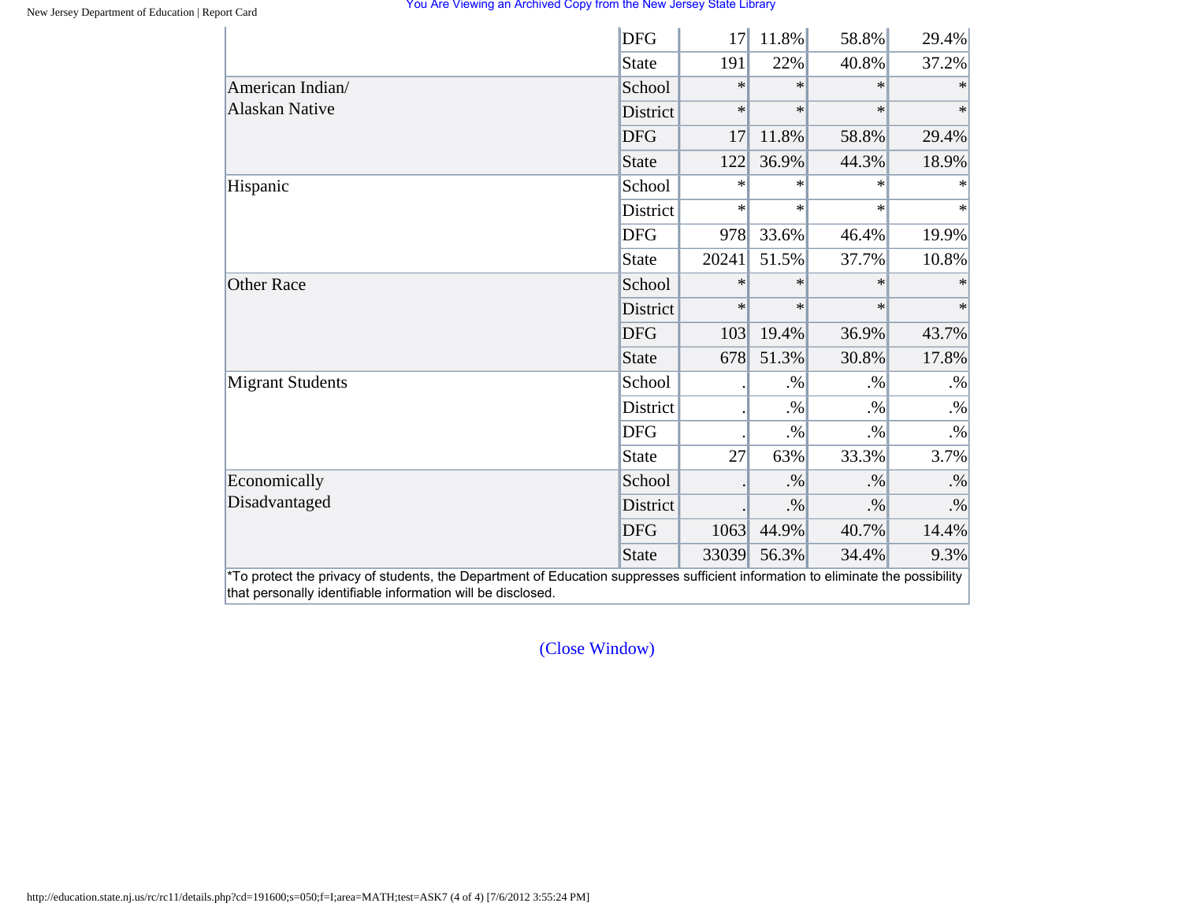| | | | | | |
|---|---|---|---|---|---|
| | DFG | 17 | 11.8% | 58.8% | 29.4% |
| | State | 191 | 22% | 40.8% | 37.2% |
| American Indian/ Alaskan Native | School | * | * | * | * |
| | District | * | * | * | * |
| | DFG | 17 | 11.8% | 58.8% | 29.4% |
| | State | 122 | 36.9% | 44.3% | 18.9% |
| Hispanic | School | * | * | * | * |
| | District | * | * | * | * |
| | DFG | 978 | 33.6% | 46.4% | 19.9% |
| | State | 20241 | 51.5% | 37.7% | 10.8% |
| Other Race | School | * | * | * | * |
| | District | * | * | * | * |
| | DFG | 103 | 19.4% | 36.9% | 43.7% |
| | State | 678 | 51.3% | 30.8% | 17.8% |
| Migrant Students | School | . | .% | .% | .% |
| | District | . | .% | .% | .% |
| | DFG | . | .% | .% | .% |
| | State | 27 | 63% | 33.3% | 3.7% |
| Economically Disadvantaged | School | . | .% | .% | .% |
| | District | . | .% | .% | .% |
| | DFG | 1063 | 44.9% | 40.7% | 14.4% |
| | State | 33039 | 56.3% | 34.4% | 9.3% |

*To protect the privacy of students, the Department of Education suppresses sufficient information to eliminate the possibility that personally identifiable information will be disclosed.

(Close Window)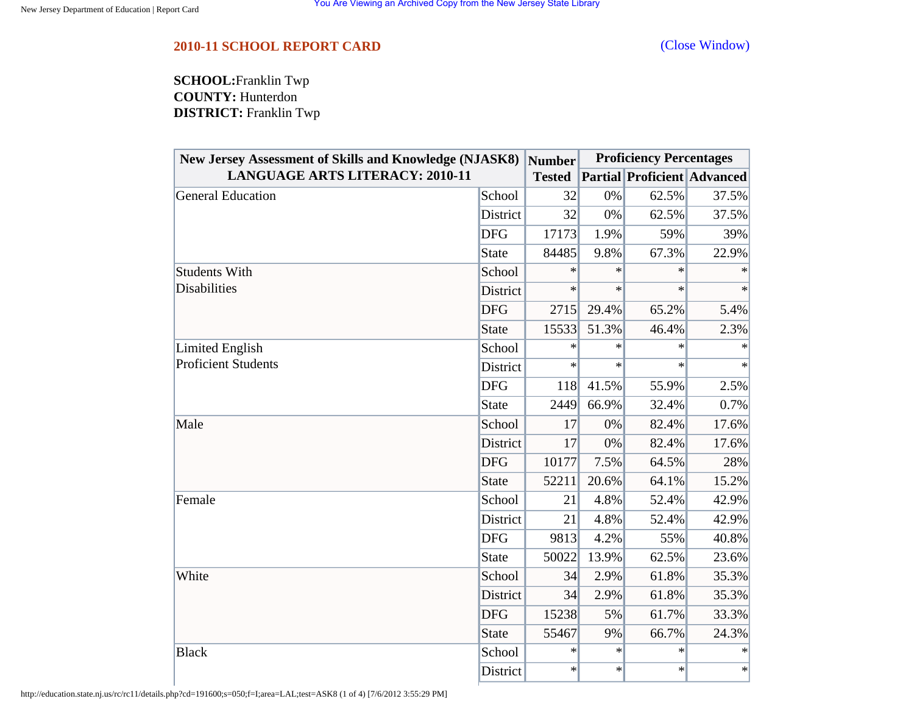## 2010-11 SCHOOL REPORT CARD

(Close Window)

**SCHOOL:** Franklin Twp
**COUNTY:** Hunterdon
**DISTRICT:** Franklin Twp

| New Jersey Assessment of Skills and Knowledge (NJASK8) LANGUAGE ARTS LITERACY: 2010-11 | | Number Tested | Proficiency Percentages | | |
|---|---|---|---|---|---|
| | | | Partial | Proficient | Advanced |
| General Education | School | 32 | 0% | 62.5% | 37.5% |
| | District | 32 | 0% | 62.5% | 37.5% |
| | DFG | 17173 | 1.9% | 59% | 39% |
| | State | 84485 | 9.8% | 67.3% | 22.9% |
| Students With Disabilities | School | * | * | * | * |
| | District | * | * | * | * |
| | DFG | 2715 | 29.4% | 65.2% | 5.4% |
| | State | 15533 | 51.3% | 46.4% | 2.3% |
| Limited English Proficient Students | School | * | * | * | * |
| | District | * | * | * | * |
| | DFG | 118 | 41.5% | 55.9% | 2.5% |
| | State | 2449 | 66.9% | 32.4% | 0.7% |
| Male | School | 17 | 0% | 82.4% | 17.6% |
| | District | 17 | 0% | 82.4% | 17.6% |
| | DFG | 10177 | 7.5% | 64.5% | 28% |
| | State | 52211 | 20.6% | 64.1% | 15.2% |
| Female | School | 21 | 4.8% | 52.4% | 42.9% |
| | District | 21 | 4.8% | 52.4% | 42.9% |
| | DFG | 9813 | 4.2% | 55% | 40.8% |
| | State | 50022 | 13.9% | 62.5% | 23.6% |
| White | School | 34 | 2.9% | 61.8% | 35.3% |
| | District | 34 | 2.9% | 61.8% | 35.3% |
| | DFG | 15238 | 5% | 61.7% | 33.3% |
| | State | 55467 | 9% | 66.7% | 24.3% |
| Black | School | * | * | * | * |
| | District | * | * | * | * |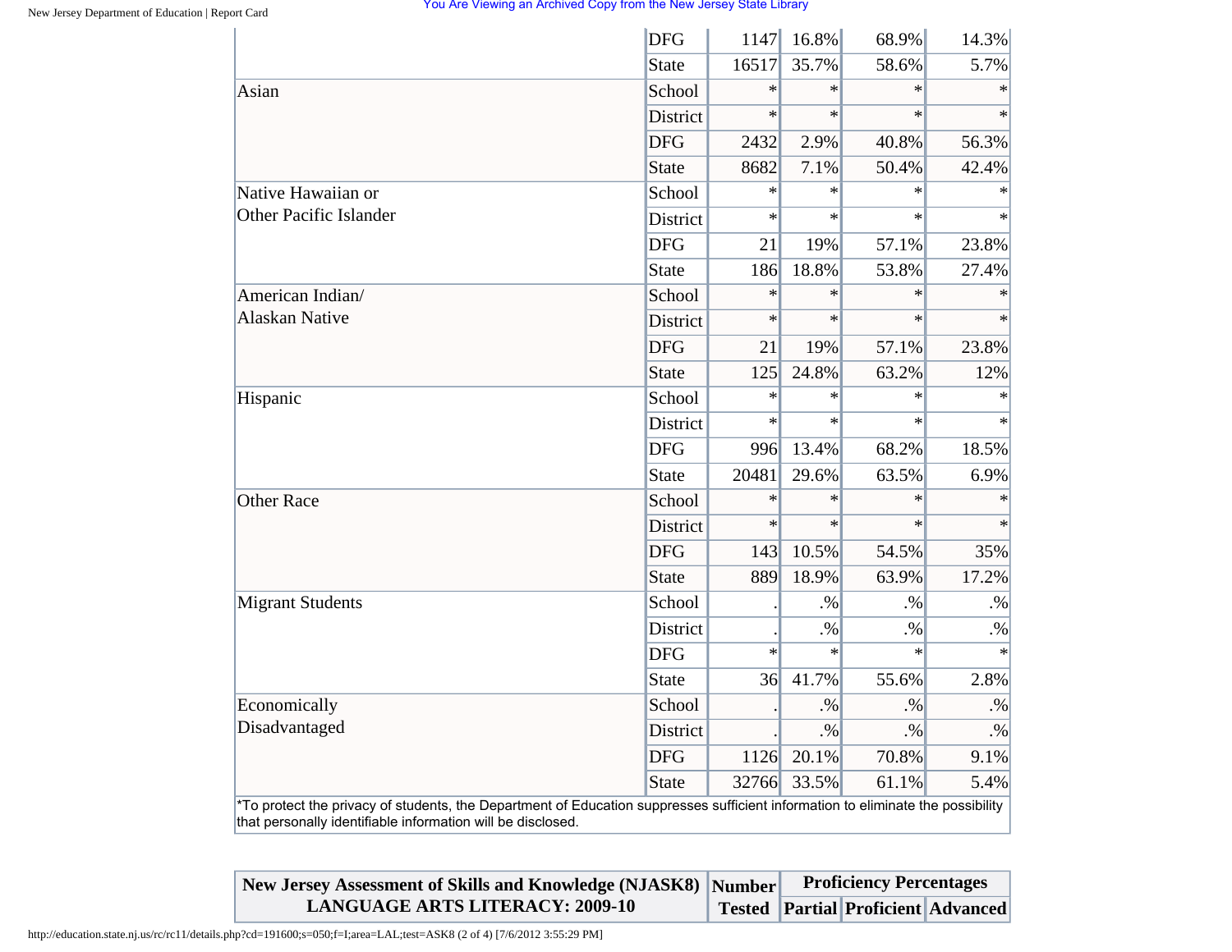| | | | | | |
|---|---|---|---|---|---|
| | DFG | 1147 | 16.8% | 68.9% | 14.3% |
| | State | 16517 | 35.7% | 58.6% | 5.7% |
| Asian | School | * | * | * | * |
| | District | * | * | * | * |
| | DFG | 2432 | 2.9% | 40.8% | 56.3% |
| | State | 8682 | 7.1% | 50.4% | 42.4% |
| Native Hawaiian or Other Pacific Islander | School | * | * | * | * |
| | District | * | * | * | * |
| | DFG | 21 | 19% | 57.1% | 23.8% |
| | State | 186 | 18.8% | 53.8% | 27.4% |
| American Indian/ Alaskan Native | School | * | * | * | * |
| | District | * | * | * | * |
| | DFG | 21 | 19% | 57.1% | 23.8% |
| | State | 125 | 24.8% | 63.2% | 12% |
| Hispanic | School | * | * | * | * |
| | District | * | * | * | * |
| | DFG | 996 | 13.4% | 68.2% | 18.5% |
| | State | 20481 | 29.6% | 63.5% | 6.9% |
| Other Race | School | * | * | * | * |
| | District | * | * | * | * |
| | DFG | 143 | 10.5% | 54.5% | 35% |
| | State | 889 | 18.9% | 63.9% | 17.2% |
| Migrant Students | School | . | .% | .% | .% |
| | District | . | .% | .% | .% |
| | DFG | * | * | * | * |
| | State | 36 | 41.7% | 55.6% | 2.8% |
| Economically Disadvantaged | School | . | .% | .% | .% |
| | District | . | .% | .% | .% |
| | DFG | 1126 | 20.1% | 70.8% | 9.1% |
| | State | 32766 | 33.5% | 61.1% | 5.4% |

*To protect the privacy of students, the Department of Education suppresses sufficient information to eliminate the possibility that personally identifiable information will be disclosed.

| New Jersey Assessment of Skills and Knowledge (NJASK8) LANGUAGE ARTS LITERACY: 2009-10 | Number Tested | Proficiency Percentages | | |
|---|---|---|---|---|
| | | Partial | Proficient | Advanced |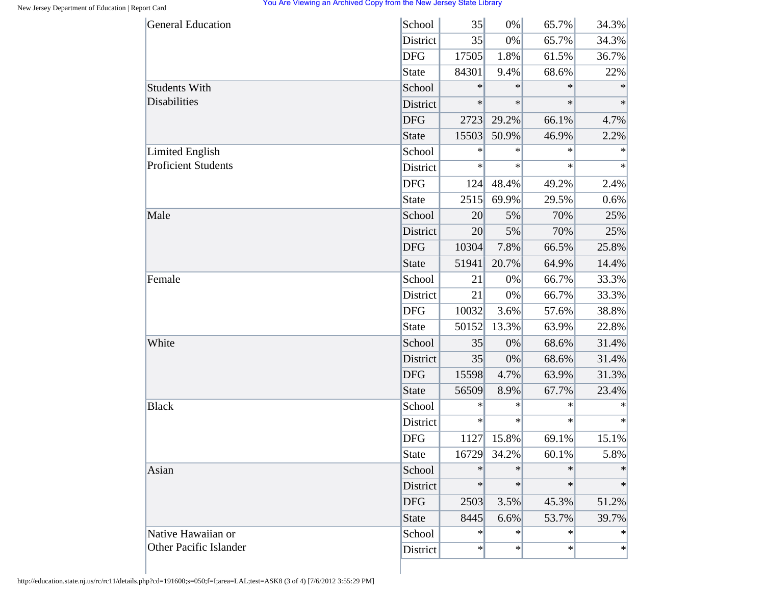| | | | | | |
|---|---|---|---|---|---|
| General Education | School | 35 | 0% | 65.7% | 34.3% |
| | District | 35 | 0% | 65.7% | 34.3% |
| | DFG | 17505 | 1.8% | 61.5% | 36.7% |
| | State | 84301 | 9.4% | 68.6% | 22% |
| Students With Disabilities | School | * | * | * | * |
| | District | * | * | * | * |
| | DFG | 2723 | 29.2% | 66.1% | 4.7% |
| | State | 15503 | 50.9% | 46.9% | 2.2% |
| Limited English Proficient Students | School | * | * | * | * |
| | District | * | * | * | * |
| | DFG | 124 | 48.4% | 49.2% | 2.4% |
| | State | 2515 | 69.9% | 29.5% | 0.6% |
| Male | School | 20 | 5% | 70% | 25% |
| | District | 20 | 5% | 70% | 25% |
| | DFG | 10304 | 7.8% | 66.5% | 25.8% |
| | State | 51941 | 20.7% | 64.9% | 14.4% |
| Female | School | 21 | 0% | 66.7% | 33.3% |
| | District | 21 | 0% | 66.7% | 33.3% |
| | DFG | 10032 | 3.6% | 57.6% | 38.8% |
| | State | 50152 | 13.3% | 63.9% | 22.8% |
| White | School | 35 | 0% | 68.6% | 31.4% |
| | District | 35 | 0% | 68.6% | 31.4% |
| | DFG | 15598 | 4.7% | 63.9% | 31.3% |
| | State | 56509 | 8.9% | 67.7% | 23.4% |
| Black | School | * | * | * | * |
| | District | * | * | * | * |
| | DFG | 1127 | 15.8% | 69.1% | 15.1% |
| | State | 16729 | 34.2% | 60.1% | 5.8% |
| Asian | School | * | * | * | * |
| | District | * | * | * | * |
| | DFG | 2503 | 3.5% | 45.3% | 51.2% |
| | State | 8445 | 6.6% | 53.7% | 39.7% |
| Native Hawaiian or Other Pacific Islander | School | * | * | * | * |
| | District | * | * | * | * |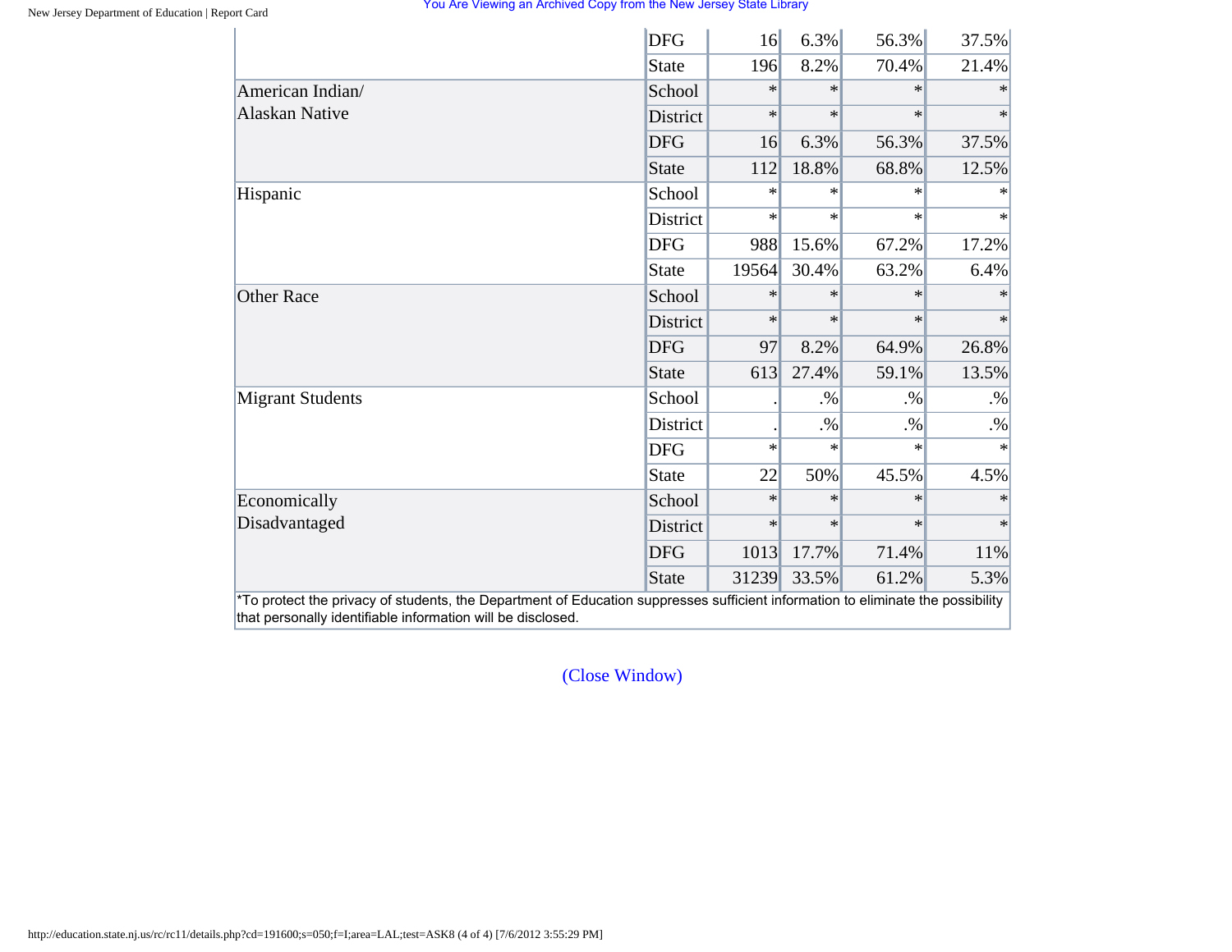| | | | | | |
|---|---|---|---|---|---|
| | DFG | 16 | 6.3% | 56.3% | 37.5% |
| | State | 196 | 8.2% | 70.4% | 21.4% |
| American Indian/ Alaskan Native | School | * | * | * | * |
| | District | * | * | * | * |
| | DFG | 16 | 6.3% | 56.3% | 37.5% |
| | State | 112 | 18.8% | 68.8% | 12.5% |
| Hispanic | School | * | * | * | * |
| | District | * | * | * | * |
| | DFG | 988 | 15.6% | 67.2% | 17.2% |
| | State | 19564 | 30.4% | 63.2% | 6.4% |
| Other Race | School | * | * | * | * |
| | District | * | * | * | * |
| | DFG | 97 | 8.2% | 64.9% | 26.8% |
| | State | 613 | 27.4% | 59.1% | 13.5% |
| Migrant Students | School | . | .% | .% | .% |
| | District | . | .% | .% | .% |
| | DFG | * | * | * | * |
| | State | 22 | 50% | 45.5% | 4.5% |
| Economically Disadvantaged | School | * | * | * | * |
| | District | * | * | * | * |
| | DFG | 1013 | 17.7% | 71.4% | 11% |
| | State | 31239 | 33.5% | 61.2% | 5.3% |

*To protect the privacy of students, the Department of Education suppresses sufficient information to eliminate the possibility that personally identifiable information will be disclosed.

(Close Window)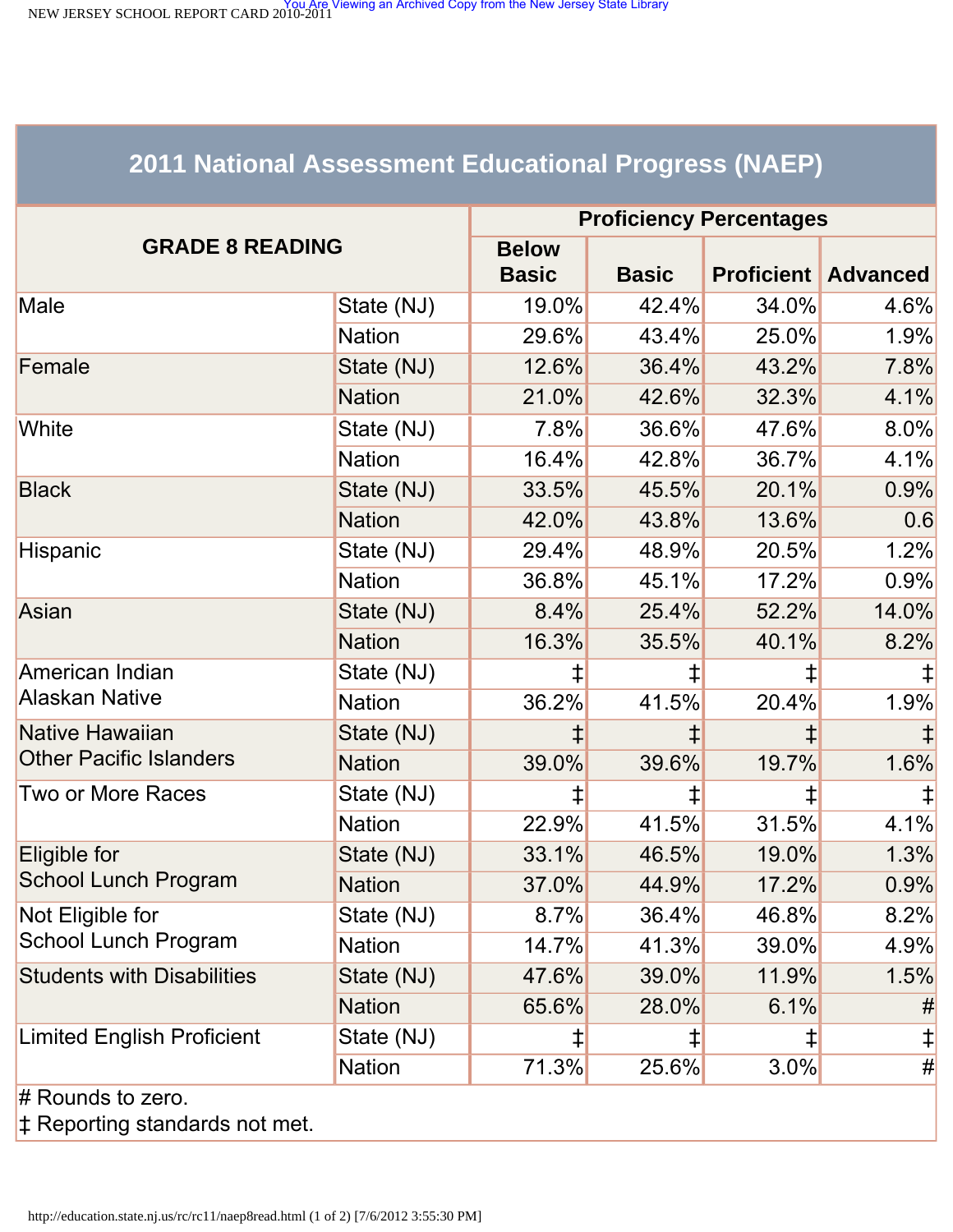## 2011 National Assessment Educational Progress (NAEP)

| GRADE 8 READING | | Proficiency Percentages | | | |
|---|---|---|---|---|---|
| | | Below Basic | Basic | Proficient | Advanced |
| Male | State (NJ) | 19.0% | 42.4% | 34.0% | 4.6% |
| | Nation | 29.6% | 43.4% | 25.0% | 1.9% |
| Female | State (NJ) | 12.6% | 36.4% | 43.2% | 7.8% |
| | Nation | 21.0% | 42.6% | 32.3% | 4.1% |
| White | State (NJ) | 7.8% | 36.6% | 47.6% | 8.0% |
| | Nation | 16.4% | 42.8% | 36.7% | 4.1% |
| Black | State (NJ) | 33.5% | 45.5% | 20.1% | 0.9% |
| | Nation | 42.0% | 43.8% | 13.6% | 0.6 |
| Hispanic | State (NJ) | 29.4% | 48.9% | 20.5% | 1.2% |
| | Nation | 36.8% | 45.1% | 17.2% | 0.9% |
| Asian | State (NJ) | 8.4% | 25.4% | 52.2% | 14.0% |
| | Nation | 16.3% | 35.5% | 40.1% | 8.2% |
| American Indian Alaskan Native | State (NJ) | ‡ | ‡ | ‡ | ‡ |
| | Nation | 36.2% | 41.5% | 20.4% | 1.9% |
| Native Hawaiian Other Pacific Islanders | State (NJ) | ‡ | ‡ | ‡ | ‡ |
| | Nation | 39.0% | 39.6% | 19.7% | 1.6% |
| Two or More Races | State (NJ) | ‡ | ‡ | ‡ | ‡ |
| | Nation | 22.9% | 41.5% | 31.5% | 4.1% |
| Eligible for School Lunch Program | State (NJ) | 33.1% | 46.5% | 19.0% | 1.3% |
| | Nation | 37.0% | 44.9% | 17.2% | 0.9% |
| Not Eligible for School Lunch Program | State (NJ) | 8.7% | 36.4% | 46.8% | 8.2% |
| | Nation | 14.7% | 41.3% | 39.0% | 4.9% |
| Students with Disabilities | State (NJ) | 47.6% | 39.0% | 11.9% | 1.5% |
| | Nation | 65.6% | 28.0% | 6.1% | # |
| Limited English Proficient | State (NJ) | ‡ | ‡ | ‡ | ‡ |
| | Nation | 71.3% | 25.6% | 3.0% | # |

# Rounds to zero.

‡ Reporting standards not met.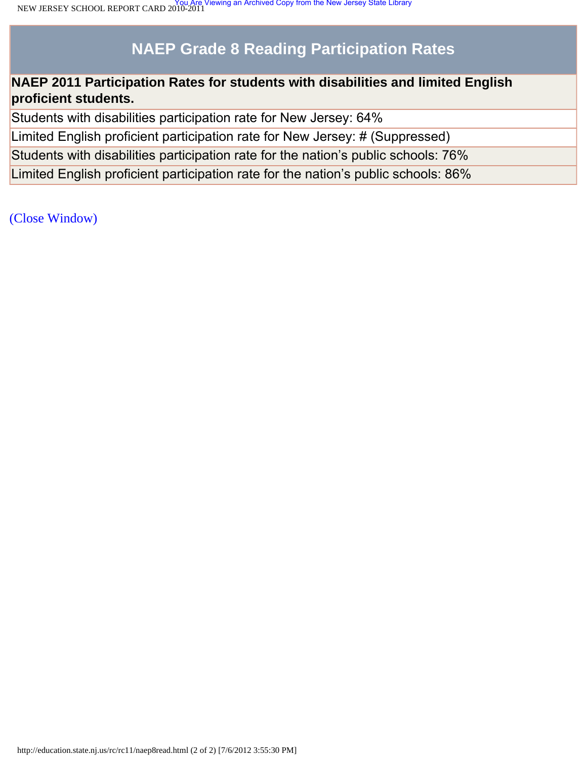| NAEP Grade 8 Reading Participation Rates |
| --- |
| **NAEP 2011 Participation Rates for students with disabilities and limited English proficient students.** |
| Students with disabilities participation rate for New Jersey: 64% |
| Limited English proficient participation rate for New Jersey: # (Suppressed) |
| Students with disabilities participation rate for the nation's public schools: 76% |
| Limited English proficient participation rate for the nation's public schools: 86% |

(Close Window)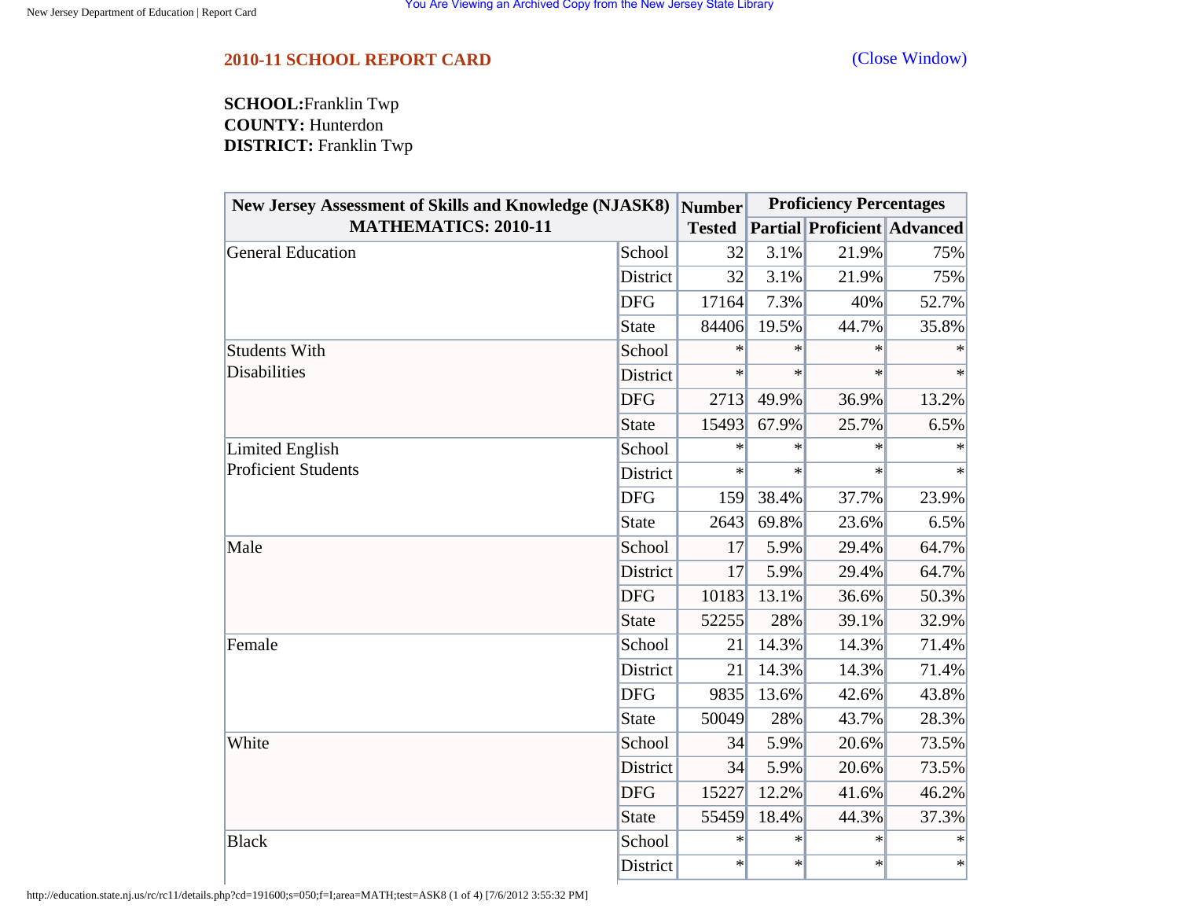## 2010-11 SCHOOL REPORT CARD

(Close Window)

**SCHOOL:**Franklin Twp
**COUNTY:** Hunterdon
**DISTRICT:** Franklin Twp

| New Jersey Assessment of Skills and Knowledge (NJASK8) MATHEMATICS: 2010-11 | | Number Tested | Proficiency Percentages | | |
|---|---|---|---|---|---|
| | | | Partial | Proficient | Advanced |
| General Education | School | 32 | 3.1% | 21.9% | 75% |
| | District | 32 | 3.1% | 21.9% | 75% |
| | DFG | 17164 | 7.3% | 40% | 52.7% |
| | State | 84406 | 19.5% | 44.7% | 35.8% |
| Students With Disabilities | School | * | * | * | * |
| | District | * | * | * | * |
| | DFG | 2713 | 49.9% | 36.9% | 13.2% |
| | State | 15493 | 67.9% | 25.7% | 6.5% |
| Limited English Proficient Students | School | * | * | * | * |
| | District | * | * | * | * |
| | DFG | 159 | 38.4% | 37.7% | 23.9% |
| | State | 2643 | 69.8% | 23.6% | 6.5% |
| Male | School | 17 | 5.9% | 29.4% | 64.7% |
| | District | 17 | 5.9% | 29.4% | 64.7% |
| | DFG | 10183 | 13.1% | 36.6% | 50.3% |
| | State | 52255 | 28% | 39.1% | 32.9% |
| Female | School | 21 | 14.3% | 14.3% | 71.4% |
| | District | 21 | 14.3% | 14.3% | 71.4% |
| | DFG | 9835 | 13.6% | 42.6% | 43.8% |
| | State | 50049 | 28% | 43.7% | 28.3% |
| White | School | 34 | 5.9% | 20.6% | 73.5% |
| | District | 34 | 5.9% | 20.6% | 73.5% |
| | DFG | 15227 | 12.2% | 41.6% | 46.2% |
| | State | 55459 | 18.4% | 44.3% | 37.3% |
| Black | School | * | * | * | * |
| | District | * | * | * | * |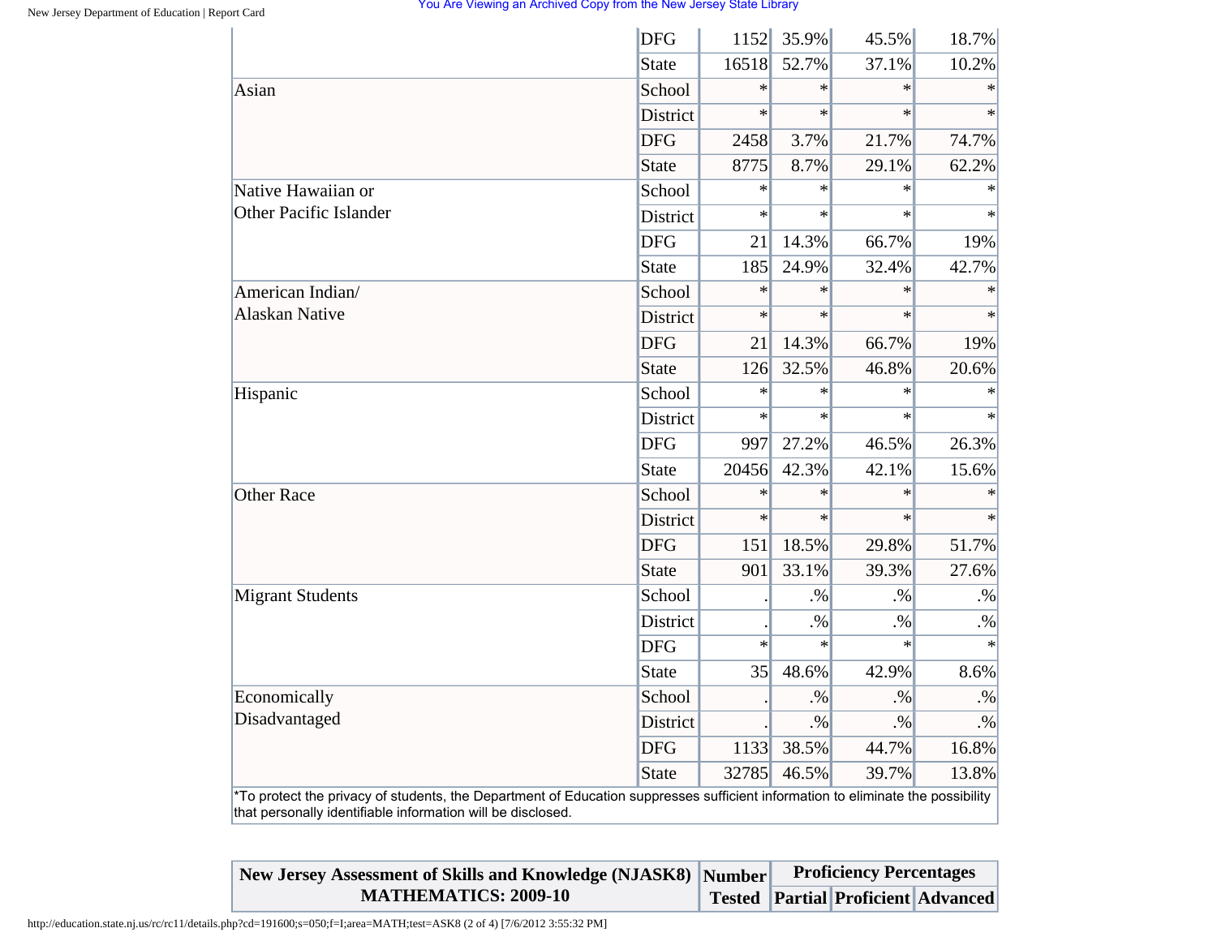| | | | | | |
|---|---|---|---|---|---|
| | DFG | 1152 | 35.9% | 45.5% | 18.7% |
| | State | 16518 | 52.7% | 37.1% | 10.2% |
| Asian | School | * | * | * | * |
| | District | * | * | * | * |
| | DFG | 2458 | 3.7% | 21.7% | 74.7% |
| | State | 8775 | 8.7% | 29.1% | 62.2% |
| Native Hawaiian or Other Pacific Islander | School | * | * | * | * |
| | District | * | * | * | * |
| | DFG | 21 | 14.3% | 66.7% | 19% |
| | State | 185 | 24.9% | 32.4% | 42.7% |
| American Indian/ Alaskan Native | School | * | * | * | * |
| | District | * | * | * | * |
| | DFG | 21 | 14.3% | 66.7% | 19% |
| | State | 126 | 32.5% | 46.8% | 20.6% |
| Hispanic | School | * | * | * | * |
| | District | * | * | * | * |
| | DFG | 997 | 27.2% | 46.5% | 26.3% |
| | State | 20456 | 42.3% | 42.1% | 15.6% |
| Other Race | School | * | * | * | * |
| | District | * | * | * | * |
| | DFG | 151 | 18.5% | 29.8% | 51.7% |
| | State | 901 | 33.1% | 39.3% | 27.6% |
| Migrant Students | School | . | .% | .% | .% |
| | District | . | .% | .% | .% |
| | DFG | * | * | * | * |
| | State | 35 | 48.6% | 42.9% | 8.6% |
| Economically Disadvantaged | School | . | .% | .% | .% |
| | District | . | .% | .% | .% |
| | DFG | 1133 | 38.5% | 44.7% | 16.8% |
| | State | 32785 | 46.5% | 39.7% | 13.8% |

*To protect the privacy of students, the Department of Education suppresses sufficient information to eliminate the possibility that personally identifiable information will be disclosed.

| New Jersey Assessment of Skills and Knowledge (NJASK8) MATHEMATICS: 2009-10 | Number Tested | Proficiency Percentages | | |
|---|---|---|---|---|
| | | Partial | Proficient | Advanced |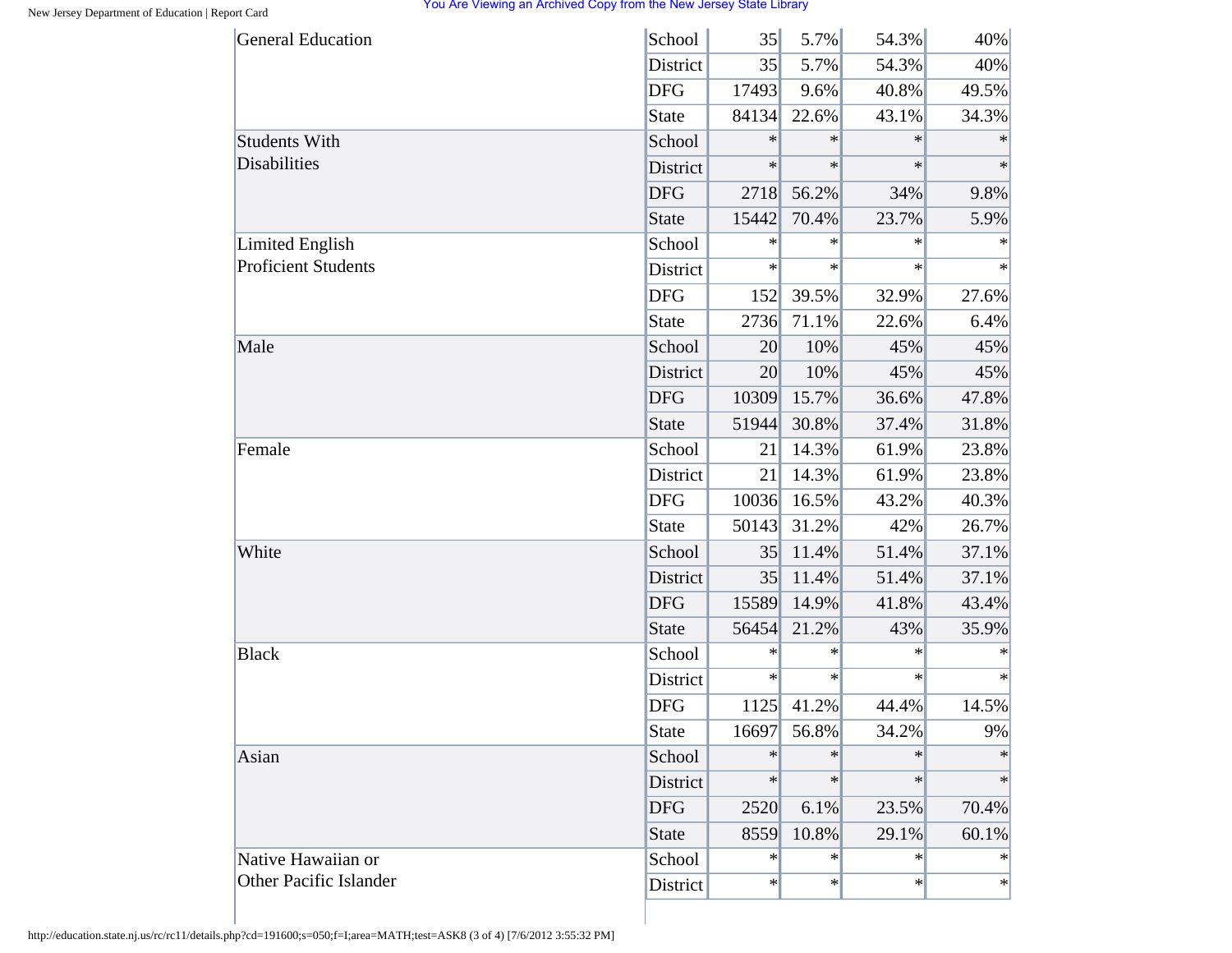| | | | | | |
|---|---|---|---|---|---|
| General Education | School | 35 | 5.7% | 54.3% | 40% |
| | District | 35 | 5.7% | 54.3% | 40% |
| | DFG | 17493 | 9.6% | 40.8% | 49.5% |
| | State | 84134 | 22.6% | 43.1% | 34.3% |
| Students With Disabilities | School | * | * | * | * |
| | District | * | * | * | * |
| | DFG | 2718 | 56.2% | 34% | 9.8% |
| | State | 15442 | 70.4% | 23.7% | 5.9% |
| Limited English Proficient Students | School | * | * | * | * |
| | District | * | * | * | * |
| | DFG | 152 | 39.5% | 32.9% | 27.6% |
| | State | 2736 | 71.1% | 22.6% | 6.4% |
| Male | School | 20 | 10% | 45% | 45% |
| | District | 20 | 10% | 45% | 45% |
| | DFG | 10309 | 15.7% | 36.6% | 47.8% |
| | State | 51944 | 30.8% | 37.4% | 31.8% |
| Female | School | 21 | 14.3% | 61.9% | 23.8% |
| | District | 21 | 14.3% | 61.9% | 23.8% |
| | DFG | 10036 | 16.5% | 43.2% | 40.3% |
| | State | 50143 | 31.2% | 42% | 26.7% |
| White | School | 35 | 11.4% | 51.4% | 37.1% |
| | District | 35 | 11.4% | 51.4% | 37.1% |
| | DFG | 15589 | 14.9% | 41.8% | 43.4% |
| | State | 56454 | 21.2% | 43% | 35.9% |
| Black | School | * | * | * | * |
| | District | * | * | * | * |
| | DFG | 1125 | 41.2% | 44.4% | 14.5% |
| | State | 16697 | 56.8% | 34.2% | 9% |
| Asian | School | * | * | * | * |
| | District | * | * | * | * |
| | DFG | 2520 | 6.1% | 23.5% | 70.4% |
| | State | 8559 | 10.8% | 29.1% | 60.1% |
| Native Hawaiian or Other Pacific Islander | School | * | * | * | * |
| | District | * | * | * | * |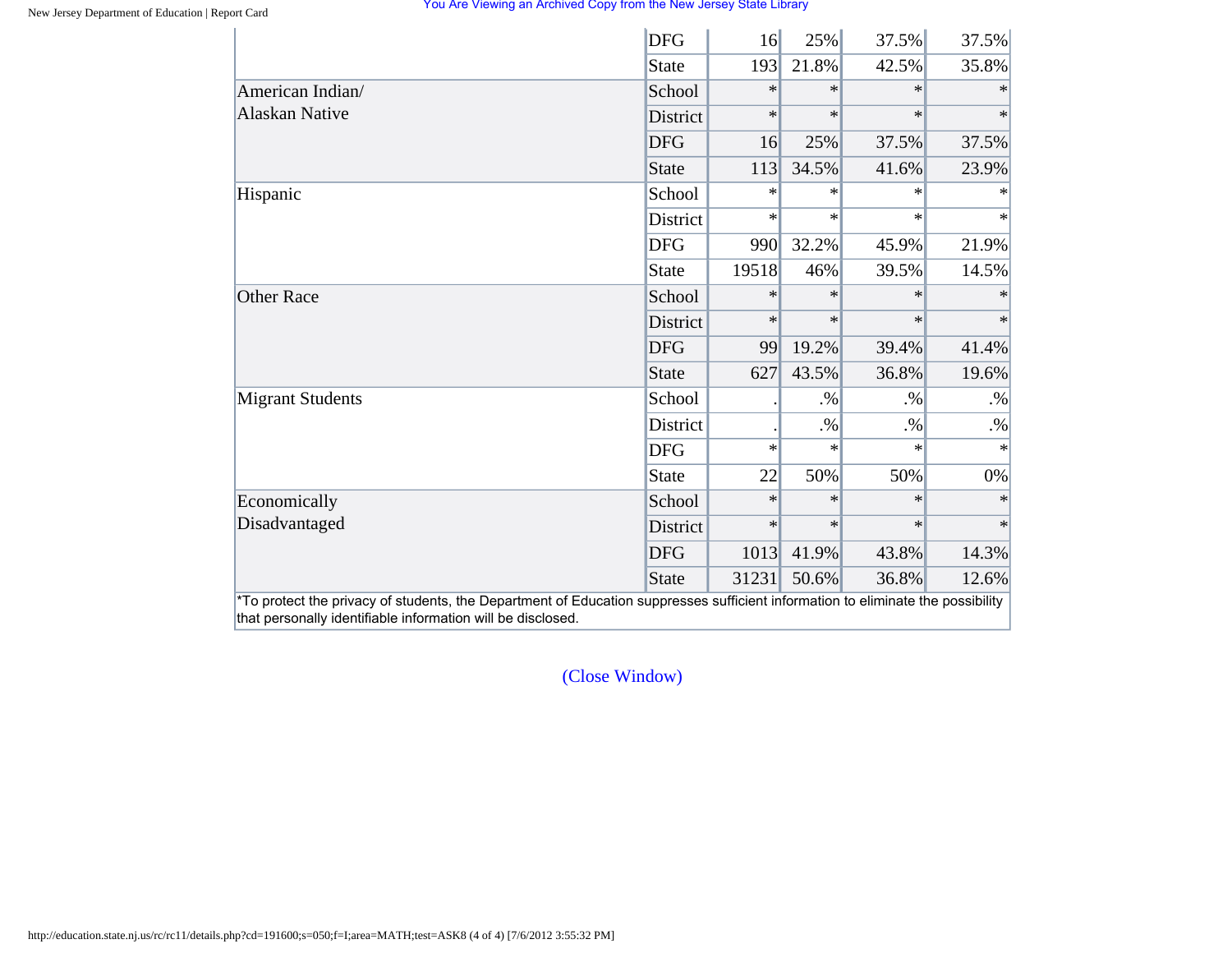| | | | | | |
|---|---|---|---|---|---|
| | DFG | 16 | 25% | 37.5% | 37.5% |
| | State | 193 | 21.8% | 42.5% | 35.8% |
| American Indian/ Alaskan Native | School | * | * | * | * |
| | District | * | * | * | * |
| | DFG | 16 | 25% | 37.5% | 37.5% |
| | State | 113 | 34.5% | 41.6% | 23.9% |
| Hispanic | School | * | * | * | * |
| | District | * | * | * | * |
| | DFG | 990 | 32.2% | 45.9% | 21.9% |
| | State | 19518 | 46% | 39.5% | 14.5% |
| Other Race | School | * | * | * | * |
| | District | * | * | * | * |
| | DFG | 99 | 19.2% | 39.4% | 41.4% |
| | State | 627 | 43.5% | 36.8% | 19.6% |
| Migrant Students | School | . | .% | .% | .% |
| | District | . | .% | .% | .% |
| | DFG | * | * | * | * |
| | State | 22 | 50% | 50% | 0% |
| Economically Disadvantaged | School | * | * | * | * |
| | District | * | * | * | * |
| | DFG | 1013 | 41.9% | 43.8% | 14.3% |
| | State | 31231 | 50.6% | 36.8% | 12.6% |

*To protect the privacy of students, the Department of Education suppresses sufficient information to eliminate the possibility that personally identifiable information will be disclosed.

(Close Window)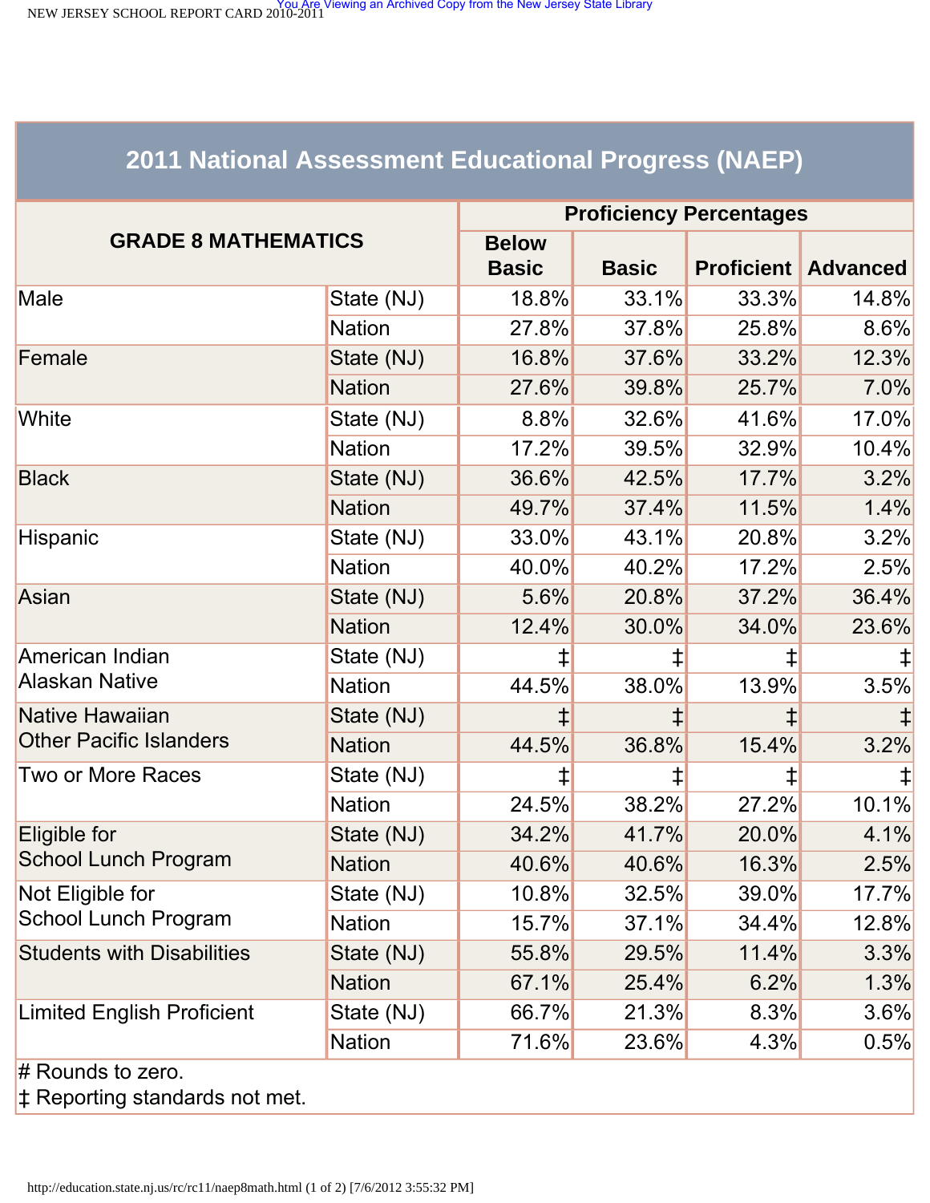## 2011 National Assessment Educational Progress (NAEP)

| GRADE 8 MATHEMATICS | | Proficiency Percentages | | | |
|---|---|---|---|---|---|
| | | Below Basic | Basic | Proficient | Advanced |
| Male | State (NJ) | 18.8% | 33.1% | 33.3% | 14.8% |
| | Nation | 27.8% | 37.8% | 25.8% | 8.6% |
| Female | State (NJ) | 16.8% | 37.6% | 33.2% | 12.3% |
| | Nation | 27.6% | 39.8% | 25.7% | 7.0% |
| White | State (NJ) | 8.8% | 32.6% | 41.6% | 17.0% |
| | Nation | 17.2% | 39.5% | 32.9% | 10.4% |
| Black | State (NJ) | 36.6% | 42.5% | 17.7% | 3.2% |
| | Nation | 49.7% | 37.4% | 11.5% | 1.4% |
| Hispanic | State (NJ) | 33.0% | 43.1% | 20.8% | 3.2% |
| | Nation | 40.0% | 40.2% | 17.2% | 2.5% |
| Asian | State (NJ) | 5.6% | 20.8% | 37.2% | 36.4% |
| | Nation | 12.4% | 30.0% | 34.0% | 23.6% |
| American Indian Alaskan Native | State (NJ) | ‡ | ‡ | ‡ | ‡ |
| | Nation | 44.5% | 38.0% | 13.9% | 3.5% |
| Native Hawaiian Other Pacific Islanders | State (NJ) | ‡ | ‡ | ‡ | ‡ |
| | Nation | 44.5% | 36.8% | 15.4% | 3.2% |
| Two or More Races | State (NJ) | ‡ | ‡ | ‡ | ‡ |
| | Nation | 24.5% | 38.2% | 27.2% | 10.1% |
| Eligible for School Lunch Program | State (NJ) | 34.2% | 41.7% | 20.0% | 4.1% |
| | Nation | 40.6% | 40.6% | 16.3% | 2.5% |
| Not Eligible for School Lunch Program | State (NJ) | 10.8% | 32.5% | 39.0% | 17.7% |
| | Nation | 15.7% | 37.1% | 34.4% | 12.8% |
| Students with Disabilities | State (NJ) | 55.8% | 29.5% | 11.4% | 3.3% |
| | Nation | 67.1% | 25.4% | 6.2% | 1.3% |
| Limited English Proficient | State (NJ) | 66.7% | 21.3% | 8.3% | 3.6% |
| | Nation | 71.6% | 23.6% | 4.3% | 0.5% |

# Rounds to zero.

‡ Reporting standards not met.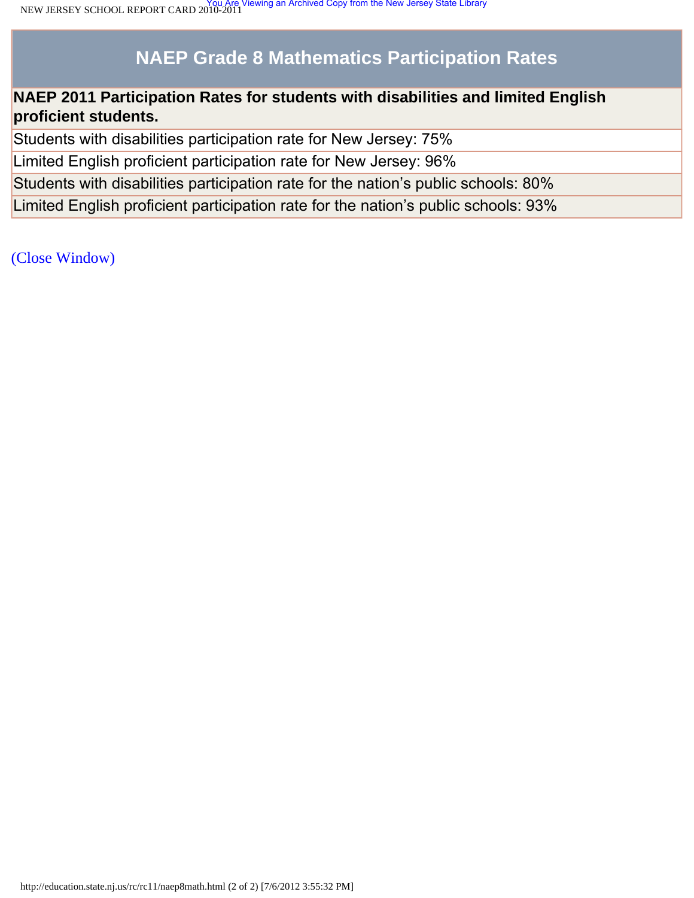# NAEP Grade 8 Mathematics Participation Rates

| **NAEP 2011 Participation Rates for students with disabilities and limited English proficient students.** |
| --- |
| Students with disabilities participation rate for New Jersey: 75% |
| Limited English proficient participation rate for New Jersey: 96% |
| Students with disabilities participation rate for the nation's public schools: 80% |
| Limited English proficient participation rate for the nation's public schools: 93% |

(Close Window)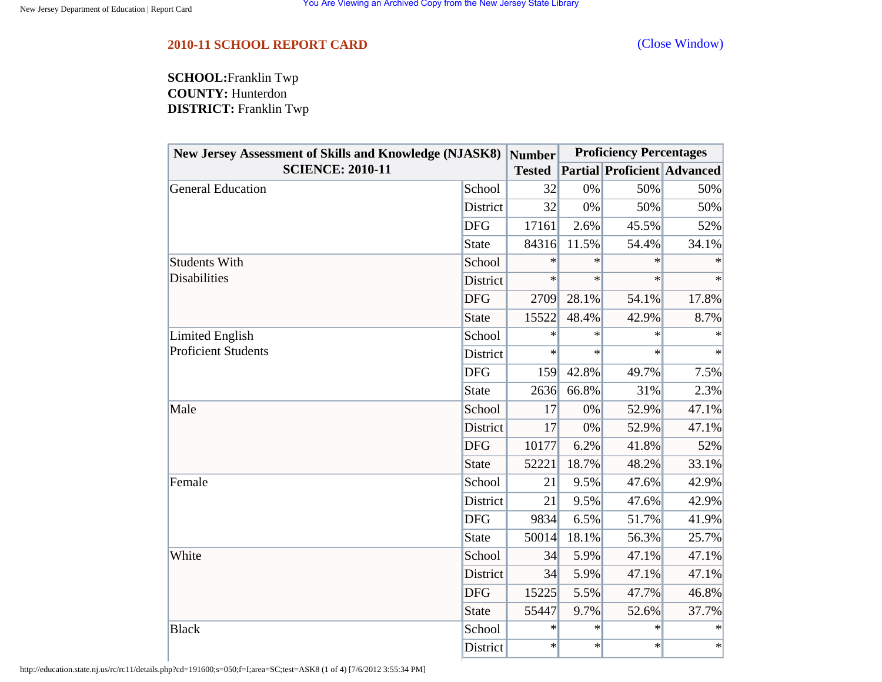## 2010-11 SCHOOL REPORT CARD

(Close Window)

**SCHOOL:** Franklin Twp
**COUNTY:** Hunterdon
**DISTRICT:** Franklin Twp

| New Jersey Assessment of Skills and Knowledge (NJASK8) SCIENCE: 2010-11 | | Number Tested | Proficiency Percentages | | |
|---|---|---|---|---|---|
| | | | Partial | Proficient | Advanced |
| General Education | School | 32 | 0% | 50% | 50% |
| | District | 32 | 0% | 50% | 50% |
| | DFG | 17161 | 2.6% | 45.5% | 52% |
| | State | 84316 | 11.5% | 54.4% | 34.1% |
| Students With Disabilities | School | * | * | * | * |
| | District | * | * | * | * |
| | DFG | 2709 | 28.1% | 54.1% | 17.8% |
| | State | 15522 | 48.4% | 42.9% | 8.7% |
| Limited English Proficient Students | School | * | * | * | * |
| | District | * | * | * | * |
| | DFG | 159 | 42.8% | 49.7% | 7.5% |
| | State | 2636 | 66.8% | 31% | 2.3% |
| Male | School | 17 | 0% | 52.9% | 47.1% |
| | District | 17 | 0% | 52.9% | 47.1% |
| | DFG | 10177 | 6.2% | 41.8% | 52% |
| | State | 52221 | 18.7% | 48.2% | 33.1% |
| Female | School | 21 | 9.5% | 47.6% | 42.9% |
| | District | 21 | 9.5% | 47.6% | 42.9% |
| | DFG | 9834 | 6.5% | 51.7% | 41.9% |
| | State | 50014 | 18.1% | 56.3% | 25.7% |
| White | School | 34 | 5.9% | 47.1% | 47.1% |
| | District | 34 | 5.9% | 47.1% | 47.1% |
| | DFG | 15225 | 5.5% | 47.7% | 46.8% |
| | State | 55447 | 9.7% | 52.6% | 37.7% |
| Black | School | * | * | * | * |
| | District | * | * | * | * |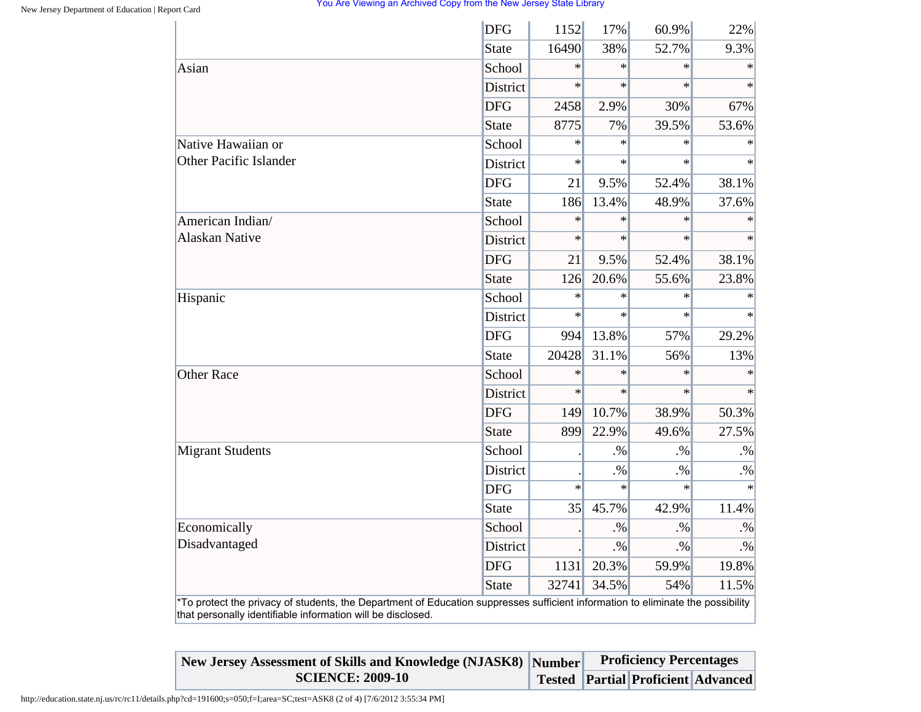| | | | | | |
|---|---|---|---|---|---|
| | DFG | 1152 | 17% | 60.9% | 22% |
| | State | 16490 | 38% | 52.7% | 9.3% |
| Asian | School | * | * | * | * |
| | District | * | * | * | * |
| | DFG | 2458 | 2.9% | 30% | 67% |
| | State | 8775 | 7% | 39.5% | 53.6% |
| Native Hawaiian or Other Pacific Islander | School | * | * | * | * |
| | District | * | * | * | * |
| | DFG | 21 | 9.5% | 52.4% | 38.1% |
| | State | 186 | 13.4% | 48.9% | 37.6% |
| American Indian/ Alaskan Native | School | * | * | * | * |
| | District | * | * | * | * |
| | DFG | 21 | 9.5% | 52.4% | 38.1% |
| | State | 126 | 20.6% | 55.6% | 23.8% |
| Hispanic | School | * | * | * | * |
| | District | * | * | * | * |
| | DFG | 994 | 13.8% | 57% | 29.2% |
| | State | 20428 | 31.1% | 56% | 13% |
| Other Race | School | * | * | * | * |
| | District | * | * | * | * |
| | DFG | 149 | 10.7% | 38.9% | 50.3% |
| | State | 899 | 22.9% | 49.6% | 27.5% |
| Migrant Students | School | . | .% | .% | .% |
| | District | . | .% | .% | .% |
| | DFG | * | * | * | * |
| | State | 35 | 45.7% | 42.9% | 11.4% |
| Economically Disadvantaged | School | . | .% | .% | .% |
| | District | . | .% | .% | .% |
| | DFG | 1131 | 20.3% | 59.9% | 19.8% |
| | State | 32741 | 34.5% | 54% | 11.5% |

*To protect the privacy of students, the Department of Education suppresses sufficient information to eliminate the possibility that personally identifiable information will be disclosed.

| New Jersey Assessment of Skills and Knowledge (NJASK8) SCIENCE: 2009-10 | Number Tested | Proficiency Percentages | | |
|---|---|---|---|---|
| | | Partial | Proficient | Advanced |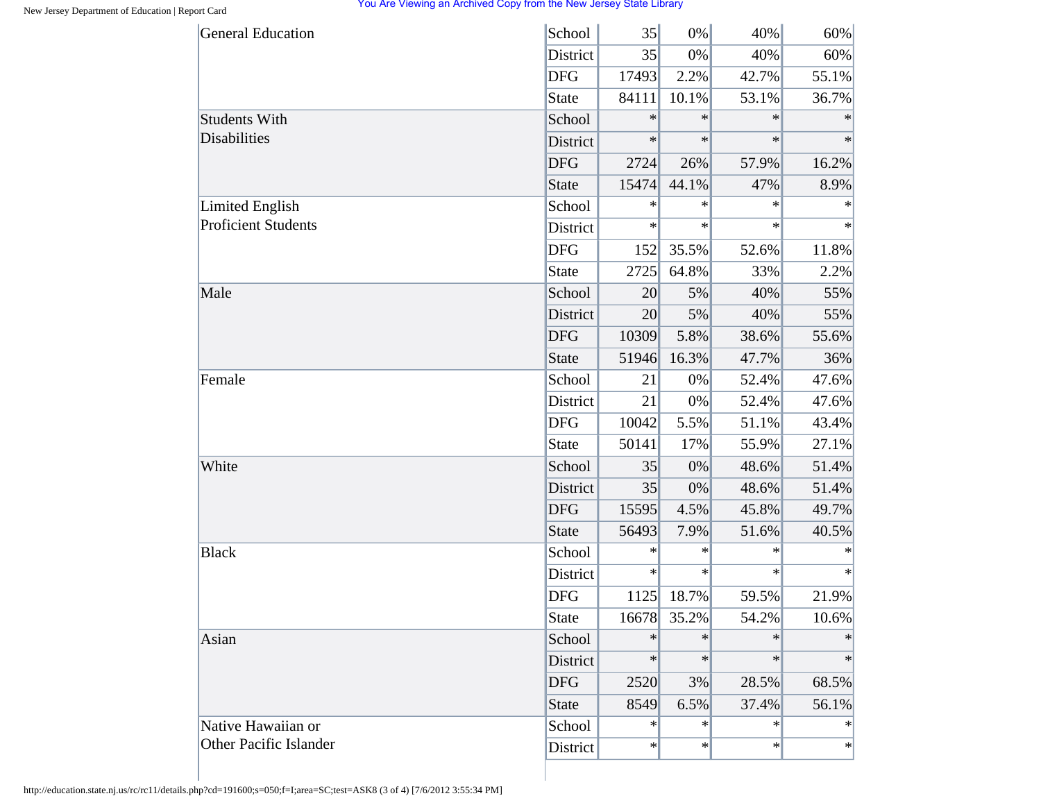| | | | | | |
|---|---|---|---|---|---|
| General Education | School | 35 | 0% | 40% | 60% |
| | District | 35 | 0% | 40% | 60% |
| | DFG | 17493 | 2.2% | 42.7% | 55.1% |
| | State | 84111 | 10.1% | 53.1% | 36.7% |
| Students With Disabilities | School | * | * | * | * |
| | District | * | * | * | * |
| | DFG | 2724 | 26% | 57.9% | 16.2% |
| | State | 15474 | 44.1% | 47% | 8.9% |
| Limited English Proficient Students | School | * | * | * | * |
| | District | * | * | * | * |
| | DFG | 152 | 35.5% | 52.6% | 11.8% |
| | State | 2725 | 64.8% | 33% | 2.2% |
| Male | School | 20 | 5% | 40% | 55% |
| | District | 20 | 5% | 40% | 55% |
| | DFG | 10309 | 5.8% | 38.6% | 55.6% |
| | State | 51946 | 16.3% | 47.7% | 36% |
| Female | School | 21 | 0% | 52.4% | 47.6% |
| | District | 21 | 0% | 52.4% | 47.6% |
| | DFG | 10042 | 5.5% | 51.1% | 43.4% |
| | State | 50141 | 17% | 55.9% | 27.1% |
| White | School | 35 | 0% | 48.6% | 51.4% |
| | District | 35 | 0% | 48.6% | 51.4% |
| | DFG | 15595 | 4.5% | 45.8% | 49.7% |
| | State | 56493 | 7.9% | 51.6% | 40.5% |
| Black | School | * | * | * | * |
| | District | * | * | * | * |
| | DFG | 1125 | 18.7% | 59.5% | 21.9% |
| | State | 16678 | 35.2% | 54.2% | 10.6% |
| Asian | School | * | * | * | * |
| | District | * | * | * | * |
| | DFG | 2520 | 3% | 28.5% | 68.5% |
| | State | 8549 | 6.5% | 37.4% | 56.1% |
| Native Hawaiian or Other Pacific Islander | School | * | * | * | * |
| | District | * | * | * | * |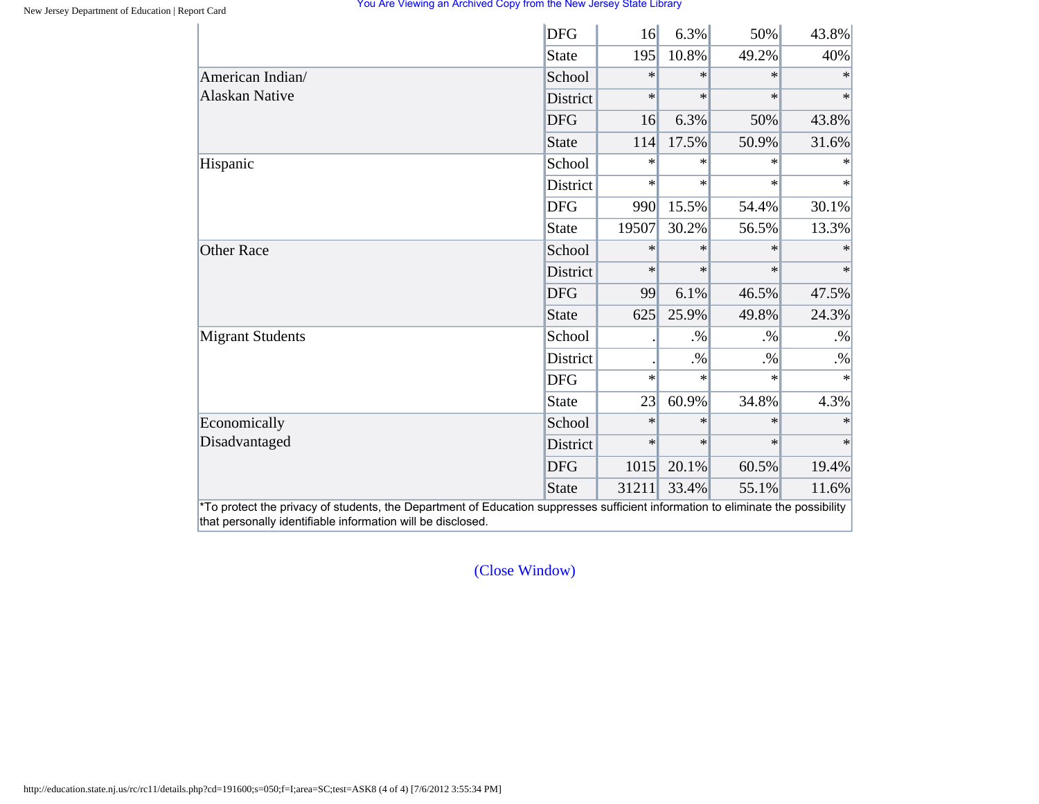| | | | | | |
|---|---|---|---|---|---|
| | DFG | 16 | 6.3% | 50% | 43.8% |
| | State | 195 | 10.8% | 49.2% | 40% |
| American Indian/ Alaskan Native | School | * | * | * | * |
| | District | * | * | * | * |
| | DFG | 16 | 6.3% | 50% | 43.8% |
| | State | 114 | 17.5% | 50.9% | 31.6% |
| Hispanic | School | * | * | * | * |
| | District | * | * | * | * |
| | DFG | 990 | 15.5% | 54.4% | 30.1% |
| | State | 19507 | 30.2% | 56.5% | 13.3% |
| Other Race | School | * | * | * | * |
| | District | * | * | * | * |
| | DFG | 99 | 6.1% | 46.5% | 47.5% |
| | State | 625 | 25.9% | 49.8% | 24.3% |
| Migrant Students | School | . | .% | .% | .% |
| | District | . | .% | .% | .% |
| | DFG | * | * | * | * |
| | State | 23 | 60.9% | 34.8% | 4.3% |
| Economically Disadvantaged | School | * | * | * | * |
| | District | * | * | * | * |
| | DFG | 1015 | 20.1% | 60.5% | 19.4% |
| | State | 31211 | 33.4% | 55.1% | 11.6% |

*To protect the privacy of students, the Department of Education suppresses sufficient information to eliminate the possibility that personally identifiable information will be disclosed.

(Close Window)